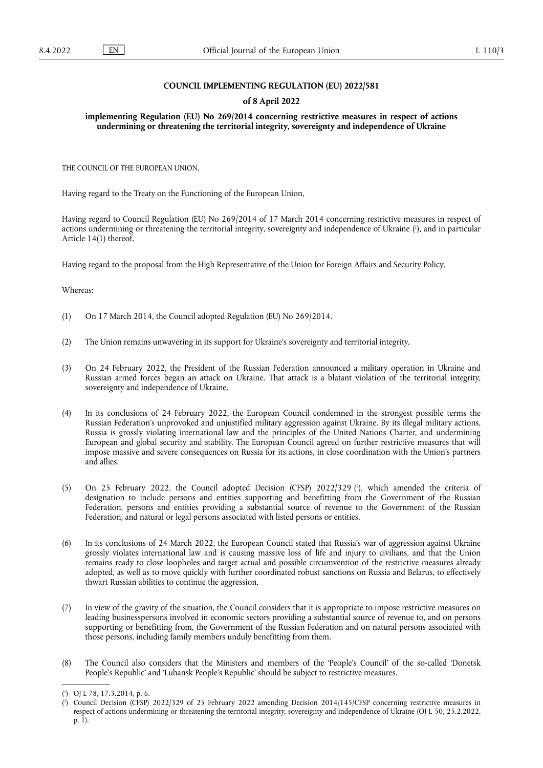**COUNCIL IMPLEMENTING REGULATION (EU) 2022/581**

**of 8 April 2022**

**implementing Regulation (EU) No 269/2014 concerning restrictive measures in respect of actions undermining or threatening the territorial integrity, sovereignty and independence of Ukraine**

THE COUNCIL OF THE EUROPEAN UNION,

Having regard to the Treaty on the Functioning of the European Union,

Having regard to Council Regulation (EU) No 269/2014 of 17 March 2014 concerning restrictive measures in respect of actions undermining or threatening the territorial integrity, sovereignty and independence of Ukraine ([1]), and in particular Article 14(1) thereof,

Having regard to the proposal from the High Representative of the Union for Foreign Affairs and Security Policy,

Whereas:

(1) On 17 March 2014, the Council adopted Regulation (EU) No 269/2014.

(2) The Union remains unwavering in its support for Ukraine's sovereignty and territorial integrity.

(3) On 24 February 2022, the President of the Russian Federation announced a military operation in Ukraine and Russian armed forces began an attack on Ukraine. That attack is a blatant violation of the territorial integrity, sovereignty and independence of Ukraine.

(4) In its conclusions of 24 February 2022, the European Council condemned in the strongest possible terms the Russian Federation's unprovoked and unjustified military aggression against Ukraine. By its illegal military actions, Russia is grossly violating international law and the principles of the United Nations Charter, and undermining European and global security and stability. The European Council agreed on further restrictive measures that will impose massive and severe consequences on Russia for its actions, in close coordination with the Union's partners and allies.

(5) On 25 February 2022, the Council adopted Decision (CFSP) 2022/329 ([2]), which amended the criteria of designation to include persons and entities supporting and benefitting from the Government of the Russian Federation, persons and entities providing a substantial source of revenue to the Government of the Russian Federation, and natural or legal persons associated with listed persons or entities.

(6) In its conclusions of 24 March 2022, the European Council stated that Russia's war of aggression against Ukraine grossly violates international law and is causing massive loss of life and injury to civilians, and that the Union remains ready to close loopholes and target actual and possible circumvention of the restrictive measures already adopted, as well as to move quickly with further coordinated robust sanctions on Russia and Belarus, to effectively thwart Russian abilities to continue the aggression.

(7) In view of the gravity of the situation, the Council considers that it is appropriate to impose restrictive measures on leading businesspersons involved in economic sectors providing a substantial source of revenue to, and on persons supporting or benefitting from, the Government of the Russian Federation and on natural persons associated with those persons, including family members unduly benefitting from them.

(8) The Council also considers that the Ministers and members of the 'People's Council' of the so-called 'Donetsk People's Republic' and 'Luhansk People's Republic' should be subject to restrictive measures.

([1]) OJ L 78, 17.3.2014, p. 6.

([2]) Council Decision (CFSP) 2022/329 of 25 February 2022 amending Decision 2014/145/CFSP concerning restrictive measures in respect of actions undermining or threatening the territorial integrity, sovereignty and independence of Ukraine (OJ L 50, 25.2.2022, p. 1).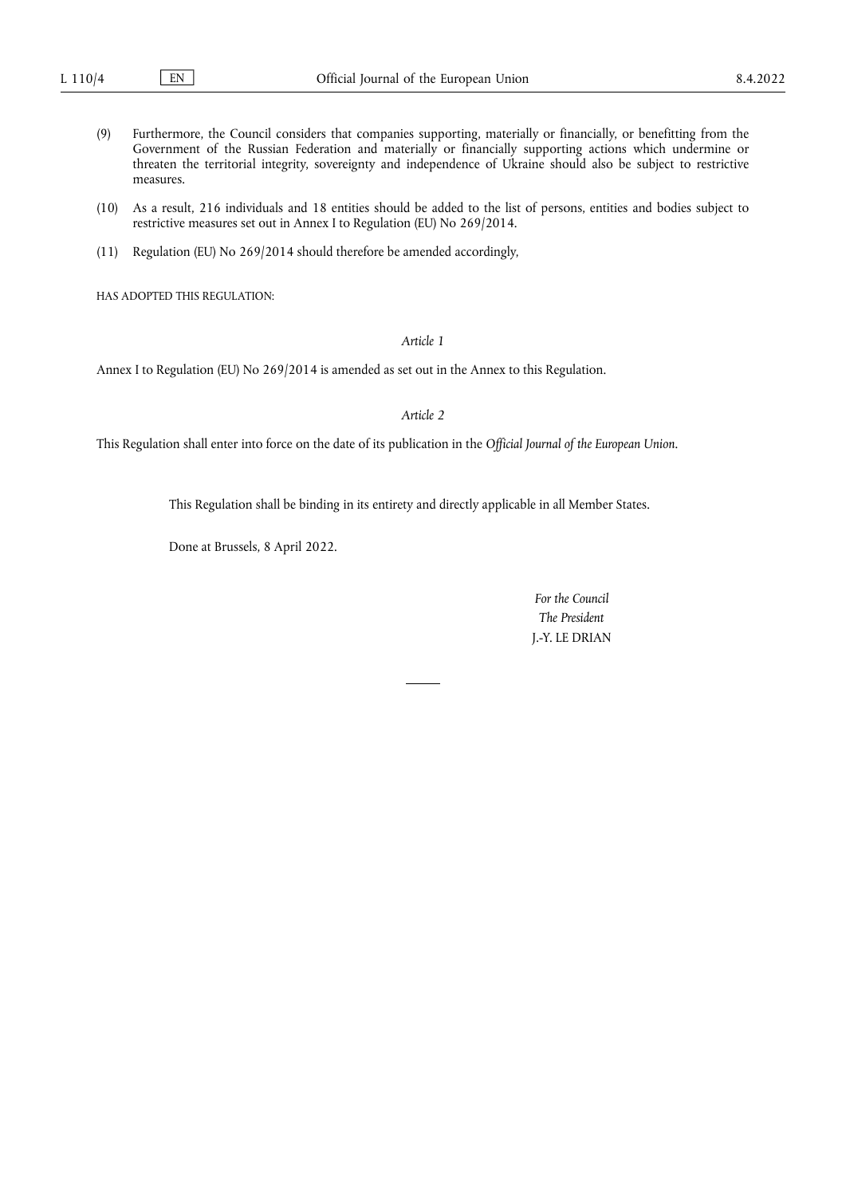(9) Furthermore, the Council considers that companies supporting, materially or financially, or benefitting from the Government of the Russian Federation and materially or financially supporting actions which undermine or threaten the territorial integrity, sovereignty and independence of Ukraine should also be subject to restrictive measures.

(10) As a result, 216 individuals and 18 entities should be added to the list of persons, entities and bodies subject to restrictive measures set out in Annex I to Regulation (EU) No 269/2014.

(11) Regulation (EU) No 269/2014 should therefore be amended accordingly,

HAS ADOPTED THIS REGULATION:

*Article 1*

Annex I to Regulation (EU) No 269/2014 is amended as set out in the Annex to this Regulation.

*Article 2*

This Regulation shall enter into force on the date of its publication in the *Official Journal of the European Union*.

This Regulation shall be binding in its entirety and directly applicable in all Member States.

Done at Brussels, 8 April 2022.

*For the Council*

*The President*

J.-Y. LE DRIAN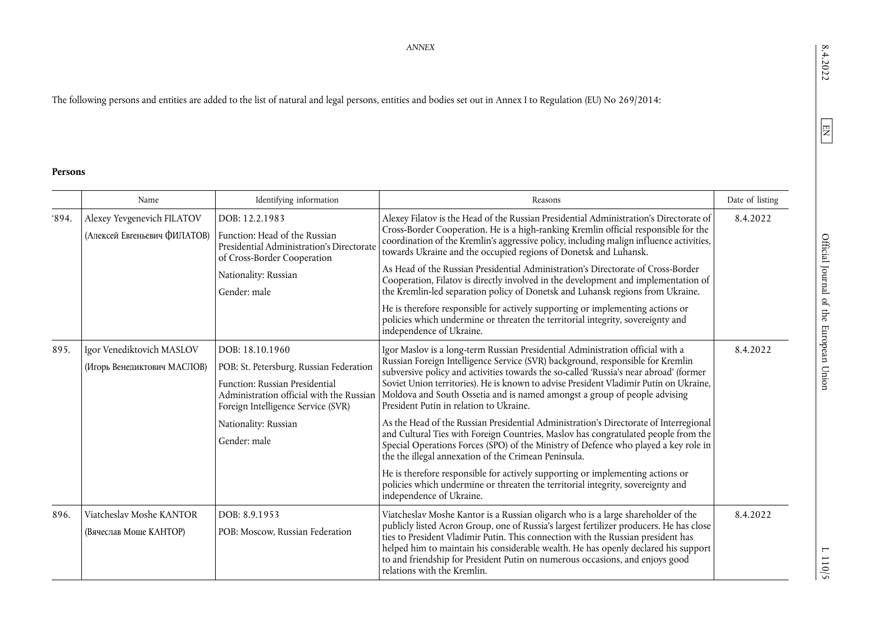*ANNEX*

The following persons and entities are added to the list of natural and legal persons, entities and bodies set out in Annex I to Regulation (EU) No 269/2014:

**Persons**

| | Name | Identifying information | Reasons | Date of listing |
|---|---|---|---|---|
| '894. | Alexey Yevgenevich FILATOV<br>(Алексей Евгеньевич ФИЛАТОВ) | DOB: 12.2.1983<br>Function: Head of the Russian Presidential Administration's Directorate of Cross-Border Cooperation<br>Nationality: Russian<br>Gender: male | Alexey Filatov is the Head of the Russian Presidential Administration's Directorate of Cross-Border Cooperation. He is a high-ranking Kremlin official responsible for the coordination of the Kremlin's aggressive policy, including malign influence activities, towards Ukraine and the occupied regions of Donetsk and Luhansk.<br>As Head of the Russian Presidential Administration's Directorate of Cross-Border Cooperation, Filatov is directly involved in the development and implementation of the Kremlin-led separation policy of Donetsk and Luhansk regions from Ukraine.<br>He is therefore responsible for actively supporting or implementing actions or policies which undermine or threaten the territorial integrity, sovereignty and independence of Ukraine. | 8.4.2022 |
| 895. | Igor Venediktovich MASLOV<br>(Игорь Венедиктович МАСЛОВ) | DOB: 18.10.1960<br>POB: St. Petersburg, Russian Federation<br>Function: Russian Presidential Administration official with the Russian Foreign Intelligence Service (SVR)<br>Nationality: Russian<br>Gender: male | Igor Maslov is a long-term Russian Presidential Administration official with a Russian Foreign Intelligence Service (SVR) background, responsible for Kremlin subversive policy and activities towards the so-called 'Russia's near abroad' (former Soviet Union territories). He is known to advise President Vladimir Putin on Ukraine, Moldova and South Ossetia and is named amongst a group of people advising President Putin in relation to Ukraine.<br>As the Head of the Russian Presidential Administration's Directorate of Interregional and Cultural Ties with Foreign Countries, Maslov has congratulated people from the Special Operations Forces (SPO) of the Ministry of Defence who played a key role in the the illegal annexation of the Crimean Peninsula.<br>He is therefore responsible for actively supporting or implementing actions or policies which undermine or threaten the territorial integrity, sovereignty and independence of Ukraine. | 8.4.2022 |
| 896. | Viatcheslav Moshe KANTOR<br>(Вячеслав Моше КАНТОР) | DOB: 8.9.1953<br>POB: Moscow, Russian Federation | Viatcheslav Moshe Kantor is a Russian oligarch who is a large shareholder of the publicly listed Acron Group, one of Russia's largest fertilizer producers. He has close ties to President Vladimir Putin. This connection with the Russian president has helped him to maintain his considerable wealth. He has openly declared his support to and friendship for President Putin on numerous occasions, and enjoys good relations with the Kremlin. | 8.4.2022 |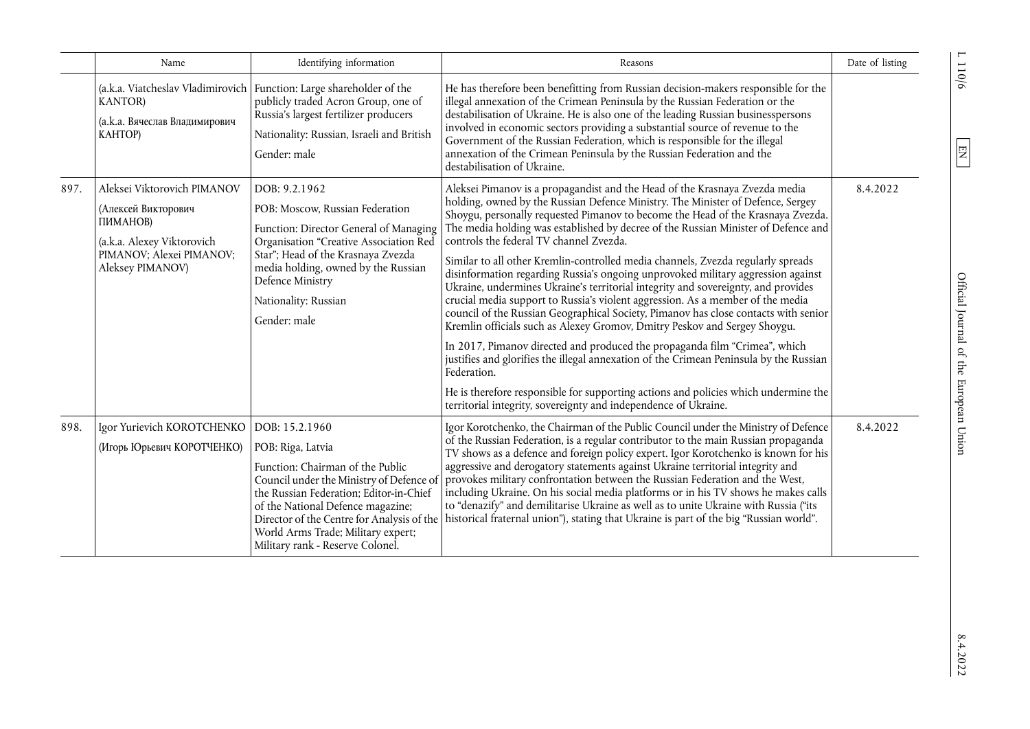| | Name | Identifying information | Reasons | Date of listing |
|---|---|---|---|---|
| | (a.k.a. Viatcheslav Vladimirovich KANTOR)<br>(a.k.a. Вячеслав Владимирович КАНТОР) | Function: Large shareholder of the publicly traded Acron Group, one of Russia's largest fertilizer producers<br>Nationality: Russian, Israeli and British<br>Gender: male | He has therefore been benefitting from Russian decision-makers responsible for the illegal annexation of the Crimean Peninsula by the Russian Federation or the destabilisation of Ukraine. He is also one of the leading Russian businesspersons involved in economic sectors providing a substantial source of revenue to the Government of the Russian Federation, which is responsible for the illegal annexation of the Crimean Peninsula by the Russian Federation and the destabilisation of Ukraine. | |
| 897. | Aleksei Viktorovich PIMANOV<br>(Алексей Викторович ПИМАНОВ)<br>(a.k.a. Alexey Viktorovich PIMANOV; Alexei PIMANOV; Aleksey PIMANOV) | DOB: 9.2.1962<br>POB: Moscow, Russian Federation<br>Function: Director General of Managing Organisation "Creative Association Red Star"; Head of the Krasnaya Zvezda media holding, owned by the Russian Defence Ministry<br>Nationality: Russian<br>Gender: male | Aleksei Pimanov is a propagandist and the Head of the Krasnaya Zvezda media holding, owned by the Russian Defence Ministry. The Minister of Defence, Sergey Shoygu, personally requested Pimanov to become the Head of the Krasnaya Zvezda. The media holding was established by decree of the Russian Minister of Defence and controls the federal TV channel Zvezda.<br>Similar to all other Kremlin-controlled media channels, Zvezda regularly spreads disinformation regarding Russia's ongoing unprovoked military aggression against Ukraine, undermines Ukraine's territorial integrity and sovereignty, and provides crucial media support to Russia's violent aggression. As a member of the media council of the Russian Geographical Society, Pimanov has close contacts with senior Kremlin officials such as Alexey Gromov, Dmitry Peskov and Sergey Shoygu.<br>In 2017, Pimanov directed and produced the propaganda film "Crimea", which justifies and glorifies the illegal annexation of the Crimean Peninsula by the Russian Federation.<br>He is therefore responsible for supporting actions and policies which undermine the territorial integrity, sovereignty and independence of Ukraine. | 8.4.2022 |
| 898. | Igor Yurievich KOROTCHENKO<br>(Игорь Юрьевич КОРОТЧЕНКО) | DOB: 15.2.1960<br>POB: Riga, Latvia<br>Function: Chairman of the Public Council under the Ministry of Defence of the Russian Federation; Editor-in-Chief of the National Defence magazine; Director of the Centre for Analysis of the World Arms Trade; Military expert; Military rank - Reserve Colonel. | Igor Korotchenko, the Chairman of the Public Council under the Ministry of Defence of the Russian Federation, is a regular contributor to the main Russian propaganda TV shows as a defence and foreign policy expert. Igor Korotchenko is known for his aggressive and derogatory statements against Ukraine territorial integrity and provokes military confrontation between the Russian Federation and the West, including Ukraine. On his social media platforms or in his TV shows he makes calls to "denazify" and demilitarise Ukraine as well as to unite Ukraine with Russia ("its historical fraternal union"), stating that Ukraine is part of the big "Russian world". | 8.4.2022 |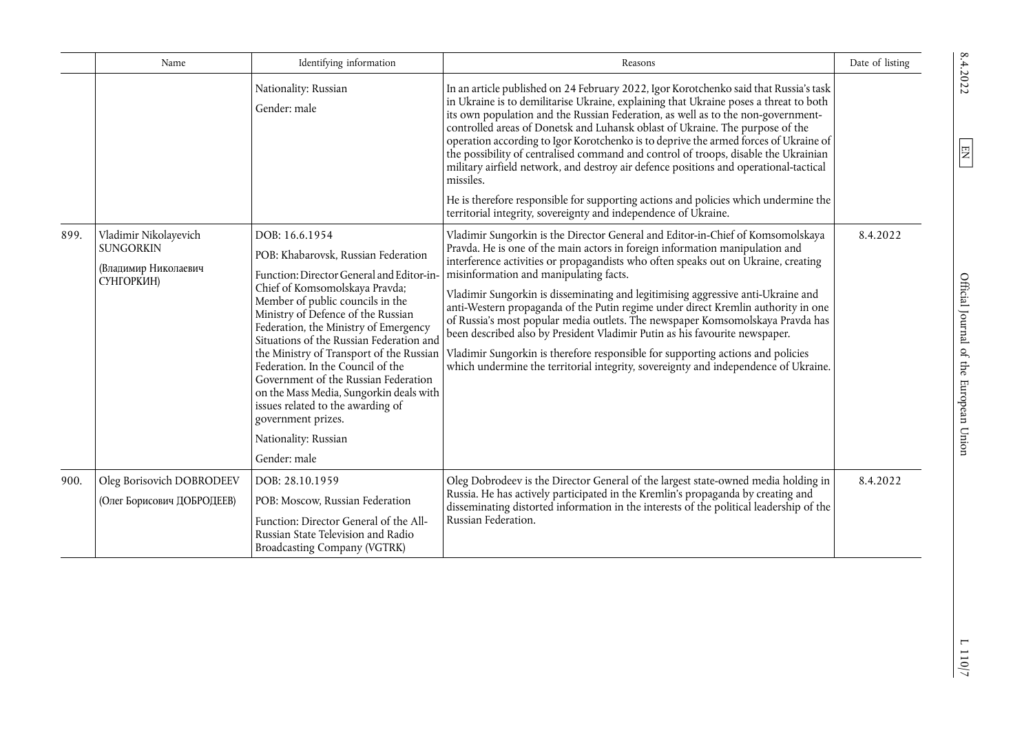|  | Name | Identifying information | Reasons | Date of listing |
|---|---|---|---|---|
|  |  | Nationality: Russian<br>Gender: male | In an article published on 24 February 2022, Igor Korotchenko said that Russia's task in Ukraine is to demilitarise Ukraine, explaining that Ukraine poses a threat to both its own population and the Russian Federation, as well as to the non-government-controlled areas of Donetsk and Luhansk oblast of Ukraine. The purpose of the operation according to Igor Korotchenko is to deprive the armed forces of Ukraine of the possibility of centralised command and control of troops, disable the Ukrainian military airfield network, and destroy air defence positions and operational-tactical missiles.<br>He is therefore responsible for supporting actions and policies which undermine the territorial integrity, sovereignty and independence of Ukraine. |  |
| 899. | Vladimir Nikolayevich SUNGORKIN<br>(Владимир Николаевич СУНГОРКИН) | DOB: 16.6.1954<br>POB: Khabarovsk, Russian Federation<br>Function: Director General and Editor-in-Chief of Komsomolskaya Pravda; Member of public councils in the Ministry of Defence of the Russian Federation, the Ministry of Emergency Situations of the Russian Federation and the Ministry of Transport of the Russian Federation. In the Council of the Government of the Russian Federation on the Mass Media, Sungorkin deals with issues related to the awarding of government prizes.<br>Nationality: Russian<br>Gender: male | Vladimir Sungorkin is the Director General and Editor-in-Chief of Komsomolskaya Pravda. He is one of the main actors in foreign information manipulation and interference activities or propagandists who often speaks out on Ukraine, creating misinformation and manipulating facts.<br>Vladimir Sungorkin is disseminating and legitimising aggressive anti-Ukraine and anti-Western propaganda of the Putin regime under direct Kremlin authority in one of Russia's most popular media outlets. The newspaper Komsomolskaya Pravda has been described also by President Vladimir Putin as his favourite newspaper.<br>Vladimir Sungorkin is therefore responsible for supporting actions and policies which undermine the territorial integrity, sovereignty and independence of Ukraine. | 8.4.2022 |
| 900. | Oleg Borisovich DOBRODEEV<br>(Олег Борисович ДОБРОДЕЕВ) | DOB: 28.10.1959<br>POB: Moscow, Russian Federation<br>Function: Director General of the All-Russian State Television and Radio Broadcasting Company (VGTRK) | Oleg Dobrodeev is the Director General of the largest state-owned media holding in Russia. He has actively participated in the Kremlin's propaganda by creating and disseminating distorted information in the interests of the political leadership of the Russian Federation. | 8.4.2022 |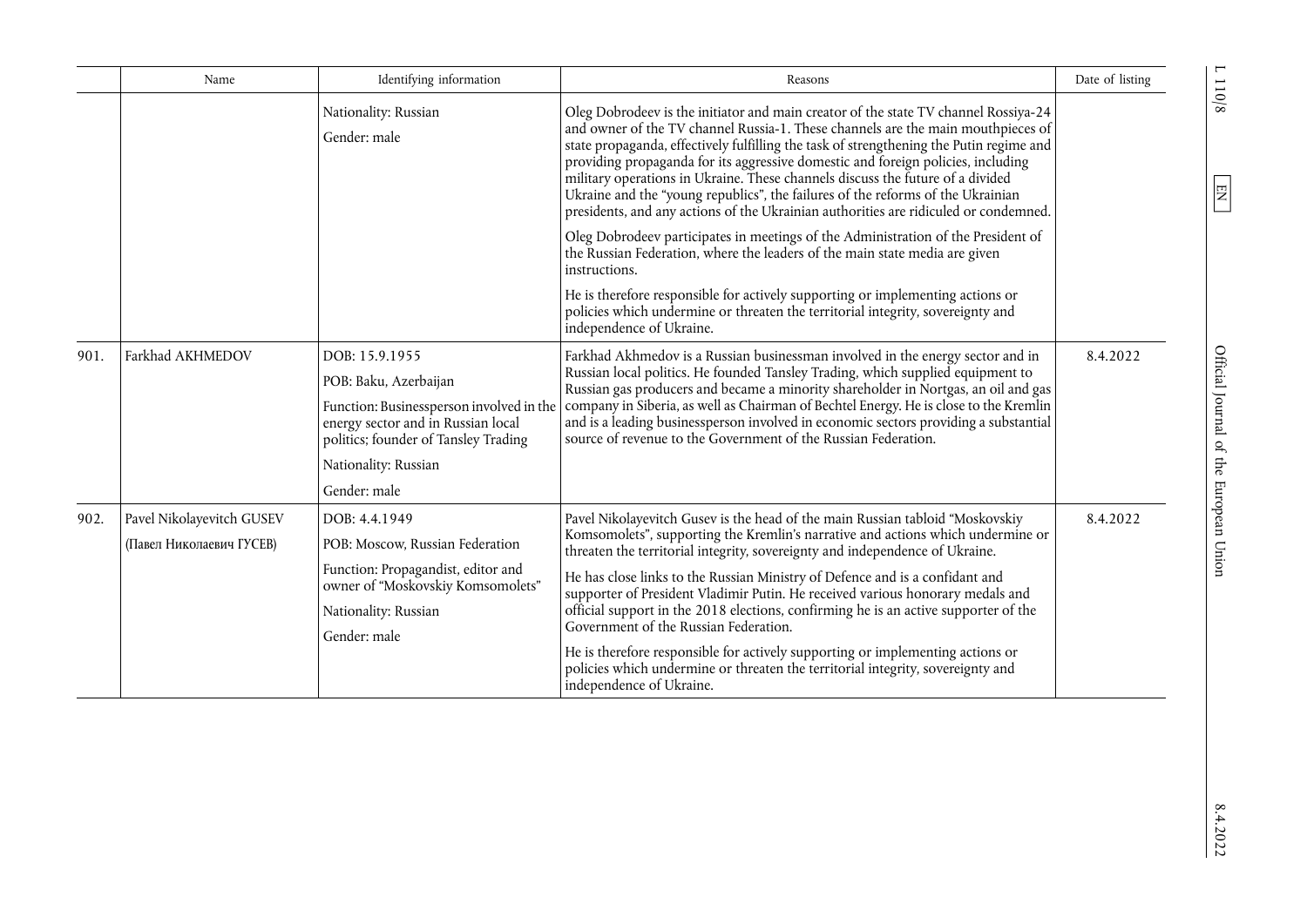| | Name | Identifying information | Reasons | Date of listing |
|---|---|---|---|---|
| | | Nationality: Russian<br><br>Gender: male | Oleg Dobrodeev is the initiator and main creator of the state TV channel Rossiya-24 and owner of the TV channel Russia-1. These channels are the main mouthpieces of state propaganda, effectively fulfilling the task of strengthening the Putin regime and providing propaganda for its aggressive domestic and foreign policies, including military operations in Ukraine. These channels discuss the future of a divided Ukraine and the "young republics", the failures of the reforms of the Ukrainian presidents, and any actions of the Ukrainian authorities are ridiculed or condemned.<br><br>Oleg Dobrodeev participates in meetings of the Administration of the President of the Russian Federation, where the leaders of the main state media are given instructions.<br><br>He is therefore responsible for actively supporting or implementing actions or policies which undermine or threaten the territorial integrity, sovereignty and independence of Ukraine. | |
| 901. | Farkhad AKHMEDOV | DOB: 15.9.1955<br><br>POB: Baku, Azerbaijan<br><br>Function: Businessperson involved in the energy sector and in Russian local politics; founder of Tansley Trading<br><br>Nationality: Russian<br><br>Gender: male | Farkhad Akhmedov is a Russian businessman involved in the energy sector and in Russian local politics. He founded Tansley Trading, which supplied equipment to Russian gas producers and became a minority shareholder in Nortgas, an oil and gas company in Siberia, as well as Chairman of Bechtel Energy. He is close to the Kremlin and is a leading businessperson involved in economic sectors providing a substantial source of revenue to the Government of the Russian Federation. | 8.4.2022 |
| 902. | Pavel Nikolayevitch GUSEV<br><br>(Павел Николаевич ГУСЕВ) | DOB: 4.4.1949<br><br>POB: Moscow, Russian Federation<br><br>Function: Propagandist, editor and owner of "Moskovskiy Komsomolets"<br><br>Nationality: Russian<br><br>Gender: male | Pavel Nikolayevitch Gusev is the head of the main Russian tabloid "Moskovskiy Komsomolets", supporting the Kremlin's narrative and actions which undermine or threaten the territorial integrity, sovereignty and independence of Ukraine.<br><br>He has close links to the Russian Ministry of Defence and is a confidant and supporter of President Vladimir Putin. He received various honorary medals and official support in the 2018 elections, confirming he is an active supporter of the Government of the Russian Federation.<br><br>He is therefore responsible for actively supporting or implementing actions or policies which undermine or threaten the territorial integrity, sovereignty and independence of Ukraine. | 8.4.2022 |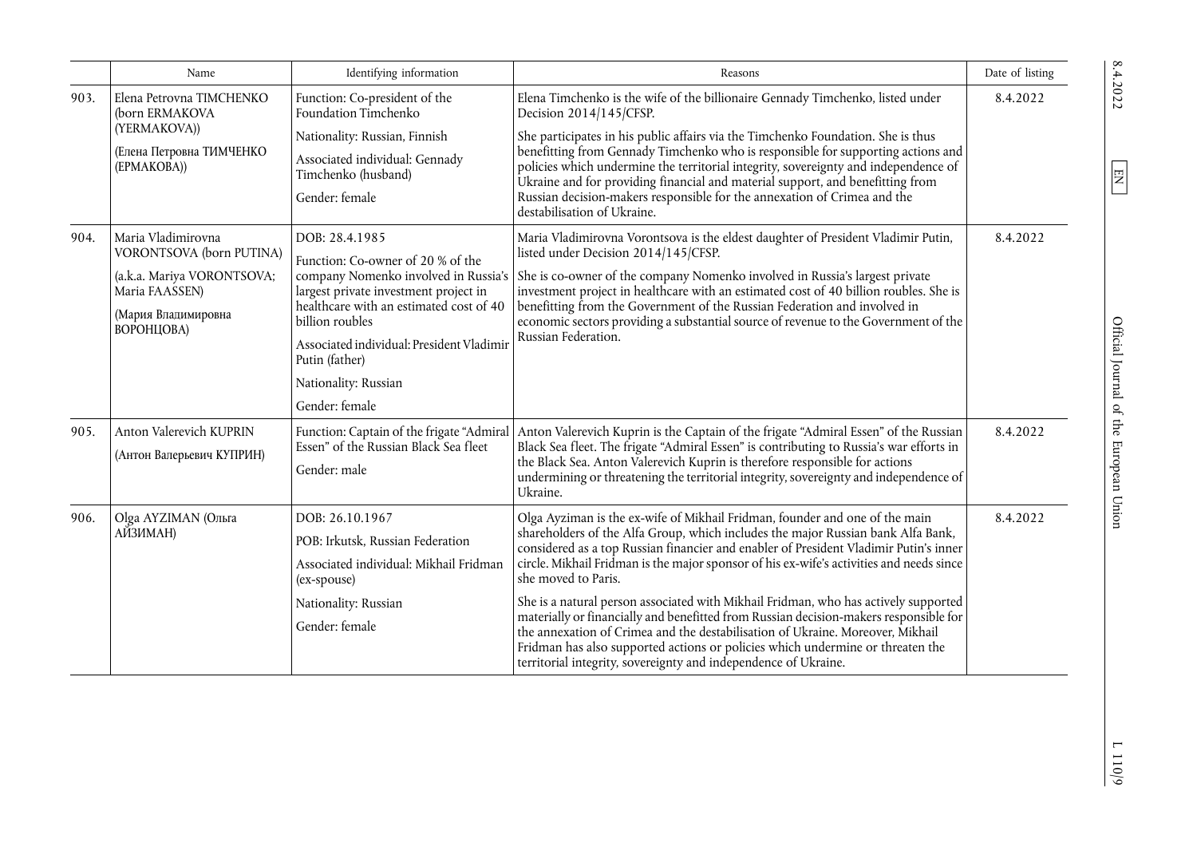| | Name | Identifying information | Reasons | Date of listing |
|---|---|---|---|---|
| 903. | Elena Petrovna TIMCHENKO (born ERMAKOVA (YERMAKOVA))<br><br>(Елена Петровна ТИМЧЕНКО (ЕРМАКОВА)) | Function: Co-president of the Foundation Timchenko<br><br>Nationality: Russian, Finnish<br><br>Associated individual: Gennady Timchenko (husband)<br><br>Gender: female | Elena Timchenko is the wife of the billionaire Gennady Timchenko, listed under Decision 2014/145/CFSP.<br><br>She participates in his public affairs via the Timchenko Foundation. She is thus benefitting from Gennady Timchenko who is responsible for supporting actions and policies which undermine the territorial integrity, sovereignty and independence of Ukraine and for providing financial and material support, and benefitting from Russian decision-makers responsible for the annexation of Crimea and the destabilisation of Ukraine. | 8.4.2022 |
| 904. | Maria Vladimirovna VORONTSOVA (born PUTINA)<br><br>(a.k.a. Mariya VORONTSOVA; Maria FAASSEN)<br><br>(Мария Владимировна ВОРОНЦОВА) | DOB: 28.4.1985<br><br>Function: Co-owner of 20 % of the company Nomenko involved in Russia's largest private investment project in healthcare with an estimated cost of 40 billion roubles<br><br>Associated individual: President Vladimir Putin (father)<br><br>Nationality: Russian<br><br>Gender: female | Maria Vladimirovna Vorontsova is the eldest daughter of President Vladimir Putin, listed under Decision 2014/145/CFSP.<br><br>She is co-owner of the company Nomenko involved in Russia's largest private investment project in healthcare with an estimated cost of 40 billion roubles. She is benefitting from the Government of the Russian Federation and involved in economic sectors providing a substantial source of revenue to the Government of the Russian Federation. | 8.4.2022 |
| 905. | Anton Valerevich KUPRIN<br><br>(Антон Валерьевич КУПРИН) | Function: Captain of the frigate "Admiral Essen" of the Russian Black Sea fleet<br><br>Gender: male | Anton Valerevich Kuprin is the Captain of the frigate "Admiral Essen" of the Russian Black Sea fleet. The frigate "Admiral Essen" is contributing to Russia's war efforts in the Black Sea. Anton Valerevich Kuprin is therefore responsible for actions undermining or threatening the territorial integrity, sovereignty and independence of Ukraine. | 8.4.2022 |
| 906. | Olga AYZIMAN (Ольга АЙЗИМАН) | DOB: 26.10.1967<br><br>POB: Irkutsk, Russian Federation<br><br>Associated individual: Mikhail Fridman (ex-spouse)<br><br>Nationality: Russian<br><br>Gender: female | Olga Ayziman is the ex-wife of Mikhail Fridman, founder and one of the main shareholders of the Alfa Group, which includes the major Russian bank Alfa Bank, considered as a top Russian financier and enabler of President Vladimir Putin's inner circle. Mikhail Fridman is the major sponsor of his ex-wife's activities and needs since she moved to Paris.<br><br>She is a natural person associated with Mikhail Fridman, who has actively supported materially or financially and benefitted from Russian decision-makers responsible for the annexation of Crimea and the destabilisation of Ukraine. Moreover, Mikhail Fridman has also supported actions or policies which undermine or threaten the territorial integrity, sovereignty and independence of Ukraine. | 8.4.2022 |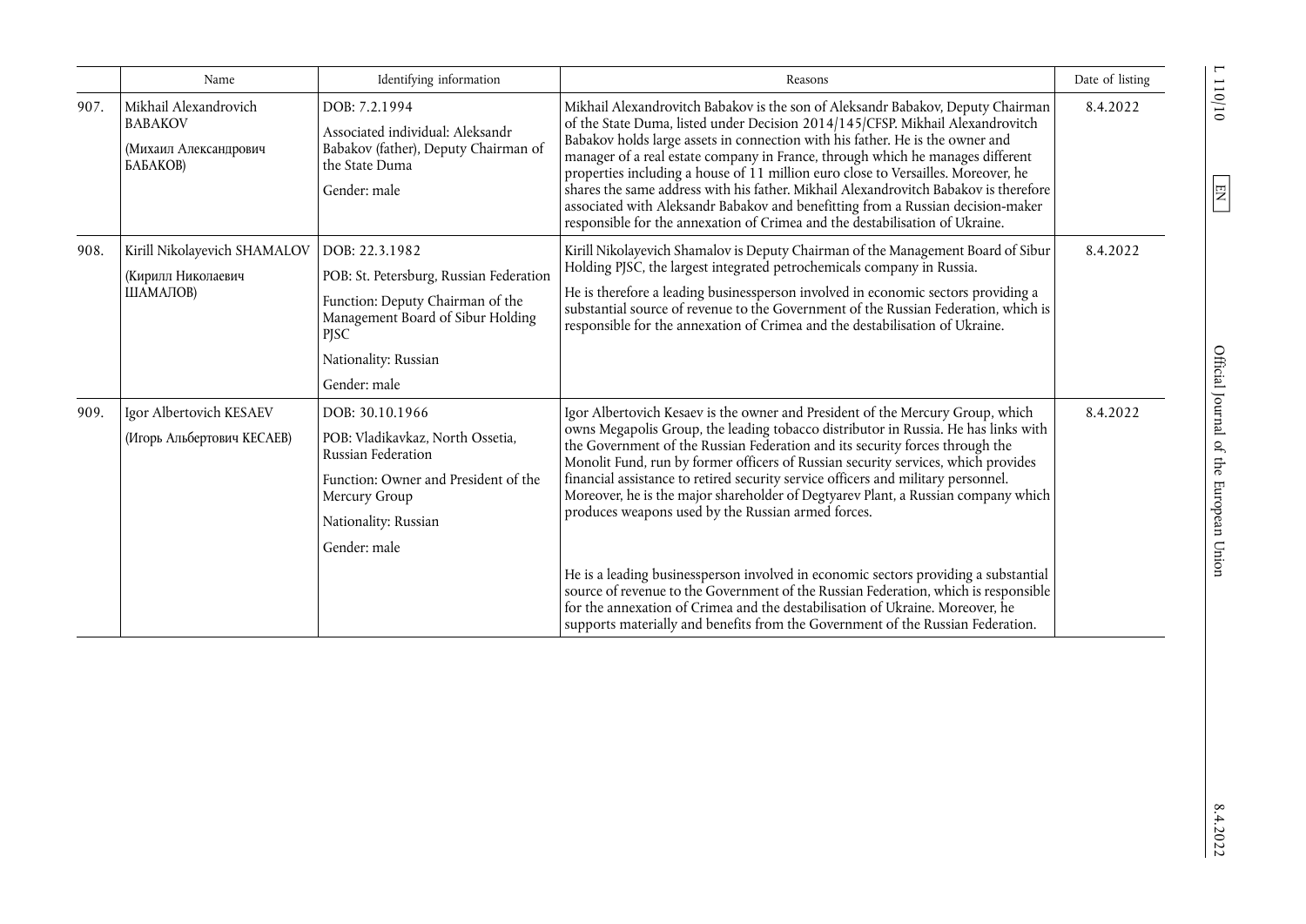| | Name | Identifying information | Reasons | Date of listing |
|---|---|---|---|---|
| 907. | Mikhail Alexandrovich BABAKOV<br>(Михаил Александрович БАБАКОВ) | DOB: 7.2.1994<br>Associated individual: Aleksandr Babakov (father), Deputy Chairman of the State Duma<br>Gender: male | Mikhail Alexandrovitch Babakov is the son of Aleksandr Babakov, Deputy Chairman of the State Duma, listed under Decision 2014/145/CFSP. Mikhail Alexandrovitch Babakov holds large assets in connection with his father. He is the owner and manager of a real estate company in France, through which he manages different properties including a house of 11 million euro close to Versailles. Moreover, he shares the same address with his father. Mikhail Alexandrovitch Babakov is therefore associated with Aleksandr Babakov and benefitting from a Russian decision-maker responsible for the annexation of Crimea and the destabilisation of Ukraine. | 8.4.2022 |
| 908. | Kirill Nikolayevich SHAMALOV<br>(Кирилл Николаевич ШАМАЛОВ) | DOB: 22.3.1982<br>POB: St. Petersburg, Russian Federation<br>Function: Deputy Chairman of the Management Board of Sibur Holding PJSC<br>Nationality: Russian<br>Gender: male | Kirill Nikolayevich Shamalov is Deputy Chairman of the Management Board of Sibur Holding PJSC, the largest integrated petrochemicals company in Russia.<br>He is therefore a leading businessperson involved in economic sectors providing a substantial source of revenue to the Government of the Russian Federation, which is responsible for the annexation of Crimea and the destabilisation of Ukraine. | 8.4.2022 |
| 909. | Igor Albertovich KESAEV<br>(Игорь Альбертович КЕСАЕВ) | DOB: 30.10.1966<br>POB: Vladikavkaz, North Ossetia, Russian Federation<br>Function: Owner and President of the Mercury Group<br>Nationality: Russian<br>Gender: male | Igor Albertovich Kesaev is the owner and President of the Mercury Group, which owns Megapolis Group, the leading tobacco distributor in Russia. He has links with the Government of the Russian Federation and its security forces through the Monolit Fund, run by former officers of Russian security services, which provides financial assistance to retired security service officers and military personnel. Moreover, he is the major shareholder of Degtyarev Plant, a Russian company which produces weapons used by the Russian armed forces.<br>He is a leading businessperson involved in economic sectors providing a substantial source of revenue to the Government of the Russian Federation, which is responsible for the annexation of Crimea and the destabilisation of Ukraine. Moreover, he supports materially and benefits from the Government of the Russian Federation. | 8.4.2022 |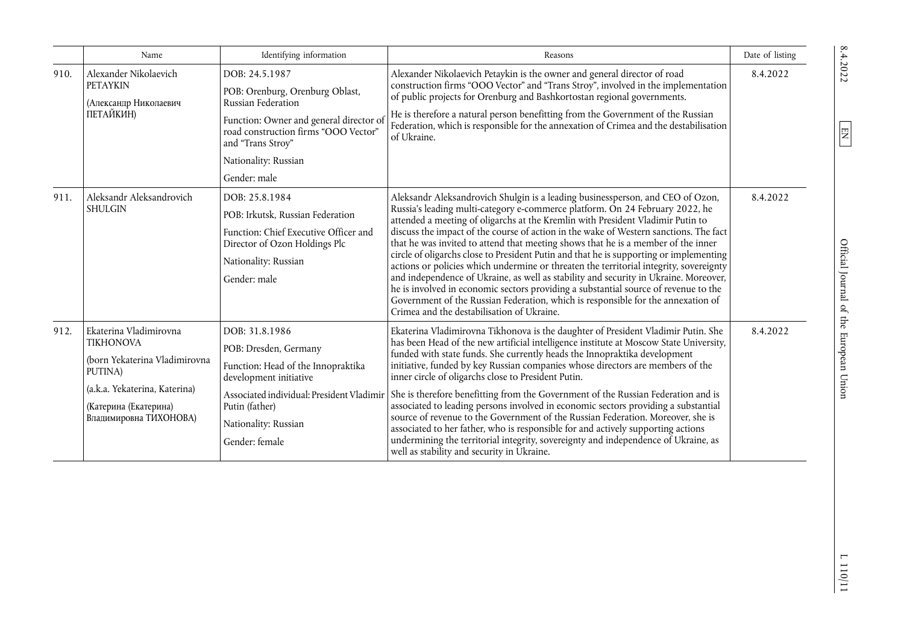| | Name | Identifying information | Reasons | Date of listing |
|---|---|---|---|---|
| 910. | Alexander Nikolaevich PETAYKIN (Александр Николаевич ПЕТАЙКИН) | DOB: 24.5.1987<br>POB: Orenburg, Orenburg Oblast, Russian Federation<br>Function: Owner and general director of road construction firms "OOO Vector" and "Trans Stroy"<br>Nationality: Russian<br>Gender: male | Alexander Nikolaevich Petaykin is the owner and general director of road construction firms "OOO Vector" and "Trans Stroy", involved in the implementation of public projects for Orenburg and Bashkortostan regional governments.<br>He is therefore a natural person benefitting from the Government of the Russian Federation, which is responsible for the annexation of Crimea and the destabilisation of Ukraine. | 8.4.2022 |
| 911. | Aleksandr Aleksandrovich SHULGIN | DOB: 25.8.1984<br>POB: Irkutsk, Russian Federation<br>Function: Chief Executive Officer and Director of Ozon Holdings Plc<br>Nationality: Russian<br>Gender: male | Aleksandr Aleksandrovich Shulgin is a leading businessperson, and CEO of Ozon, Russia's leading multi-category e-commerce platform. On 24 February 2022, he attended a meeting of oligarchs at the Kremlin with President Vladimir Putin to discuss the impact of the course of action in the wake of Western sanctions. The fact that he was invited to attend that meeting shows that he is a member of the inner circle of oligarchs close to President Putin and that he is supporting or implementing actions or policies which undermine or threaten the territorial integrity, sovereignty and independence of Ukraine, as well as stability and security in Ukraine. Moreover, he is involved in economic sectors providing a substantial source of revenue to the Government of the Russian Federation, which is responsible for the annexation of Crimea and the destabilisation of Ukraine. | 8.4.2022 |
| 912. | Ekaterina Vladimirovna TIKHONOVA (born Yekaterina Vladimirovna PUTINA) (a.k.a. Yekaterina, Katerina) (Катерина (Екатерина) Владимировна ТИХОНОВА) | DOB: 31.8.1986<br>POB: Dresden, Germany<br>Function: Head of the Innopraktika development initiative<br>Associated individual: President Vladimir Putin (father)<br>Nationality: Russian<br>Gender: female | Ekaterina Vladimirovna Tikhonova is the daughter of President Vladimir Putin. She has been Head of the new artificial intelligence institute at Moscow State University, funded with state funds. She currently heads the Innopraktika development initiative, funded by key Russian companies whose directors are members of the inner circle of oligarchs close to President Putin.<br>She is therefore benefitting from the Government of the Russian Federation and is associated to leading persons involved in economic sectors providing a substantial source of revenue to the Government of the Russian Federation. Moreover, she is associated to her father, who is responsible for and actively supporting actions undermining the territorial integrity, sovereignty and independence of Ukraine, as well as stability and security in Ukraine. | 8.4.2022 |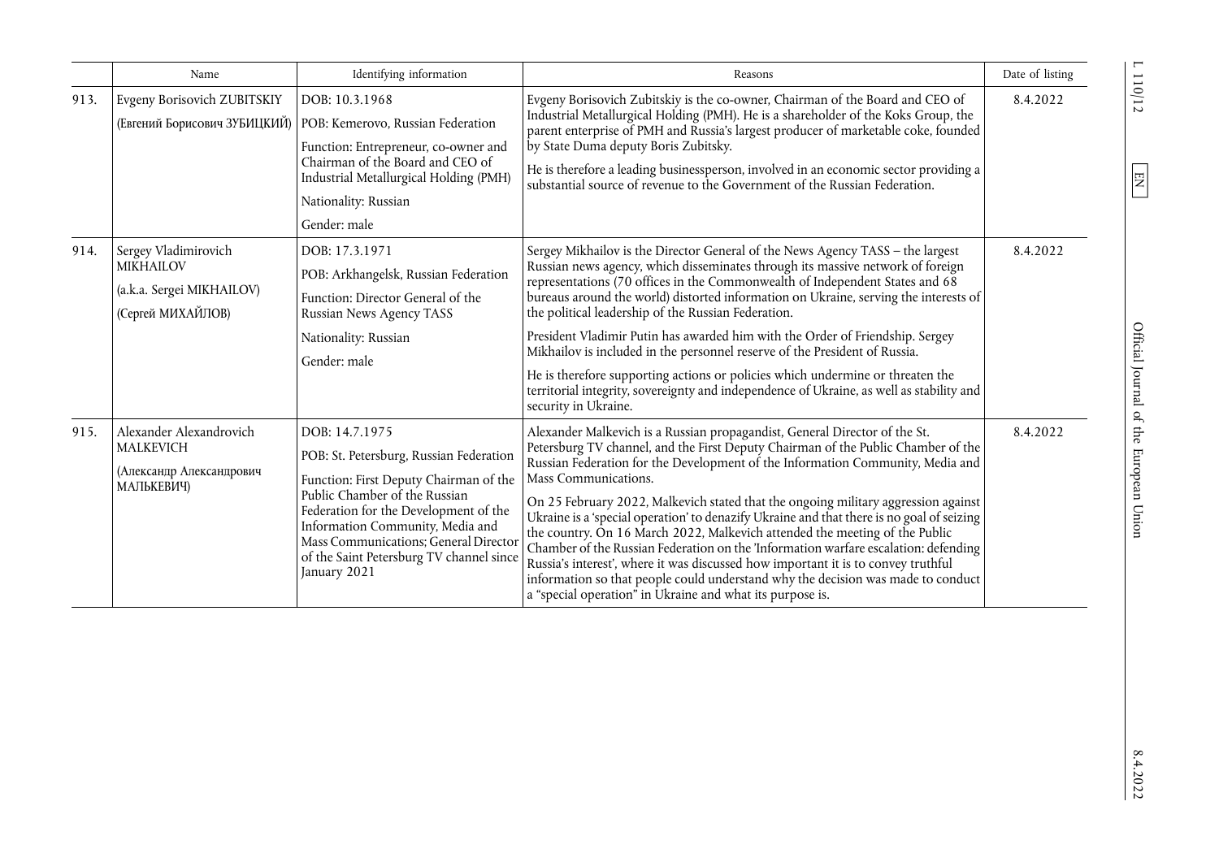| | Name | Identifying information | Reasons | Date of listing |
|---|---|---|---|---|
| 913. | Evgeny Borisovich ZUBITSKIY<br><br>(Евгений Борисович ЗУБИЦКИЙ) | DOB: 10.3.1968<br><br>POB: Kemerovo, Russian Federation<br><br>Function: Entrepreneur, co-owner and Chairman of the Board and CEO of Industrial Metallurgical Holding (PMH)<br><br>Nationality: Russian<br><br>Gender: male | Evgeny Borisovich Zubitskiy is the co-owner, Chairman of the Board and CEO of Industrial Metallurgical Holding (PMH). He is a shareholder of the Koks Group, the parent enterprise of PMH and Russia's largest producer of marketable coke, founded by State Duma deputy Boris Zubitsky.<br><br>He is therefore a leading businessperson, involved in an economic sector providing a substantial source of revenue to the Government of the Russian Federation. | 8.4.2022 |
| 914. | Sergey Vladimirovich MIKHAILOV<br><br>(a.k.a. Sergei MIKHAILOV)<br><br>(Сергей МИХАЙЛОВ) | DOB: 17.3.1971<br><br>POB: Arkhangelsk, Russian Federation<br><br>Function: Director General of the Russian News Agency TASS<br><br>Nationality: Russian<br><br>Gender: male | Sergey Mikhailov is the Director General of the News Agency TASS – the largest Russian news agency, which disseminates through its massive network of foreign representations (70 offices in the Commonwealth of Independent States and 68 bureaus around the world) distorted information on Ukraine, serving the interests of the political leadership of the Russian Federation.<br><br>President Vladimir Putin has awarded him with the Order of Friendship. Sergey Mikhailov is included in the personnel reserve of the President of Russia.<br><br>He is therefore supporting actions or policies which undermine or threaten the territorial integrity, sovereignty and independence of Ukraine, as well as stability and security in Ukraine. | 8.4.2022 |
| 915. | Alexander Alexandrovich MALKEVICH<br><br>(Александр Александрович МАЛЬКЕВИЧ) | DOB: 14.7.1975<br><br>POB: St. Petersburg, Russian Federation<br><br>Function: First Deputy Chairman of the Public Chamber of the Russian Federation for the Development of the Information Community, Media and Mass Communications; General Director of the Saint Petersburg TV channel since January 2021 | Alexander Malkevich is a Russian propagandist, General Director of the St. Petersburg TV channel, and the First Deputy Chairman of the Public Chamber of the Russian Federation for the Development of the Information Community, Media and Mass Communications.<br><br>On 25 February 2022, Malkevich stated that the ongoing military aggression against Ukraine is a 'special operation' to denazify Ukraine and that there is no goal of seizing the country. On 16 March 2022, Malkevich attended the meeting of the Public Chamber of the Russian Federation on the 'Information warfare escalation: defending Russia's interest', where it was discussed how important it is to convey truthful information so that people could understand why the decision was made to conduct a "special operation" in Ukraine and what its purpose is. | 8.4.2022 |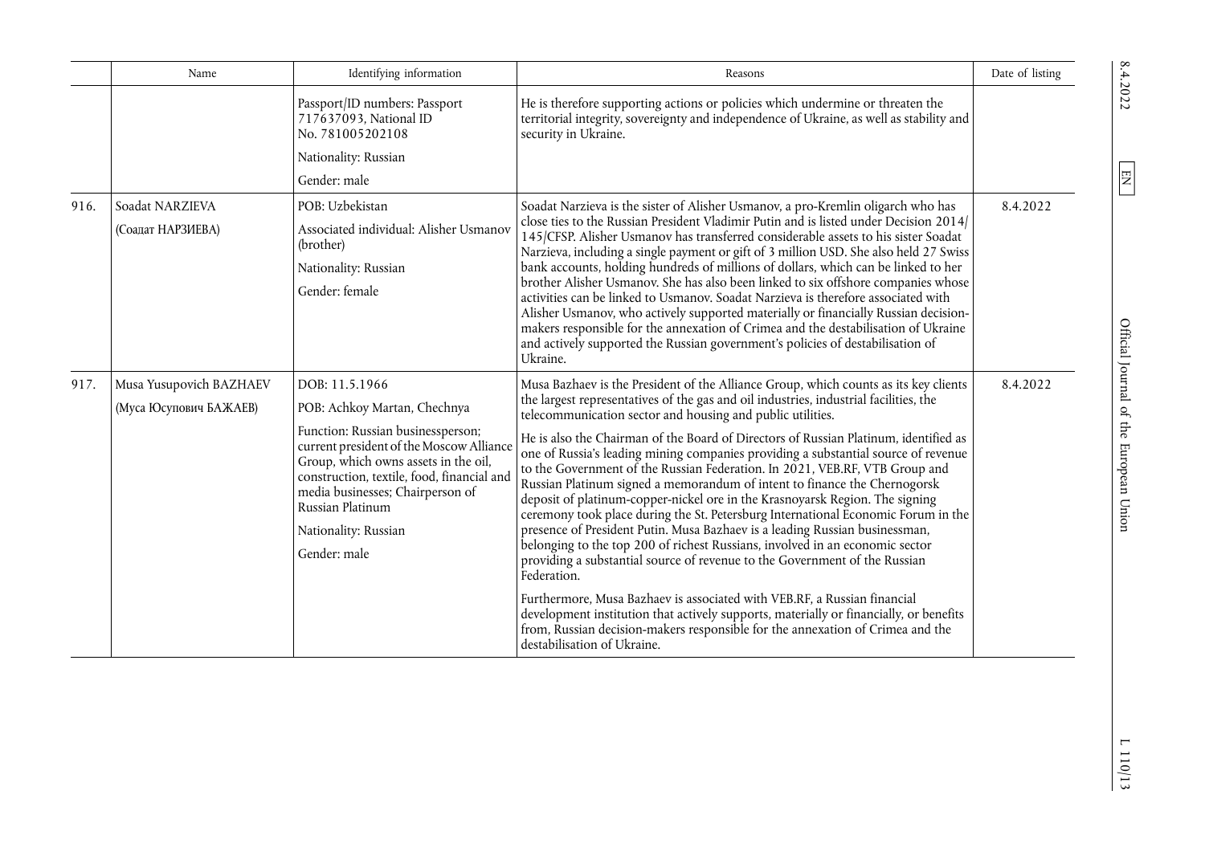| | Name | Identifying information | Reasons | Date of listing |
|---|---|---|---|---|
| | | Passport/ID numbers: Passport 717637093, National ID No. 781005202108<br><br>Nationality: Russian<br><br>Gender: male | He is therefore supporting actions or policies which undermine or threaten the territorial integrity, sovereignty and independence of Ukraine, as well as stability and security in Ukraine. | |
| 916. | Soadat NARZIEVA<br><br>(Соадат НАРЗИЕВА) | POB: Uzbekistan<br><br>Associated individual: Alisher Usmanov (brother)<br><br>Nationality: Russian<br><br>Gender: female | Soadat Narzieva is the sister of Alisher Usmanov, a pro-Kremlin oligarch who has close ties to the Russian President Vladimir Putin and is listed under Decision 2014/145/CFSP. Alisher Usmanov has transferred considerable assets to his sister Soadat Narzieva, including a single payment or gift of 3 million USD. She also held 27 Swiss bank accounts, holding hundreds of millions of dollars, which can be linked to her brother Alisher Usmanov. She has also been linked to six offshore companies whose activities can be linked to Usmanov. Soadat Narzieva is therefore associated with Alisher Usmanov, who actively supported materially or financially Russian decision-makers responsible for the annexation of Crimea and the destabilisation of Ukraine and actively supported the Russian government's policies of destabilisation of Ukraine. | 8.4.2022 |
| 917. | Musa Yusupovich BAZHAEV<br><br>(Муса Юсупович БАЖАЕВ) | DOB: 11.5.1966<br><br>POB: Achkoy Martan, Chechnya<br><br>Function: Russian businessperson; current president of the Moscow Alliance Group, which owns assets in the oil, construction, textile, food, financial and media businesses; Chairperson of Russian Platinum<br><br>Nationality: Russian<br><br>Gender: male | Musa Bazhaev is the President of the Alliance Group, which counts as its key clients the largest representatives of the gas and oil industries, industrial facilities, the telecommunication sector and housing and public utilities.<br><br>He is also the Chairman of the Board of Directors of Russian Platinum, identified as one of Russia's leading mining companies providing a substantial source of revenue to the Government of the Russian Federation. In 2021, VEB.RF, VTB Group and Russian Platinum signed a memorandum of intent to finance the Chernogorsk deposit of platinum-copper-nickel ore in the Krasnoyarsk Region. The signing ceremony took place during the St. Petersburg International Economic Forum in the presence of President Putin. Musa Bazhaev is a leading Russian businessman, belonging to the top 200 of richest Russians, involved in an economic sector providing a substantial source of revenue to the Government of the Russian Federation.<br><br>Furthermore, Musa Bazhaev is associated with VEB.RF, a Russian financial development institution that actively supports, materially or financially, or benefits from, Russian decision-makers responsible for the annexation of Crimea and the destabilisation of Ukraine. | 8.4.2022 |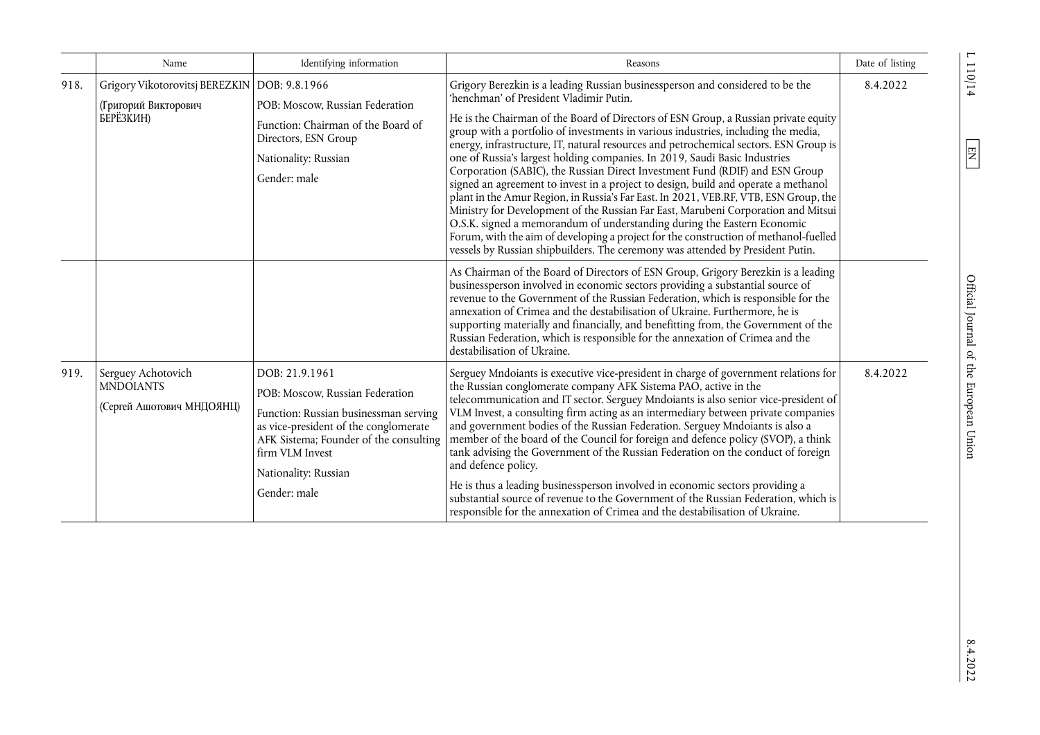| | Name | Identifying information | Reasons | Date of listing |
|---|---|---|---|---|
| 918. | Grigory Vikotorovitsj BEREZKIN (Григорий Викторович БЕРЁЗКИН) | DOB: 9.8.1966<br>POB: Moscow, Russian Federation<br>Function: Chairman of the Board of Directors, ESN Group<br>Nationality: Russian<br>Gender: male | Grigory Berezkin is a leading Russian businessperson and considered to be the 'henchman' of President Vladimir Putin.<br>He is the Chairman of the Board of Directors of ESN Group, a Russian private equity group with a portfolio of investments in various industries, including the media, energy, infrastructure, IT, natural resources and petrochemical sectors. ESN Group is one of Russia's largest holding companies. In 2019, Saudi Basic Industries Corporation (SABIC), the Russian Direct Investment Fund (RDIF) and ESN Group signed an agreement to invest in a project to design, build and operate a methanol plant in the Amur Region, in Russia's Far East. In 2021, VEB.RF, VTB, ESN Group, the Ministry for Development of the Russian Far East, Marubeni Corporation and Mitsui O.S.K. signed a memorandum of understanding during the Eastern Economic Forum, with the aim of developing a project for the construction of methanol-fuelled vessels by Russian shipbuilders. The ceremony was attended by President Putin. | 8.4.2022 |
| | | | As Chairman of the Board of Directors of ESN Group, Grigory Berezkin is a leading businessperson involved in economic sectors providing a substantial source of revenue to the Government of the Russian Federation, which is responsible for the annexation of Crimea and the destabilisation of Ukraine. Furthermore, he is supporting materially and financially, and benefitting from, the Government of the Russian Federation, which is responsible for the annexation of Crimea and the destabilisation of Ukraine. | |
| 919. | Serguey Achotovich MNDOIANTS (Сергей Ашотович МНДОЯНЦ) | DOB: 21.9.1961<br>POB: Moscow, Russian Federation<br>Function: Russian businessman serving as vice-president of the conglomerate AFK Sistema; Founder of the consulting firm VLM Invest<br>Nationality: Russian<br>Gender: male | Serguey Mndoiants is executive vice-president in charge of government relations for the Russian conglomerate company AFK Sistema PAO, active in the telecommunication and IT sector. Serguey Mndoiants is also senior vice-president of VLM Invest, a consulting firm acting as an intermediary between private companies and government bodies of the Russian Federation. Serguey Mndoiants is also a member of the board of the Council for foreign and defence policy (SVOP), a think tank advising the Government of the Russian Federation on the conduct of foreign and defence policy.<br>He is thus a leading businessperson involved in economic sectors providing a substantial source of revenue to the Government of the Russian Federation, which is responsible for the annexation of Crimea and the destabilisation of Ukraine. | 8.4.2022 |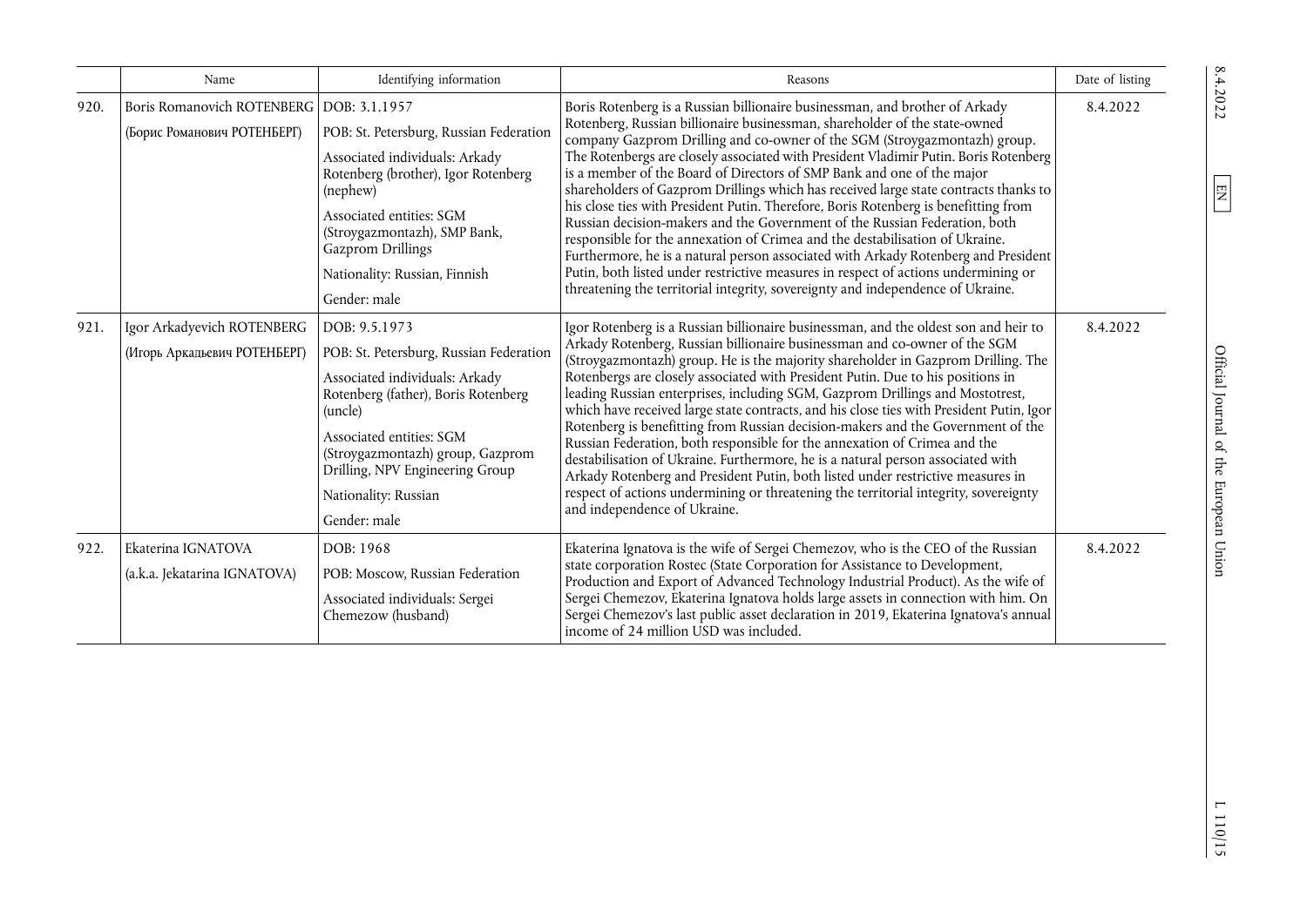| | Name | Identifying information | Reasons | Date of listing |
|---|---|---|---|---|
| 920. | Boris Romanovich ROTENBERG (Борис Романович РОТЕНБЕРГ) | DOB: 3.1.1957<br>POB: St. Petersburg, Russian Federation<br>Associated individuals: Arkady Rotenberg (brother), Igor Rotenberg (nephew)<br>Associated entities: SGM (Stroygazmontazh), SMP Bank, Gazprom Drillings<br>Nationality: Russian, Finnish<br>Gender: male | Boris Rotenberg is a Russian billionaire businessman, and brother of Arkady Rotenberg, Russian billionaire businessman, shareholder of the state-owned company Gazprom Drilling and co-owner of the SGM (Stroygazmontazh) group. The Rotenbergs are closely associated with President Vladimir Putin. Boris Rotenberg is a member of the Board of Directors of SMP Bank and one of the major shareholders of Gazprom Drillings which has received large state contracts thanks to his close ties with President Putin. Therefore, Boris Rotenberg is benefitting from Russian decision-makers and the Government of the Russian Federation, both responsible for the annexation of Crimea and the destabilisation of Ukraine. Furthermore, he is a natural person associated with Arkady Rotenberg and President Putin, both listed under restrictive measures in respect of actions undermining or threatening the territorial integrity, sovereignty and independence of Ukraine. | 8.4.2022 |
| 921. | Igor Arkadyevich ROTENBERG (Игорь Аркадьевич РОТЕНБЕРГ) | DOB: 9.5.1973<br>POB: St. Petersburg, Russian Federation<br>Associated individuals: Arkady Rotenberg (father), Boris Rotenberg (uncle)<br>Associated entities: SGM (Stroygazmontazh) group, Gazprom Drilling, NPV Engineering Group<br>Nationality: Russian<br>Gender: male | Igor Rotenberg is a Russian billionaire businessman, and the oldest son and heir to Arkady Rotenberg, Russian billionaire businessman and co-owner of the SGM (Stroygazmontazh) group. He is the majority shareholder in Gazprom Drilling. The Rotenbergs are closely associated with President Putin. Due to his positions in leading Russian enterprises, including SGM, Gazprom Drillings and Mostotrest, which have received large state contracts, and his close ties with President Putin, Igor Rotenberg is benefitting from Russian decision-makers and the Government of the Russian Federation, both responsible for the annexation of Crimea and the destabilisation of Ukraine. Furthermore, he is a natural person associated with Arkady Rotenberg and President Putin, both listed under restrictive measures in respect of actions undermining or threatening the territorial integrity, sovereignty and independence of Ukraine. | 8.4.2022 |
| 922. | Ekaterina IGNATOVA (a.k.a. Jekatarina IGNATOVA) | DOB: 1968<br>POB: Moscow, Russian Federation<br>Associated individuals: Sergei Chemezow (husband) | Ekaterina Ignatova is the wife of Sergei Chemezov, who is the CEO of the Russian state corporation Rostec (State Corporation for Assistance to Development, Production and Export of Advanced Technology Industrial Product). As the wife of Sergei Chemezov, Ekaterina Ignatova holds large assets in connection with him. On Sergei Chemezov's last public asset declaration in 2019, Ekaterina Ignatova's annual income of 24 million USD was included. | 8.4.2022 |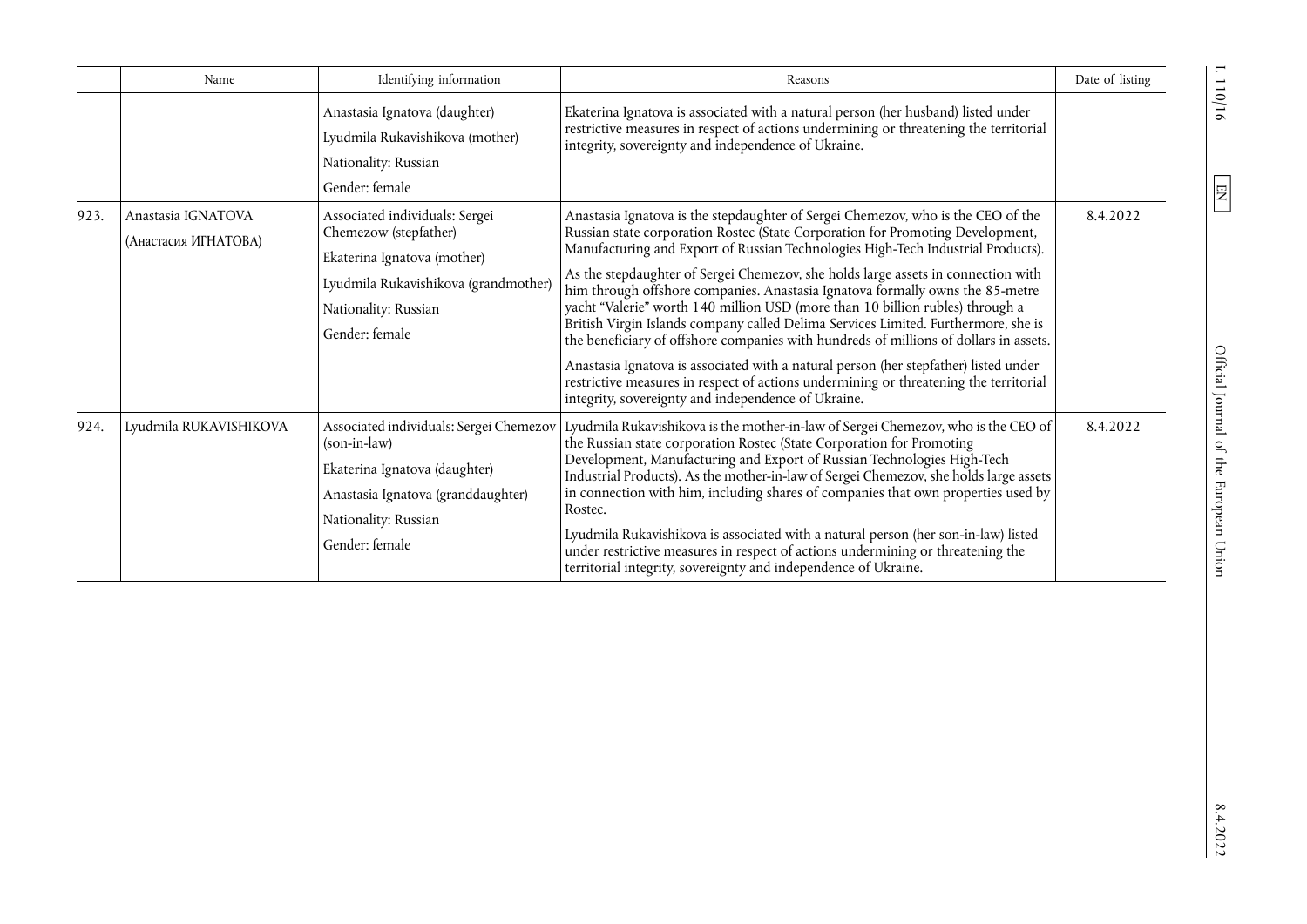| | Name | Identifying information | Reasons | Date of listing |
|---|---|---|---|---|
| | | Anastasia Ignatova (daughter)<br>Lyudmila Rukavishikova (mother)<br>Nationality: Russian<br>Gender: female | Ekaterina Ignatova is associated with a natural person (her husband) listed under restrictive measures in respect of actions undermining or threatening the territorial integrity, sovereignty and independence of Ukraine. | |
| 923. | Anastasia IGNATOVA<br>(Анастасия ИГНАТОВА) | Associated individuals: Sergei Chemezow (stepfather)<br>Ekaterina Ignatova (mother)<br>Lyudmila Rukavishikova (grandmother)<br>Nationality: Russian<br>Gender: female | Anastasia Ignatova is the stepdaughter of Sergei Chemezov, who is the CEO of the Russian state corporation Rostec (State Corporation for Promoting Development, Manufacturing and Export of Russian Technologies High-Tech Industrial Products).<br>As the stepdaughter of Sergei Chemezov, she holds large assets in connection with him through offshore companies. Anastasia Ignatova formally owns the 85-metre yacht "Valerie" worth 140 million USD (more than 10 billion rubles) through a British Virgin Islands company called Delima Services Limited. Furthermore, she is the beneficiary of offshore companies with hundreds of millions of dollars in assets.<br>Anastasia Ignatova is associated with a natural person (her stepfather) listed under restrictive measures in respect of actions undermining or threatening the territorial integrity, sovereignty and independence of Ukraine. | 8.4.2022 |
| 924. | Lyudmila RUKAVISHIKOVA | Associated individuals: Sergei Chemezov (son-in-law)<br>Ekaterina Ignatova (daughter)<br>Anastasia Ignatova (granddaughter)<br>Nationality: Russian<br>Gender: female | Lyudmila Rukavishikova is the mother-in-law of Sergei Chemezov, who is the CEO of the Russian state corporation Rostec (State Corporation for Promoting Development, Manufacturing and Export of Russian Technologies High-Tech Industrial Products). As the mother-in-law of Sergei Chemezov, she holds large assets in connection with him, including shares of companies that own properties used by Rostec.<br>Lyudmila Rukavishikova is associated with a natural person (her son-in-law) listed under restrictive measures in respect of actions undermining or threatening the territorial integrity, sovereignty and independence of Ukraine. | 8.4.2022 |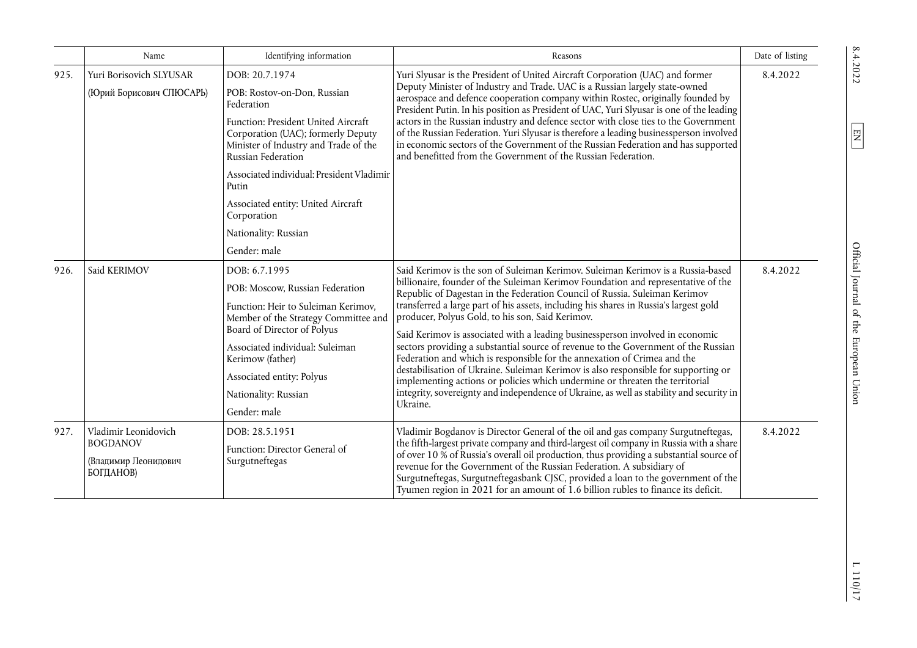| | Name | Identifying information | Reasons | Date of listing |
|---|---|---|---|---|
| 925. | Yuri Borisovich SLYUSAR (Юрий Борисович СЛЮСАРЬ) | DOB: 20.7.1974<br><br>POB: Rostov-on-Don, Russian Federation<br><br>Function: President United Aircraft Corporation (UAC); formerly Deputy Minister of Industry and Trade of the Russian Federation<br><br>Associated individual: President Vladimir Putin<br><br>Associated entity: United Aircraft Corporation<br><br>Nationality: Russian<br><br>Gender: male | Yuri Slyusar is the President of United Aircraft Corporation (UAC) and former Deputy Minister of Industry and Trade. UAC is a Russian largely state-owned aerospace and defence cooperation company within Rostec, originally founded by President Putin. In his position as President of UAC, Yuri Slyusar is one of the leading actors in the Russian industry and defence sector with close ties to the Government of the Russian Federation. Yuri Slyusar is therefore a leading businessperson involved in economic sectors of the Government of the Russian Federation and has supported and benefitted from the Government of the Russian Federation. | 8.4.2022 |
| 926. | Said KERIMOV | DOB: 6.7.1995<br><br>POB: Moscow, Russian Federation<br><br>Function: Heir to Suleiman Kerimov, Member of the Strategy Committee and Board of Director of Polyus<br><br>Associated individual: Suleiman Kerimow (father)<br><br>Associated entity: Polyus<br><br>Nationality: Russian<br><br>Gender: male | Said Kerimov is the son of Suleiman Kerimov. Suleiman Kerimov is a Russia-based billionaire, founder of the Suleiman Kerimov Foundation and representative of the Republic of Dagestan in the Federation Council of Russia. Suleiman Kerimov transferred a large part of his assets, including his shares in Russia's largest gold producer, Polyus Gold, to his son, Said Kerimov.<br><br>Said Kerimov is associated with a leading businessperson involved in economic sectors providing a substantial source of revenue to the Government of the Russian Federation and which is responsible for the annexation of Crimea and the destabilisation of Ukraine. Suleiman Kerimov is also responsible for supporting or implementing actions or policies which undermine or threaten the territorial integrity, sovereignty and independence of Ukraine, as well as stability and security in Ukraine. | 8.4.2022 |
| 927. | Vladimir Leonidovich BOGDANOV (Владимир Леонидович БОГДАНОВ) | DOB: 28.5.1951<br><br>Function: Director General of Surgutneftegas | Vladimir Bogdanov is Director General of the oil and gas company Surgutneftegas, the fifth-largest private company and third-largest oil company in Russia with a share of over 10 % of Russia's overall oil production, thus providing a substantial source of revenue for the Government of the Russian Federation. A subsidiary of Surgutneftegas, Surgutneftegasbank CJSC, provided a loan to the government of the Tyumen region in 2021 for an amount of 1.6 billion rubles to finance its deficit. | 8.4.2022 |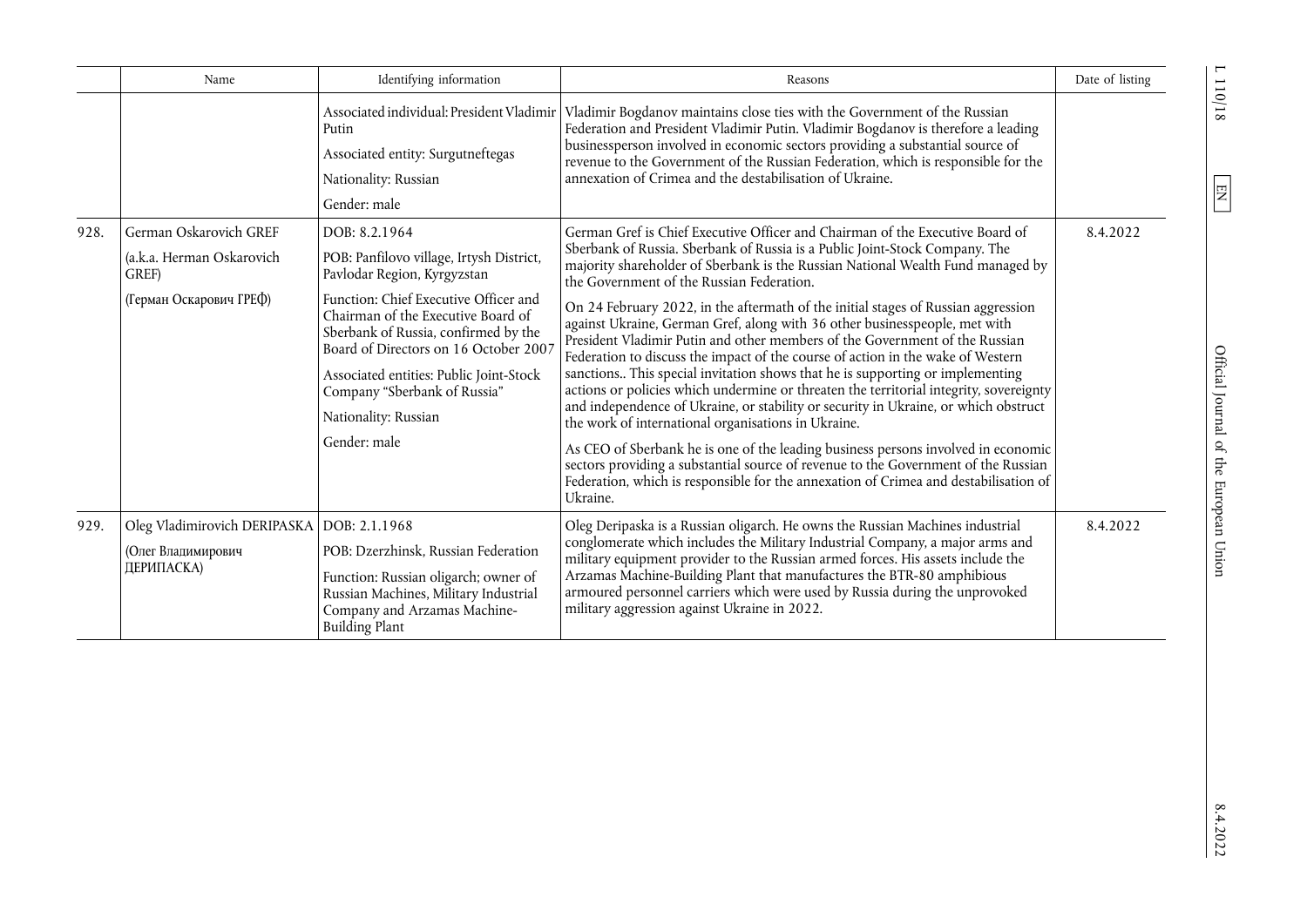| | Name | Identifying information | Reasons | Date of listing |
|---|---|---|---|---|
| | | Associated individual: President Vladimir Putin<br><br>Associated entity: Surgutneftegas<br><br>Nationality: Russian<br><br>Gender: male | Vladimir Bogdanov maintains close ties with the Government of the Russian Federation and President Vladimir Putin. Vladimir Bogdanov is therefore a leading businessperson involved in economic sectors providing a substantial source of revenue to the Government of the Russian Federation, which is responsible for the annexation of Crimea and the destabilisation of Ukraine. | |
| 928. | German Oskarovich GREF<br><br>(a.k.a. Herman Oskarovich GREF)<br><br>(Герман Оскарович ГРЕФ) | DOB: 8.2.1964<br><br>POB: Panfilovo village, Irtysh District, Pavlodar Region, Kyrgyzstan<br><br>Function: Chief Executive Officer and Chairman of the Executive Board of Sberbank of Russia, confirmed by the Board of Directors on 16 October 2007<br><br>Associated entities: Public Joint-Stock Company "Sberbank of Russia"<br><br>Nationality: Russian<br><br>Gender: male | German Gref is Chief Executive Officer and Chairman of the Executive Board of Sberbank of Russia. Sberbank of Russia is a Public Joint-Stock Company. The majority shareholder of Sberbank is the Russian National Wealth Fund managed by the Government of the Russian Federation.<br><br>On 24 February 2022, in the aftermath of the initial stages of Russian aggression against Ukraine, German Gref, along with 36 other businesspeople, met with President Vladimir Putin and other members of the Government of the Russian Federation to discuss the impact of the course of action in the wake of Western sanctions.. This special invitation shows that he is supporting or implementing actions or policies which undermine or threaten the territorial integrity, sovereignty and independence of Ukraine, or stability or security in Ukraine, or which obstruct the work of international organisations in Ukraine.<br><br>As CEO of Sberbank he is one of the leading business persons involved in economic sectors providing a substantial source of revenue to the Government of the Russian Federation, which is responsible for the annexation of Crimea and destabilisation of Ukraine. | 8.4.2022 |
| 929. | Oleg Vladimirovich DERIPASKA<br><br>(Олег Владимирович ДЕРИПАСКА) | DOB: 2.1.1968<br><br>POB: Dzerzhinsk, Russian Federation<br><br>Function: Russian oligarch; owner of Russian Machines, Military Industrial Company and Arzamas Machine-Building Plant | Oleg Deripaska is a Russian oligarch. He owns the Russian Machines industrial conglomerate which includes the Military Industrial Company, a major arms and military equipment provider to the Russian armed forces. His assets include the Arzamas Machine-Building Plant that manufactures the BTR-80 amphibious armoured personnel carriers which were used by Russia during the unprovoked military aggression against Ukraine in 2022. | 8.4.2022 |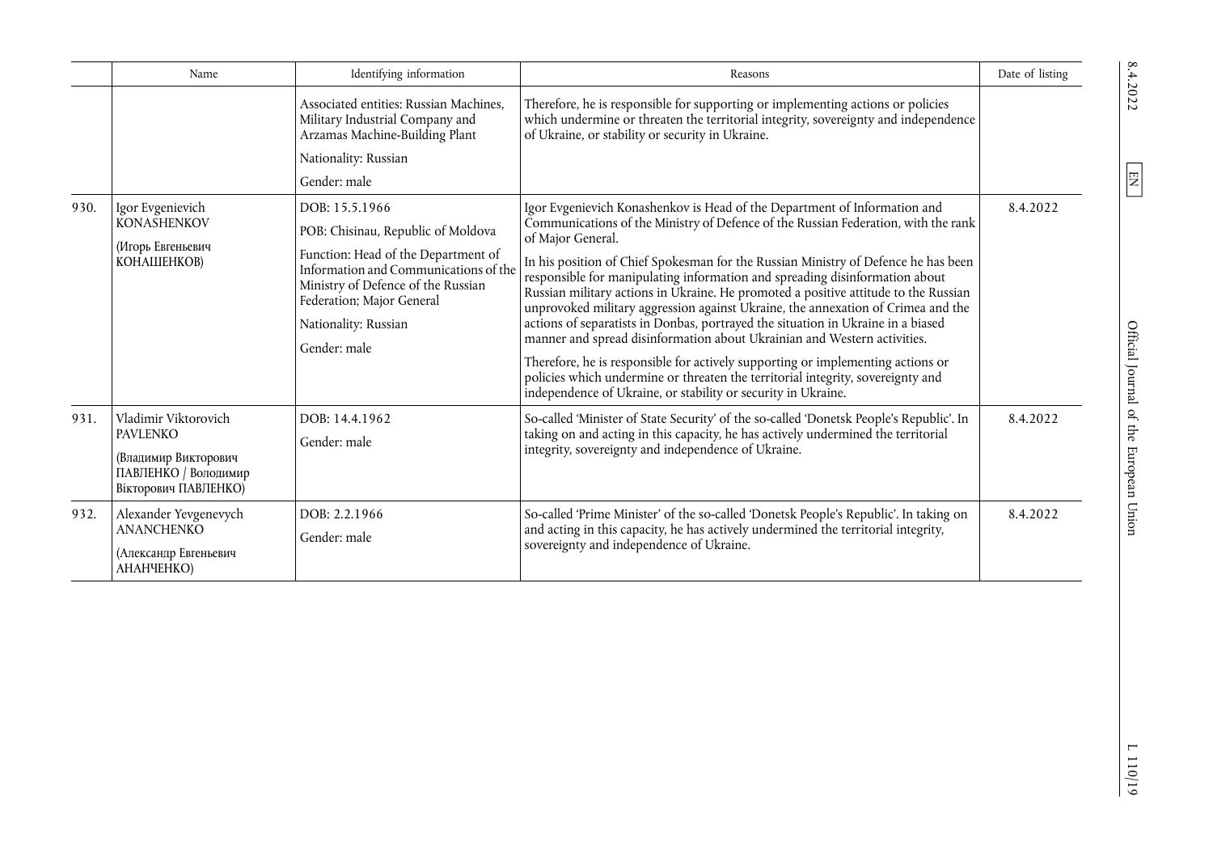| | Name | Identifying information | Reasons | Date of listing |
|---|---|---|---|---|
| | | Associated entities: Russian Machines, Military Industrial Company and Arzamas Machine-Building Plant<br><br>Nationality: Russian<br><br>Gender: male | Therefore, he is responsible for supporting or implementing actions or policies which undermine or threaten the territorial integrity, sovereignty and independence of Ukraine, or stability or security in Ukraine. | |
| 930. | Igor Evgenievich KONASHENKOV<br><br>(Игорь Евгеньевич КОНАШЕНКОВ) | DOB: 15.5.1966<br><br>POB: Chisinau, Republic of Moldova<br><br>Function: Head of the Department of Information and Communications of the Ministry of Defence of the Russian Federation; Major General<br><br>Nationality: Russian<br><br>Gender: male | Igor Evgenievich Konashenkov is Head of the Department of Information and Communications of the Ministry of Defence of the Russian Federation, with the rank of Major General.<br><br>In his position of Chief Spokesman for the Russian Ministry of Defence he has been responsible for manipulating information and spreading disinformation about Russian military actions in Ukraine. He promoted a positive attitude to the Russian unprovoked military aggression against Ukraine, the annexation of Crimea and the actions of separatists in Donbas, portrayed the situation in Ukraine in a biased manner and spread disinformation about Ukrainian and Western activities.<br><br>Therefore, he is responsible for actively supporting or implementing actions or policies which undermine or threaten the territorial integrity, sovereignty and independence of Ukraine, or stability or security in Ukraine. | 8.4.2022 |
| 931. | Vladimir Viktorovich PAVLENKO<br><br>(Владимир Викторович ПАВЛЕНКО / Володимир Вікторович ПАВЛЕНКО) | DOB: 14.4.1962<br><br>Gender: male | So-called 'Minister of State Security' of the so-called 'Donetsk People's Republic'. In taking on and acting in this capacity, he has actively undermined the territorial integrity, sovereignty and independence of Ukraine. | 8.4.2022 |
| 932. | Alexander Yevgenevych ANANCHENKO<br><br>(Александр Евгеньевич АНАНЧЕНКО) | DOB: 2.2.1966<br><br>Gender: male | So-called 'Prime Minister' of the so-called 'Donetsk People's Republic'. In taking on and acting in this capacity, he has actively undermined the territorial integrity, sovereignty and independence of Ukraine. | 8.4.2022 |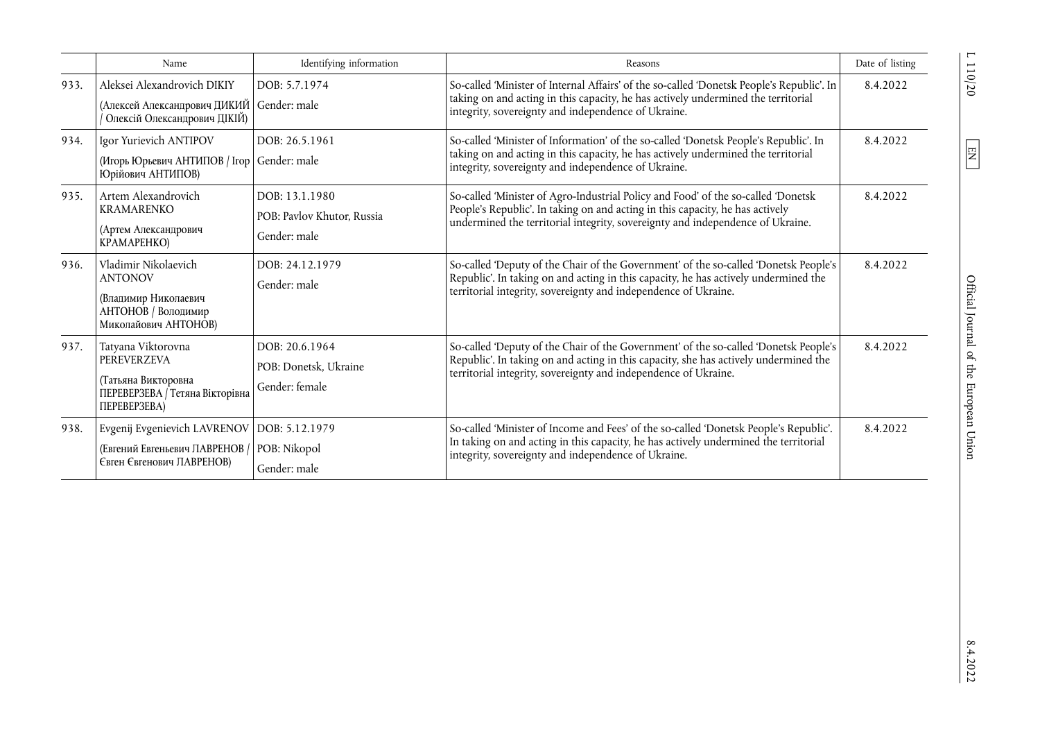| | Name | Identifying information | Reasons | Date of listing |
|---|---|---|---|---|
| 933. | Aleksei Alexandrovich DIKIY (Алексей Александрович ДИКИЙ / Олексій Олександрович ДІКІЙ) | DOB: 5.7.1974 Gender: male | So-called 'Minister of Internal Affairs' of the so-called 'Donetsk People's Republic'. In taking on and acting in this capacity, he has actively undermined the territorial integrity, sovereignty and independence of Ukraine. | 8.4.2022 |
| 934. | Igor Yurievich ANTIPOV (Игорь Юрьевич АНТИПОВ / Ігор Юрійович АНТИПОВ) | DOB: 26.5.1961 Gender: male | So-called 'Minister of Information' of the so-called 'Donetsk People's Republic'. In taking on and acting in this capacity, he has actively undermined the territorial integrity, sovereignty and independence of Ukraine. | 8.4.2022 |
| 935. | Artem Alexandrovich KRAMARENKO (Артем Александрович КРАМАРЕНКО) | DOB: 13.1.1980 POB: Pavlov Khutor, Russia Gender: male | So-called 'Minister of Agro-Industrial Policy and Food' of the so-called 'Donetsk People's Republic'. In taking on and acting in this capacity, he has actively undermined the territorial integrity, sovereignty and independence of Ukraine. | 8.4.2022 |
| 936. | Vladimir Nikolaevich ANTONOV (Владимир Николаевич АНТОНОВ / Володимир Миколайович АНТОНОВ) | DOB: 24.12.1979 Gender: male | So-called 'Deputy of the Chair of the Government' of the so-called 'Donetsk People's Republic'. In taking on and acting in this capacity, he has actively undermined the territorial integrity, sovereignty and independence of Ukraine. | 8.4.2022 |
| 937. | Tatyana Viktorovna PEREVERZEVA (Татьяна Викторовна ПЕРЕВЕРЗЕВА / Тетяна Вікторівна ПЕРЕВЕРЗЕВА) | DOB: 20.6.1964 POB: Donetsk, Ukraine Gender: female | So-called 'Deputy of the Chair of the Government' of the so-called 'Donetsk People's Republic'. In taking on and acting in this capacity, she has actively undermined the territorial integrity, sovereignty and independence of Ukraine. | 8.4.2022 |
| 938. | Evgenij Evgenievich LAVRENOV (Евгений Евгеньевич ЛАВРЕНОВ / Євген Євгенович ЛАВРЕНОВ) | DOB: 5.12.1979 POB: Nikopol Gender: male | So-called 'Minister of Income and Fees' of the so-called 'Donetsk People's Republic'. In taking on and acting in this capacity, he has actively undermined the territorial integrity, sovereignty and independence of Ukraine. | 8.4.2022 |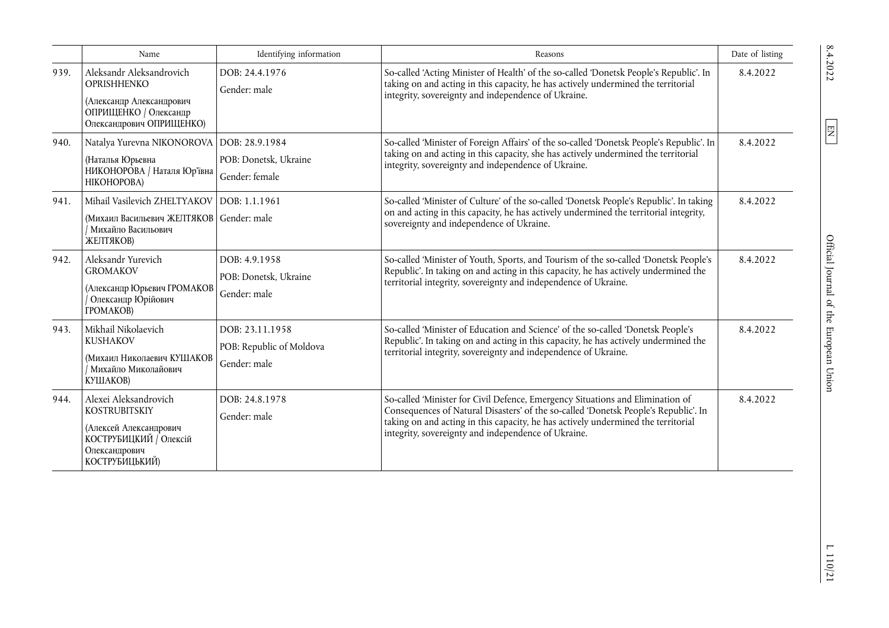| | Name | Identifying information | Reasons | Date of listing |
|---|---|---|---|---|
| 939. | Aleksandr Aleksandrovich OPRISHHENKO (Александр Александрович ОПРИЩЕНКО / Олександр Олександрович ОПРИЩЕНКО) | DOB: 24.4.1976 Gender: male | So-called 'Acting Minister of Health' of the so-called 'Donetsk People's Republic'. In taking on and acting in this capacity, he has actively undermined the territorial integrity, sovereignty and independence of Ukraine. | 8.4.2022 |
| 940. | Natalya Yurevna NIKONOROVA (Наталья Юрьевна НИКОНОРОВА / Наталя Юр'ївна НІКОНОРОВА) | DOB: 28.9.1984 POB: Donetsk, Ukraine Gender: female | So-called 'Minister of Foreign Affairs' of the so-called 'Donetsk People's Republic'. In taking on and acting in this capacity, she has actively undermined the territorial integrity, sovereignty and independence of Ukraine. | 8.4.2022 |
| 941. | Mihail Vasilevich ZHELTYAKOV (Михаил Васильевич ЖЕЛТЯКОВ / Михайло Васильович ЖЕЛТЯКОВ) | DOB: 1.1.1961 Gender: male | So-called 'Minister of Culture' of the so-called 'Donetsk People's Republic'. In taking on and acting in this capacity, he has actively undermined the territorial integrity, sovereignty and independence of Ukraine. | 8.4.2022 |
| 942. | Aleksandr Yurevich GROMAKOV (Александр Юрьевич ГРОМАКОВ / Олександр Юрійович ГРОМАКОВ) | DOB: 4.9.1958 POB: Donetsk, Ukraine Gender: male | So-called 'Minister of Youth, Sports, and Tourism of the so-called 'Donetsk People's Republic'. In taking on and acting in this capacity, he has actively undermined the territorial integrity, sovereignty and independence of Ukraine. | 8.4.2022 |
| 943. | Mikhail Nikolaevich KUSHAKOV (Михаил Николаевич КУШАКОВ / Михайло Миколайович КУШАКОВ) | DOB: 23.11.1958 POB: Republic of Moldova Gender: male | So-called 'Minister of Education and Science' of the so-called 'Donetsk People's Republic'. In taking on and acting in this capacity, he has actively undermined the territorial integrity, sovereignty and independence of Ukraine. | 8.4.2022 |
| 944. | Alexei Aleksandrovich KOSTRUBITSKIY (Алексей Александрович КОСТРУБИЦКИЙ / Олексій Олександрович КОСТРУБИЦЬКИЙ) | DOB: 24.8.1978 Gender: male | So-called 'Minister for Civil Defence, Emergency Situations and Elimination of Consequences of Natural Disasters' of the so-called 'Donetsk People's Republic'. In taking on and acting in this capacity, he has actively undermined the territorial integrity, sovereignty and independence of Ukraine. | 8.4.2022 |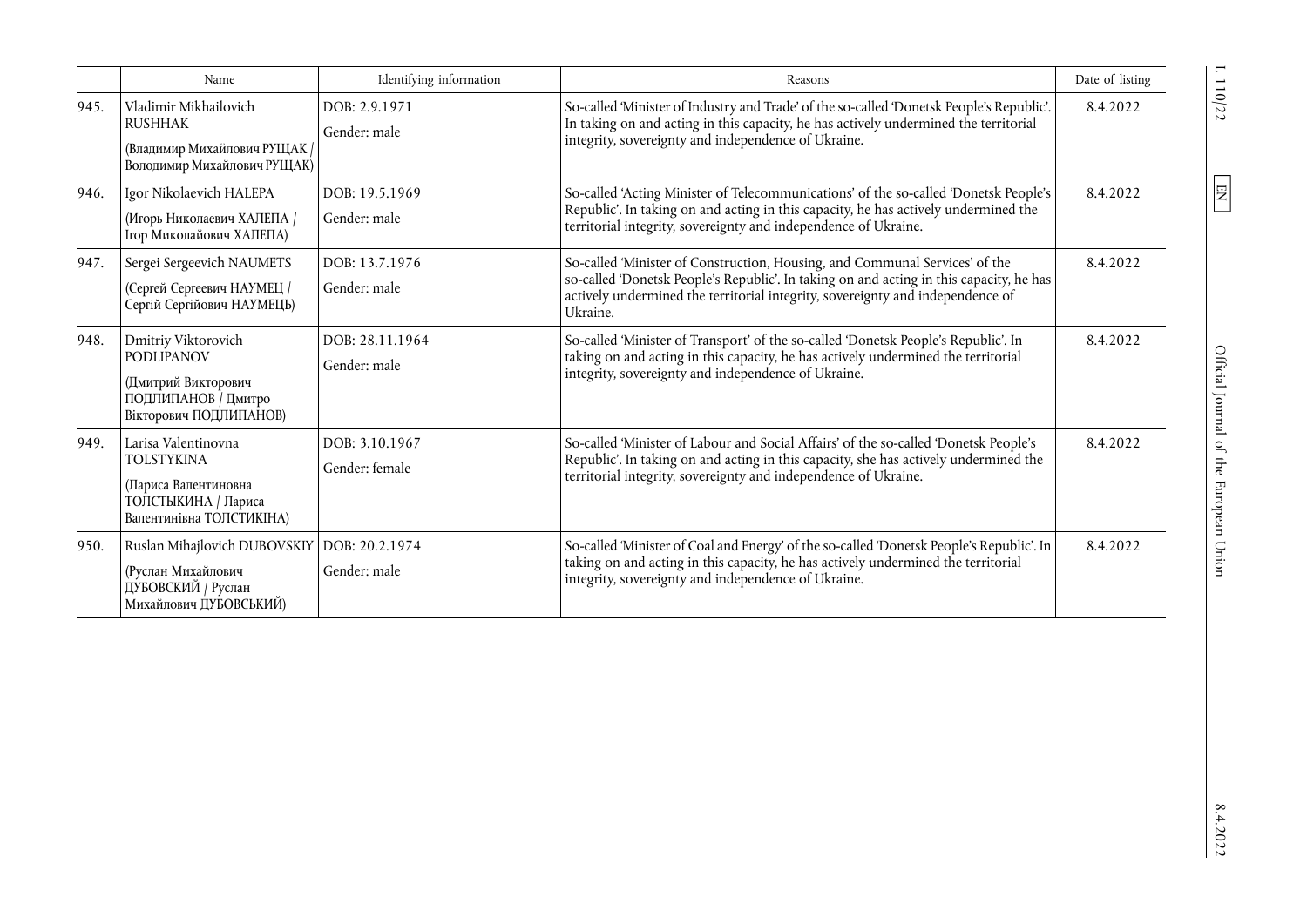| | Name | Identifying information | Reasons | Date of listing |
|---|---|---|---|---|
| 945. | Vladimir Mikhailovich RUSHHAK (Владимир Михайлович РУЩАК / Володимир Михайлович РУЩАК) | DOB: 2.9.1971 Gender: male | So-called 'Minister of Industry and Trade' of the so-called 'Donetsk People's Republic'. In taking on and acting in this capacity, he has actively undermined the territorial integrity, sovereignty and independence of Ukraine. | 8.4.2022 |
| 946. | Igor Nikolaevich HALEPA (Игорь Николаевич ХАЛЕПА / Ігор Миколайович ХАЛЕПА) | DOB: 19.5.1969 Gender: male | So-called 'Acting Minister of Telecommunications' of the so-called 'Donetsk People's Republic'. In taking on and acting in this capacity, he has actively undermined the territorial integrity, sovereignty and independence of Ukraine. | 8.4.2022 |
| 947. | Sergei Sergeevich NAUMETS (Сергей Сергеевич НАУМЕЦ / Сергій Сергійович НАУМЕЦЬ) | DOB: 13.7.1976 Gender: male | So-called 'Minister of Construction, Housing, and Communal Services' of the so-called 'Donetsk People's Republic'. In taking on and acting in this capacity, he has actively undermined the territorial integrity, sovereignty and independence of Ukraine. | 8.4.2022 |
| 948. | Dmitriy Viktorovich PODLIPANOV (Дмитрий Викторович ПОДЛИПАНОВ / Дмитро Вікторович ПОДЛИПАНОВ) | DOB: 28.11.1964 Gender: male | So-called 'Minister of Transport' of the so-called 'Donetsk People's Republic'. In taking on and acting in this capacity, he has actively undermined the territorial integrity, sovereignty and independence of Ukraine. | 8.4.2022 |
| 949. | Larisa Valentinovna TOLSTYKINA (Лариса Валентиновна ТОЛСТЫКИНА / Лариса Валентинівна ТОЛСТИКІНА) | DOB: 3.10.1967 Gender: female | So-called 'Minister of Labour and Social Affairs' of the so-called 'Donetsk People's Republic'. In taking on and acting in this capacity, she has actively undermined the territorial integrity, sovereignty and independence of Ukraine. | 8.4.2022 |
| 950. | Ruslan Mihajlovich DUBOVSKIY (Руслан Михайлович ДУБОВСКИЙ / Руслан Михайлович ДУБОВСЬКИЙ) | DOB: 20.2.1974 Gender: male | So-called 'Minister of Coal and Energy' of the so-called 'Donetsk People's Republic'. In taking on and acting in this capacity, he has actively undermined the territorial integrity, sovereignty and independence of Ukraine. | 8.4.2022 |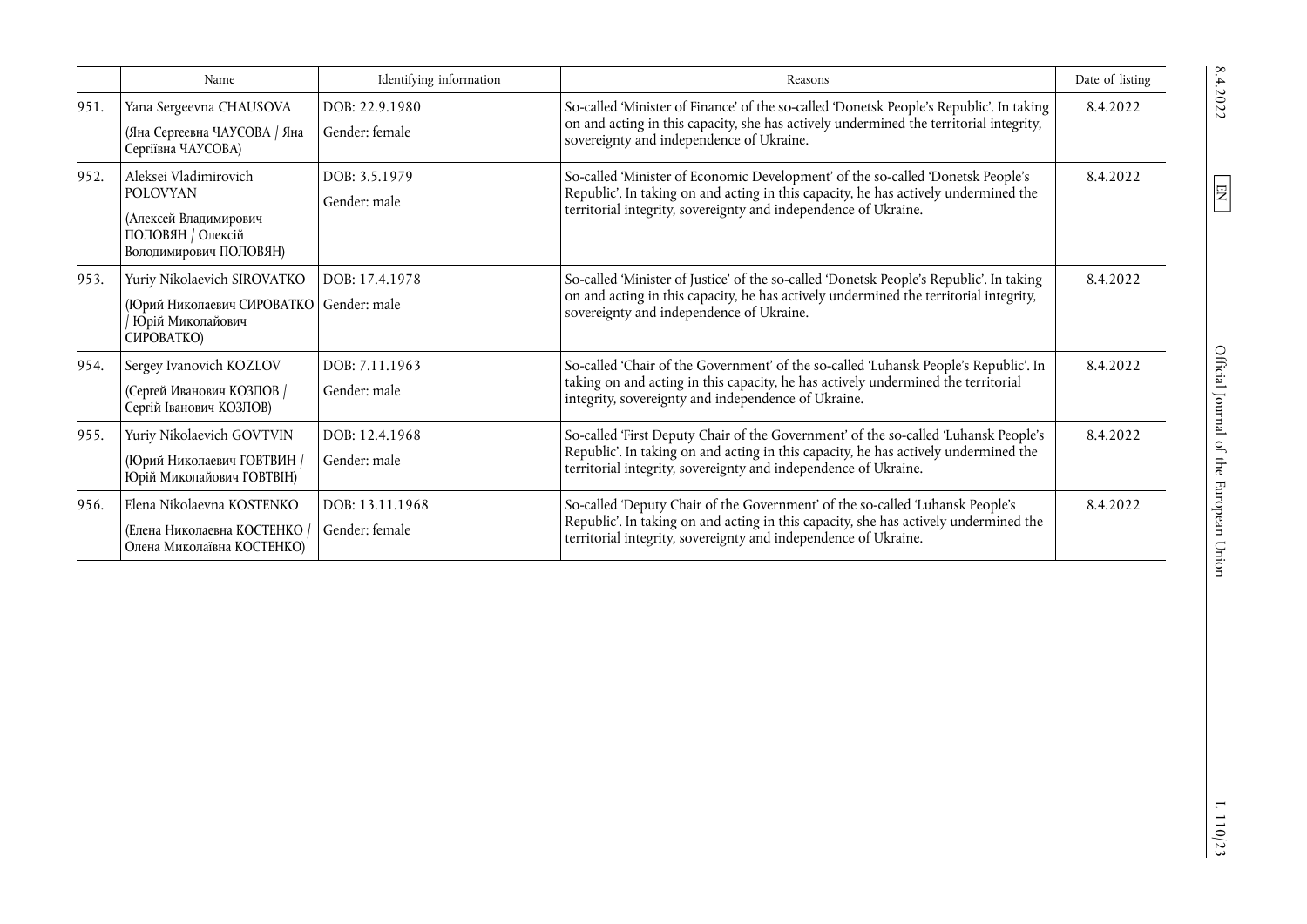|  | Name | Identifying information | Reasons | Date of listing |
|---|---|---|---|---|
| 951. | Yana Sergeevna CHAUSOVA (Яна Сергеевна ЧАУСОВА / Яна Сергіївна ЧАУСОВА) | DOB: 22.9.1980 Gender: female | So-called 'Minister of Finance' of the so-called 'Donetsk People's Republic'. In taking on and acting in this capacity, she has actively undermined the territorial integrity, sovereignty and independence of Ukraine. | 8.4.2022 |
| 952. | Aleksei Vladimirovich POLOVYAN (Алексей Владимирович ПОЛОВЯН / Олексій Володимирович ПОЛОВЯН) | DOB: 3.5.1979 Gender: male | So-called 'Minister of Economic Development' of the so-called 'Donetsk People's Republic'. In taking on and acting in this capacity, he has actively undermined the territorial integrity, sovereignty and independence of Ukraine. | 8.4.2022 |
| 953. | Yuriy Nikolaevich SIROVATKO (Юрий Николаевич СИРОВАТКО / Юрій Миколайович СИРОВАТКО) | DOB: 17.4.1978 Gender: male | So-called 'Minister of Justice' of the so-called 'Donetsk People's Republic'. In taking on and acting in this capacity, he has actively undermined the territorial integrity, sovereignty and independence of Ukraine. | 8.4.2022 |
| 954. | Sergey Ivanovich KOZLOV (Сергей Иванович КОЗЛОВ / Сергій Іванович КОЗЛОВ) | DOB: 7.11.1963 Gender: male | So-called 'Chair of the Government' of the so-called 'Luhansk People's Republic'. In taking on and acting in this capacity, he has actively undermined the territorial integrity, sovereignty and independence of Ukraine. | 8.4.2022 |
| 955. | Yuriy Nikolaevich GOVTVIN (Юрий Николаевич ГОВТВИН / Юрій Миколайович ГОВТВІН) | DOB: 12.4.1968 Gender: male | So-called 'First Deputy Chair of the Government' of the so-called 'Luhansk People's Republic'. In taking on and acting in this capacity, he has actively undermined the territorial integrity, sovereignty and independence of Ukraine. | 8.4.2022 |
| 956. | Elena Nikolaevna KOSTENKO (Елена Николаевна КОСТЕНКО / Олена Миколаївна КОСТЕНКО) | DOB: 13.11.1968 Gender: female | So-called 'Deputy Chair of the Government' of the so-called 'Luhansk People's Republic'. In taking on and acting in this capacity, she has actively undermined the territorial integrity, sovereignty and independence of Ukraine. | 8.4.2022 |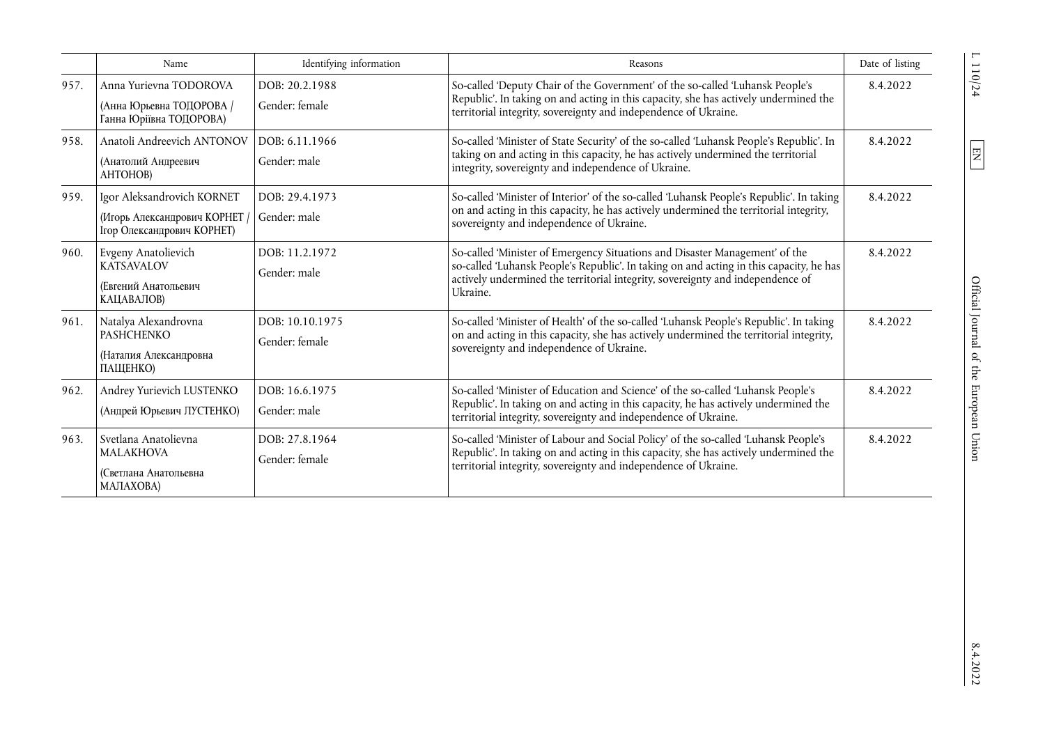| | Name | Identifying information | Reasons | Date of listing |
|---|---|---|---|---|
| 957. | Anna Yurievna TODOROVA (Анна Юрьевна ТОДОРОВА / Ганна Юріівна ТОДОРОВА) | DOB: 20.2.1988 Gender: female | So-called 'Deputy Chair of the Government' of the so-called 'Luhansk People's Republic'. In taking on and acting in this capacity, she has actively undermined the territorial integrity, sovereignty and independence of Ukraine. | 8.4.2022 |
| 958. | Anatoli Andreevich ANTONOV (Анатолий Андреевич АНТОНОВ) | DOB: 6.11.1966 Gender: male | So-called 'Minister of State Security' of the so-called 'Luhansk People's Republic'. In taking on and acting in this capacity, he has actively undermined the territorial integrity, sovereignty and independence of Ukraine. | 8.4.2022 |
| 959. | Igor Aleksandrovich KORNET (Игорь Александрович КОРНЕТ / Ігор Олександрович КОРНЕТ) | DOB: 29.4.1973 Gender: male | So-called 'Minister of Interior' of the so-called 'Luhansk People's Republic'. In taking on and acting in this capacity, he has actively undermined the territorial integrity, sovereignty and independence of Ukraine. | 8.4.2022 |
| 960. | Evgeny Anatolievich KATSAVALOV (Евгений Анатольевич КАЦАВАЛОВ) | DOB: 11.2.1972 Gender: male | So-called 'Minister of Emergency Situations and Disaster Management' of the so-called 'Luhansk People's Republic'. In taking on and acting in this capacity, he has actively undermined the territorial integrity, sovereignty and independence of Ukraine. | 8.4.2022 |
| 961. | Natalya Alexandrovna PASHCHENKO (Наталия Александровна ПАЩЕНКО) | DOB: 10.10.1975 Gender: female | So-called 'Minister of Health' of the so-called 'Luhansk People's Republic'. In taking on and acting in this capacity, she has actively undermined the territorial integrity, sovereignty and independence of Ukraine. | 8.4.2022 |
| 962. | Andrey Yurievich LUSTENKO (Андрей Юрьевич ЛУСТЕНКО) | DOB: 16.6.1975 Gender: male | So-called 'Minister of Education and Science' of the so-called 'Luhansk People's Republic'. In taking on and acting in this capacity, he has actively undermined the territorial integrity, sovereignty and independence of Ukraine. | 8.4.2022 |
| 963. | Svetlana Anatolievna MALAKHOVA (Светлана Анатольевна МАЛАХОВА) | DOB: 27.8.1964 Gender: female | So-called 'Minister of Labour and Social Policy' of the so-called 'Luhansk People's Republic'. In taking on and acting in this capacity, she has actively undermined the territorial integrity, sovereignty and independence of Ukraine. | 8.4.2022 |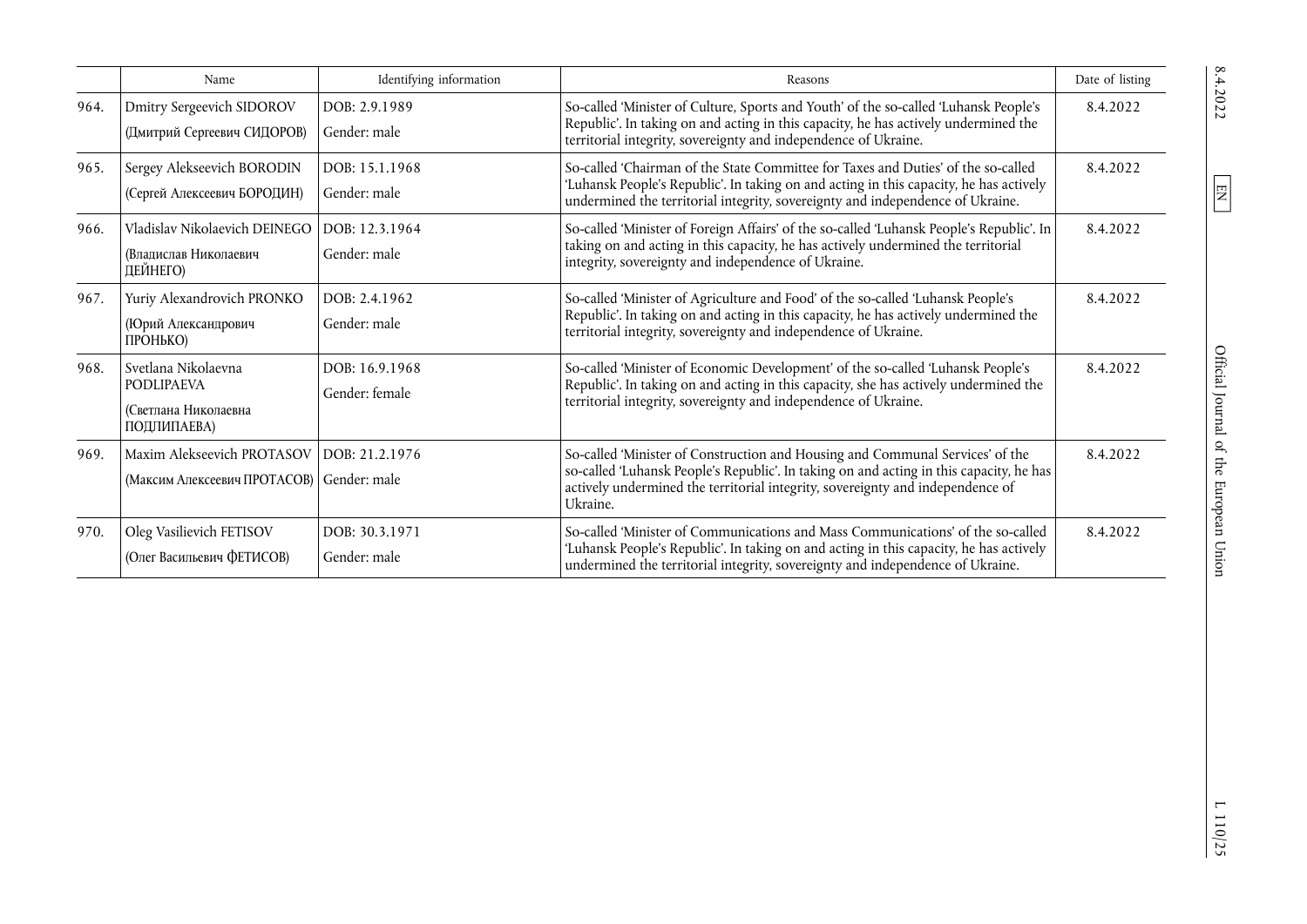| | Name | Identifying information | Reasons | Date of listing |
|---|---|---|---|---|
| 964. | Dmitry Sergeevich SIDOROV (Дмитрий Сергеевич СИДОРОВ) | DOB: 2.9.1989 Gender: male | So-called 'Minister of Culture, Sports and Youth' of the so-called 'Luhansk People's Republic'. In taking on and acting in this capacity, he has actively undermined the territorial integrity, sovereignty and independence of Ukraine. | 8.4.2022 |
| 965. | Sergey Alekseevich BORODIN (Сергей Алексеевич БОРОДИН) | DOB: 15.1.1968 Gender: male | So-called 'Chairman of the State Committee for Taxes and Duties' of the so-called 'Luhansk People's Republic'. In taking on and acting in this capacity, he has actively undermined the territorial integrity, sovereignty and independence of Ukraine. | 8.4.2022 |
| 966. | Vladislav Nikolaevich DEINEGO (Владислав Николаевич ДЕЙНЕГО) | DOB: 12.3.1964 Gender: male | So-called 'Minister of Foreign Affairs' of the so-called 'Luhansk People's Republic'. In taking on and acting in this capacity, he has actively undermined the territorial integrity, sovereignty and independence of Ukraine. | 8.4.2022 |
| 967. | Yuriy Alexandrovich PRONKO (Юрий Александрович ПРОНЬКО) | DOB: 2.4.1962 Gender: male | So-called 'Minister of Agriculture and Food' of the so-called 'Luhansk People's Republic'. In taking on and acting in this capacity, he has actively undermined the territorial integrity, sovereignty and independence of Ukraine. | 8.4.2022 |
| 968. | Svetlana Nikolaevna PODLIPAEVA (Светлана Николаевна ПОДЛИПАЕВА) | DOB: 16.9.1968 Gender: female | So-called 'Minister of Economic Development' of the so-called 'Luhansk People's Republic'. In taking on and acting in this capacity, she has actively undermined the territorial integrity, sovereignty and independence of Ukraine. | 8.4.2022 |
| 969. | Maxim Alekseevich PROTASOV (Максим Алексеевич ПРОТАСОВ) | DOB: 21.2.1976 Gender: male | So-called 'Minister of Construction and Housing and Communal Services' of the so-called 'Luhansk People's Republic'. In taking on and acting in this capacity, he has actively undermined the territorial integrity, sovereignty and independence of Ukraine. | 8.4.2022 |
| 970. | Oleg Vasilievich FETISOV (Олег Васильевич ФЕТИСОВ) | DOB: 30.3.1971 Gender: male | So-called 'Minister of Communications and Mass Communications' of the so-called 'Luhansk People's Republic'. In taking on and acting in this capacity, he has actively undermined the territorial integrity, sovereignty and independence of Ukraine. | 8.4.2022 |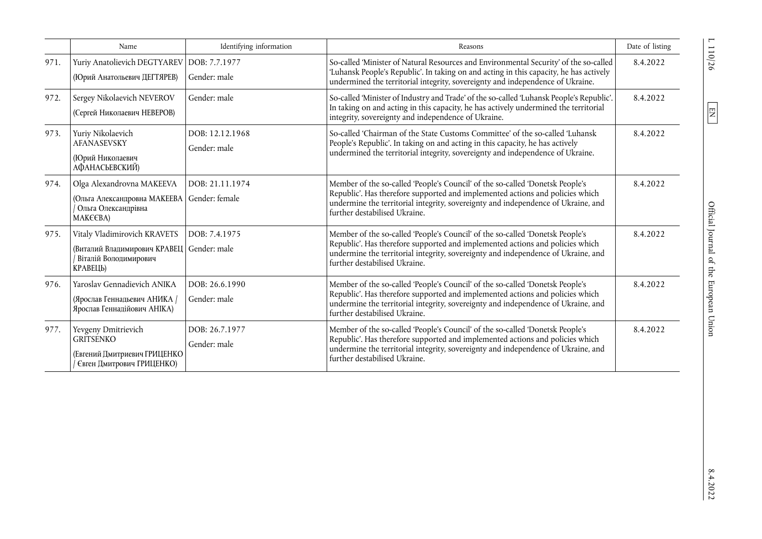| | Name | Identifying information | Reasons | Date of listing |
|---|---|---|---|---|
| 971. | Yuriy Anatolievich DEGTYAREV (Юрий Анатольевич ДЕГТЯРЕВ) | DOB: 7.7.1977 Gender: male | So-called 'Minister of Natural Resources and Environmental Security' of the so-called 'Luhansk People's Republic'. In taking on and acting in this capacity, he has actively undermined the territorial integrity, sovereignty and independence of Ukraine. | 8.4.2022 |
| 972. | Sergey Nikolaevich NEVEROV (Сергей Николаевич НЕВЕРОВ) | Gender: male | So-called 'Minister of Industry and Trade' of the so-called 'Luhansk People's Republic'. In taking on and acting in this capacity, he has actively undermined the territorial integrity, sovereignty and independence of Ukraine. | 8.4.2022 |
| 973. | Yuriy Nikolaevich AFANASEVSKY (Юрий Николаевич АФАНАСЬЕВСКИЙ) | DOB: 12.12.1968 Gender: male | So-called 'Chairman of the State Customs Committee' of the so-called 'Luhansk People's Republic'. In taking on and acting in this capacity, he has actively undermined the territorial integrity, sovereignty and independence of Ukraine. | 8.4.2022 |
| 974. | Olga Alexandrovna MAKEEVA (Ольга Александровна МАКЕЕВА / Ольга Олександрівна МАКЄЄВА) | DOB: 21.11.1974 Gender: female | Member of the so-called 'People's Council' of the so-called 'Donetsk People's Republic'. Has therefore supported and implemented actions and policies which undermine the territorial integrity, sovereignty and independence of Ukraine, and further destabilised Ukraine. | 8.4.2022 |
| 975. | Vitaly Vladimirovich KRAVETS (Виталий Владимирович КРАВЕЦ / Віталій Володимирович КРАВЕЦЬ) | DOB: 7.4.1975 Gender: male | Member of the so-called 'People's Council' of the so-called 'Donetsk People's Republic'. Has therefore supported and implemented actions and policies which undermine the territorial integrity, sovereignty and independence of Ukraine, and further destabilised Ukraine. | 8.4.2022 |
| 976. | Yaroslav Gennadievich ANIKA (Ярослав Геннадьевич АНИКА / Ярослав Геннадійович АНІКА) | DOB: 26.6.1990 Gender: male | Member of the so-called 'People's Council' of the so-called 'Donetsk People's Republic'. Has therefore supported and implemented actions and policies which undermine the territorial integrity, sovereignty and independence of Ukraine, and further destabilised Ukraine. | 8.4.2022 |
| 977. | Yevgeny Dmitrievich GRITSENKO (Евгений Дмитриевич ГРИЦЕНКО / Євген Дмитрович ГРИЦЕНКО) | DOB: 26.7.1977 Gender: male | Member of the so-called 'People's Council' of the so-called 'Donetsk People's Republic'. Has therefore supported and implemented actions and policies which undermine the territorial integrity, sovereignty and independence of Ukraine, and further destabilised Ukraine. | 8.4.2022 |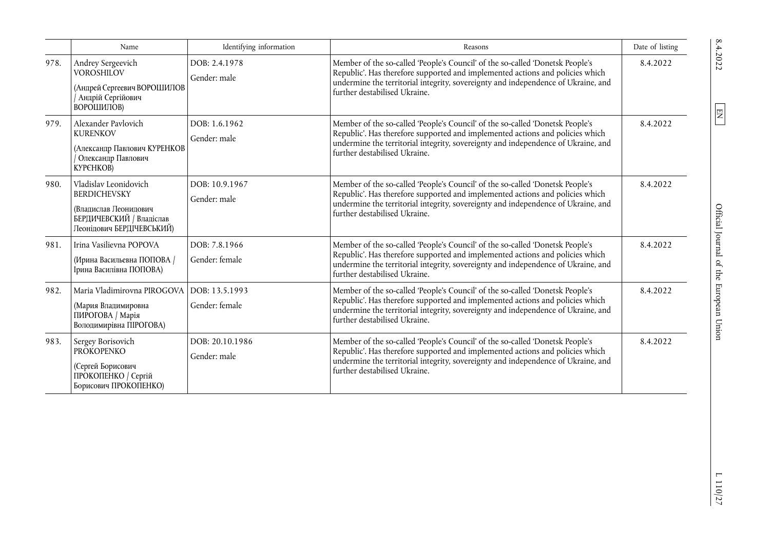| | Name | Identifying information | Reasons | Date of listing |
|---|---|---|---|---|
| 978. | Andrey Sergeevich VOROSHILOV (Андрей Сергеевич ВОРОШИЛОВ / Андрій Сергійович ВОРОШИЛОВ) | DOB: 2.4.1978 Gender: male | Member of the so-called 'People's Council' of the so-called 'Donetsk People's Republic'. Has therefore supported and implemented actions and policies which undermine the territorial integrity, sovereignty and independence of Ukraine, and further destabilised Ukraine. | 8.4.2022 |
| 979. | Alexander Pavlovich KURENKOV (Александр Павлович КУРЕНКОВ / Олександр Павлович КУРЄНКОВ) | DOB: 1.6.1962 Gender: male | Member of the so-called 'People's Council' of the so-called 'Donetsk People's Republic'. Has therefore supported and implemented actions and policies which undermine the territorial integrity, sovereignty and independence of Ukraine, and further destabilised Ukraine. | 8.4.2022 |
| 980. | Vladislav Leonidovich BERDICHEVSKY (Владислав Леонидович БЕРДИЧЕВСКИЙ / Владіслав Леонідович БЕРДІЧЕВСЬКИЙ) | DOB: 10.9.1967 Gender: male | Member of the so-called 'People's Council' of the so-called 'Donetsk People's Republic'. Has therefore supported and implemented actions and policies which undermine the territorial integrity, sovereignty and independence of Ukraine, and further destabilised Ukraine. | 8.4.2022 |
| 981. | Irina Vasilievna POPOVA (Ирина Васильевна ПОПОВА / Ірина Василівна ПОПОВА) | DOB: 7.8.1966 Gender: female | Member of the so-called 'People's Council' of the so-called 'Donetsk People's Republic'. Has therefore supported and implemented actions and policies which undermine the territorial integrity, sovereignty and independence of Ukraine, and further destabilised Ukraine. | 8.4.2022 |
| 982. | Maria Vladimirovna PIROGOVA (Мария Владимировна ПИРОГОВА / Марія Володимирівна ПІРОГОВА) | DOB: 13.5.1993 Gender: female | Member of the so-called 'People's Council' of the so-called 'Donetsk People's Republic'. Has therefore supported and implemented actions and policies which undermine the territorial integrity, sovereignty and independence of Ukraine, and further destabilised Ukraine. | 8.4.2022 |
| 983. | Sergey Borisovich PROKOPENKO (Сергей Борисович ПРОКОПЕНКО / Сергій Борисович ПРОКОПЕНКО) | DOB: 20.10.1986 Gender: male | Member of the so-called 'People's Council' of the so-called 'Donetsk People's Republic'. Has therefore supported and implemented actions and policies which undermine the territorial integrity, sovereignty and independence of Ukraine, and further destabilised Ukraine. | 8.4.2022 |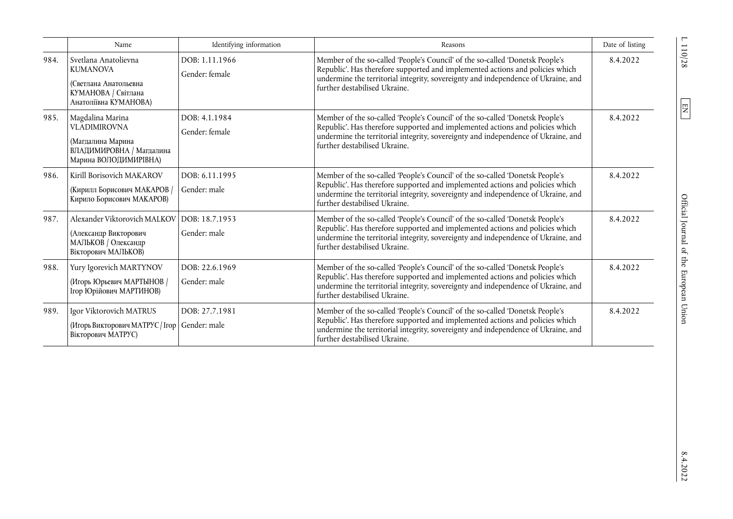| | Name | Identifying information | Reasons | Date of listing |
|---|---|---|---|---|
| 984. | Svetlana Anatolievna KUMANOVA (Светлана Анатольевна КУМАНОВА / Світлана Анатоліївна КУМАНОВА) | DOB: 1.11.1966 Gender: female | Member of the so-called 'People's Council' of the so-called 'Donetsk People's Republic'. Has therefore supported and implemented actions and policies which undermine the territorial integrity, sovereignty and independence of Ukraine, and further destabilised Ukraine. | 8.4.2022 |
| 985. | Magdalina Marina VLADIMIROVNA (Магдалина Марина ВЛАДИМИРОВНА / Магдалина Марина ВОЛОДИМИРІВНА) | DOB: 4.1.1984 Gender: female | Member of the so-called 'People's Council' of the so-called 'Donetsk People's Republic'. Has therefore supported and implemented actions and policies which undermine the territorial integrity, sovereignty and independence of Ukraine, and further destabilised Ukraine. | 8.4.2022 |
| 986. | Kirill Borisovich MAKAROV (Кирилл Борисович МАКАРОВ / Кирило Борисович МАКАРОВ) | DOB: 6.11.1995 Gender: male | Member of the so-called 'People's Council' of the so-called 'Donetsk People's Republic'. Has therefore supported and implemented actions and policies which undermine the territorial integrity, sovereignty and independence of Ukraine, and further destabilised Ukraine. | 8.4.2022 |
| 987. | Alexander Viktorovich MALKOV (Александр Викторович МАЛЬКОВ / Олександр Вікторович МАЛЬКОВ) | DOB: 18.7.1953 Gender: male | Member of the so-called 'People's Council' of the so-called 'Donetsk People's Republic'. Has therefore supported and implemented actions and policies which undermine the territorial integrity, sovereignty and independence of Ukraine, and further destabilised Ukraine. | 8.4.2022 |
| 988. | Yury Igorevich MARTYNOV (Игорь Юрьевич МАРТЫНОВ / Ігор Юрійович МАРТИНОВ) | DOB: 22.6.1969 Gender: male | Member of the so-called 'People's Council' of the so-called 'Donetsk People's Republic'. Has therefore supported and implemented actions and policies which undermine the territorial integrity, sovereignty and independence of Ukraine, and further destabilised Ukraine. | 8.4.2022 |
| 989. | Igor Viktorovich MATRUS (Игорь Викторович МАТРУС / Ігор Вікторович МАТРУС) | DOB: 27.7.1981 Gender: male | Member of the so-called 'People's Council' of the so-called 'Donetsk People's Republic'. Has therefore supported and implemented actions and policies which undermine the territorial integrity, sovereignty and independence of Ukraine, and further destabilised Ukraine. | 8.4.2022 |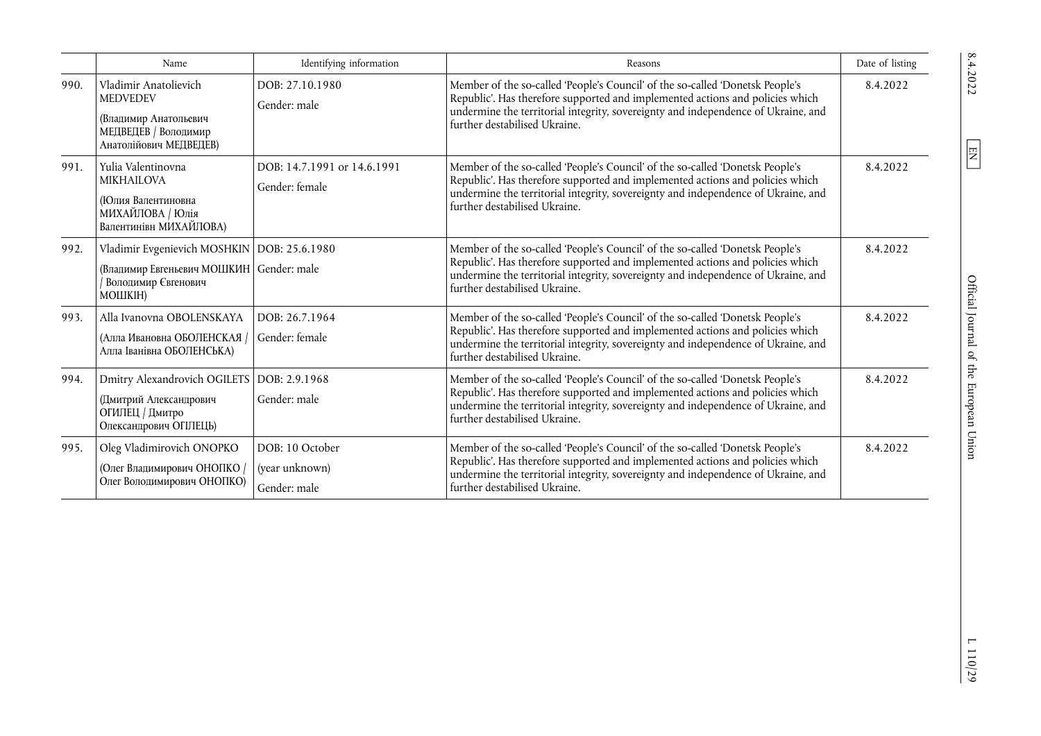|  | Name | Identifying information | Reasons | Date of listing |
|---|---|---|---|---|
| 990. | Vladimir Anatolievich MEDVEDEV (Владимир Анатольевич МЕДВЕДЕВ / Володимир Анатолійович МЕДВЕДЕВ) | DOB: 27.10.1980 Gender: male | Member of the so-called 'People's Council' of the so-called 'Donetsk People's Republic'. Has therefore supported and implemented actions and policies which undermine the territorial integrity, sovereignty and independence of Ukraine, and further destabilised Ukraine. | 8.4.2022 |
| 991. | Yulia Valentinovna MIKHAILOVA (Юлия Валентиновна МИХАЙЛОВА / Юлія Валентинівн МИХАЙЛОВА) | DOB: 14.7.1991 or 14.6.1991 Gender: female | Member of the so-called 'People's Council' of the so-called 'Donetsk People's Republic'. Has therefore supported and implemented actions and policies which undermine the territorial integrity, sovereignty and independence of Ukraine, and further destabilised Ukraine. | 8.4.2022 |
| 992. | Vladimir Evgenievich MOSHKIN (Владимир Евгеньевич МОШКИН / Володимир Євгенович МОШКІН) | DOB: 25.6.1980 Gender: male | Member of the so-called 'People's Council' of the so-called 'Donetsk People's Republic'. Has therefore supported and implemented actions and policies which undermine the territorial integrity, sovereignty and independence of Ukraine, and further destabilised Ukraine. | 8.4.2022 |
| 993. | Alla Ivanovna OBOLENSKAYA (Алла Ивановна ОБОЛЕНСКАЯ / Алла Іванівна ОБОЛЕНСЬКА) | DOB: 26.7.1964 Gender: female | Member of the so-called 'People's Council' of the so-called 'Donetsk People's Republic'. Has therefore supported and implemented actions and policies which undermine the territorial integrity, sovereignty and independence of Ukraine, and further destabilised Ukraine. | 8.4.2022 |
| 994. | Dmitry Alexandrovich OGILETS (Дмитрий Александрович ОГИЛЕЦ / Дмитро Олександрович ОГІЛЕЦЬ) | DOB: 2.9.1968 Gender: male | Member of the so-called 'People's Council' of the so-called 'Donetsk People's Republic'. Has therefore supported and implemented actions and policies which undermine the territorial integrity, sovereignty and independence of Ukraine, and further destabilised Ukraine. | 8.4.2022 |
| 995. | Oleg Vladimirovich ONOPKO (Олег Владимирович ОНОПКО / Олег Володимирович ОНОПКО) | DOB: 10 October (year unknown) Gender: male | Member of the so-called 'People's Council' of the so-called 'Donetsk People's Republic'. Has therefore supported and implemented actions and policies which undermine the territorial integrity, sovereignty and independence of Ukraine, and further destabilised Ukraine. | 8.4.2022 |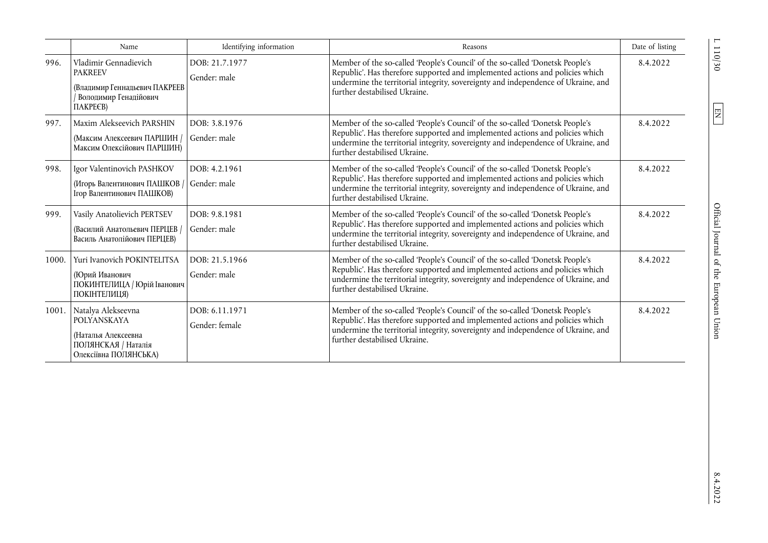| | Name | Identifying information | Reasons | Date of listing |
|---|---|---|---|---|
| 996. | Vladimir Gennadievich PAKREEV (Владимир Геннадьевич ПАКРЕЕВ / Володимир Генадійович ПАКРЕЄВ) | DOB: 21.7.1977 Gender: male | Member of the so-called 'People's Council' of the so-called 'Donetsk People's Republic'. Has therefore supported and implemented actions and policies which undermine the territorial integrity, sovereignty and independence of Ukraine, and further destabilised Ukraine. | 8.4.2022 |
| 997. | Maxim Alekseevich PARSHIN (Максим Алексеевич ПАРШИН / Максим Олексійович ПАРШИН) | DOB: 3.8.1976 Gender: male | Member of the so-called 'People's Council' of the so-called 'Donetsk People's Republic'. Has therefore supported and implemented actions and policies which undermine the territorial integrity, sovereignty and independence of Ukraine, and further destabilised Ukraine. | 8.4.2022 |
| 998. | Igor Valentinovich PASHKOV (Игорь Валентинович ПАШКОВ / Ігор Валентинович ПАШКОВ) | DOB: 4.2.1961 Gender: male | Member of the so-called 'People's Council' of the so-called 'Donetsk People's Republic'. Has therefore supported and implemented actions and policies which undermine the territorial integrity, sovereignty and independence of Ukraine, and further destabilised Ukraine. | 8.4.2022 |
| 999. | Vasily Anatolievich PERTSEV (Василий Анатольевич ПЕРЦЕВ / Василь Анатолійович ПЕРЦЕВ) | DOB: 9.8.1981 Gender: male | Member of the so-called 'People's Council' of the so-called 'Donetsk People's Republic'. Has therefore supported and implemented actions and policies which undermine the territorial integrity, sovereignty and independence of Ukraine, and further destabilised Ukraine. | 8.4.2022 |
| 1000. | Yuri Ivanovich POKINTELITSA (Юрий Иванович ПОКИНТЕЛИЦА / Юрій Іванович ПОКІНТЕЛИЦЯ) | DOB: 21.5.1966 Gender: male | Member of the so-called 'People's Council' of the so-called 'Donetsk People's Republic'. Has therefore supported and implemented actions and policies which undermine the territorial integrity, sovereignty and independence of Ukraine, and further destabilised Ukraine. | 8.4.2022 |
| 1001. | Natalya Alekseevna POLYANSKAYA (Наталья Алексеевна ПОЛЯНСКАЯ / Наталія Олексіївна ПОЛЯНСЬКА) | DOB: 6.11.1971 Gender: female | Member of the so-called 'People's Council' of the so-called 'Donetsk People's Republic'. Has therefore supported and implemented actions and policies which undermine the territorial integrity, sovereignty and independence of Ukraine, and further destabilised Ukraine. | 8.4.2022 |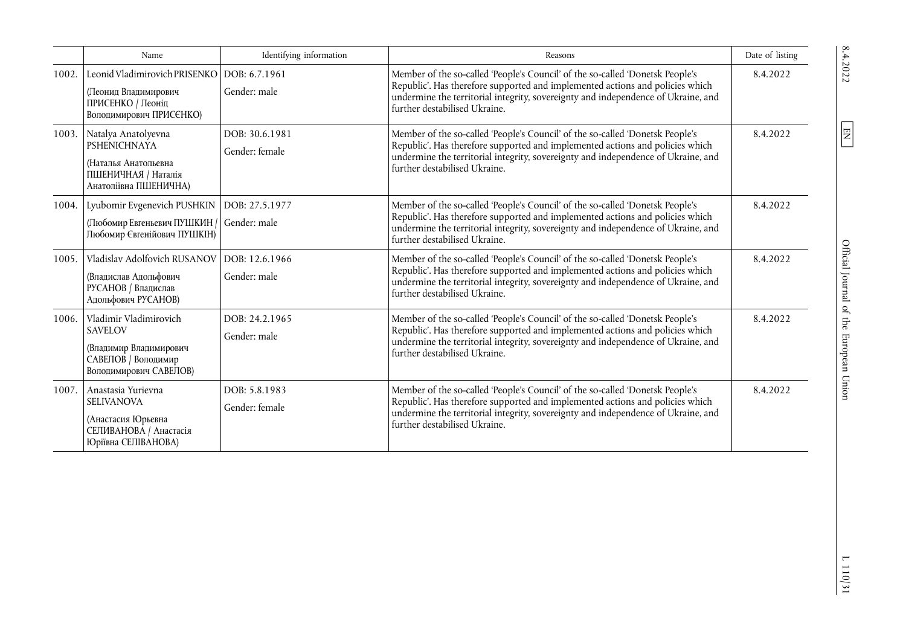| | Name | Identifying information | Reasons | Date of listing |
|---|---|---|---|---|
| 1002. | Leonid Vladimirovich PRISENKO (Леонид Владимирович ПРИСЕНКО / Леонід Володимирович ПРИСЄНКО) | DOB: 6.7.1961 Gender: male | Member of the so-called 'People's Council' of the so-called 'Donetsk People's Republic'. Has therefore supported and implemented actions and policies which undermine the territorial integrity, sovereignty and independence of Ukraine, and further destabilised Ukraine. | 8.4.2022 |
| 1003. | Natalya Anatolyevna PSHENICHNAYA (Наталья Анатольевна ПШЕНИЧНАЯ / Наталія Анатоліївна ПШЕНИЧНА) | DOB: 30.6.1981 Gender: female | Member of the so-called 'People's Council' of the so-called 'Donetsk People's Republic'. Has therefore supported and implemented actions and policies which undermine the territorial integrity, sovereignty and independence of Ukraine, and further destabilised Ukraine. | 8.4.2022 |
| 1004. | Lyubomir Evgenevich PUSHKIN (Любомир Евгеньевич ПУШКИН / Любомир Євгенійович ПУШКІН) | DOB: 27.5.1977 Gender: male | Member of the so-called 'People's Council' of the so-called 'Donetsk People's Republic'. Has therefore supported and implemented actions and policies which undermine the territorial integrity, sovereignty and independence of Ukraine, and further destabilised Ukraine. | 8.4.2022 |
| 1005. | Vladislav Adolfovich RUSANOV (Владислав Адольфович РУСАНОВ / Владислав Адольфович РУСАНОВ) | DOB: 12.6.1966 Gender: male | Member of the so-called 'People's Council' of the so-called 'Donetsk People's Republic'. Has therefore supported and implemented actions and policies which undermine the territorial integrity, sovereignty and independence of Ukraine, and further destabilised Ukraine. | 8.4.2022 |
| 1006. | Vladimir Vladimirovich SAVELOV (Владимир Владимирович САВЕЛОВ / Володимир Володимирович САВЕЛОВ) | DOB: 24.2.1965 Gender: male | Member of the so-called 'People's Council' of the so-called 'Donetsk People's Republic'. Has therefore supported and implemented actions and policies which undermine the territorial integrity, sovereignty and independence of Ukraine, and further destabilised Ukraine. | 8.4.2022 |
| 1007. | Anastasia Yurievna SELIVANOVA (Анастасия Юрьевна СЕЛИВАНОВА / Анастасія Юріївна СЕЛІВАНОВА) | DOB: 5.8.1983 Gender: female | Member of the so-called 'People's Council' of the so-called 'Donetsk People's Republic'. Has therefore supported and implemented actions and policies which undermine the territorial integrity, sovereignty and independence of Ukraine, and further destabilised Ukraine. | 8.4.2022 |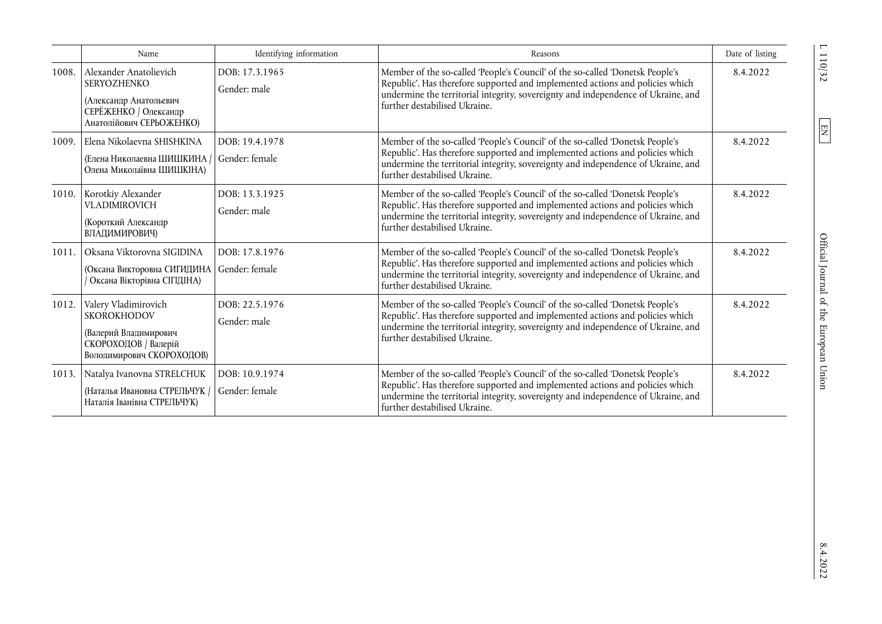| | Name | Identifying information | Reasons | Date of listing |
|---|---|---|---|---|
| 1008. | Alexander Anatolievich SERYOZHENKO (Александр Анатольевич СЕРЁЖЕНКО / Олександр Анатолійович СЕРЬОЖЕНКО) | DOB: 17.3.1965 Gender: male | Member of the so-called 'People's Council' of the so-called 'Donetsk People's Republic'. Has therefore supported and implemented actions and policies which undermine the territorial integrity, sovereignty and independence of Ukraine, and further destabilised Ukraine. | 8.4.2022 |
| 1009. | Elena Nikolaevna SHISHKINA (Елена Николаевна ШИШКИНА / Олена Миколаївна ШИШКІНА) | DOB: 19.4.1978 Gender: female | Member of the so-called 'People's Council' of the so-called 'Donetsk People's Republic'. Has therefore supported and implemented actions and policies which undermine the territorial integrity, sovereignty and independence of Ukraine, and further destabilised Ukraine. | 8.4.2022 |
| 1010. | Korotkiy Alexander VLADIMIROVICH (Короткий Александр ВЛАДИМИРОВИЧ) | DOB: 13.3.1925 Gender: male | Member of the so-called 'People's Council' of the so-called 'Donetsk People's Republic'. Has therefore supported and implemented actions and policies which undermine the territorial integrity, sovereignty and independence of Ukraine, and further destabilised Ukraine. | 8.4.2022 |
| 1011. | Oksana Viktorovna SIGIDINA (Оксана Викторовна СИГИДИНА / Оксана Вікторівна СІГІДІНА) | DOB: 17.8.1976 Gender: female | Member of the so-called 'People's Council' of the so-called 'Donetsk People's Republic'. Has therefore supported and implemented actions and policies which undermine the territorial integrity, sovereignty and independence of Ukraine, and further destabilised Ukraine. | 8.4.2022 |
| 1012. | Valery Vladimirovich SKOROKHODOV (Валерий Владимирович СКОРОХОДОВ / Валерій Володимирович СКОРОХОДОВ) | DOB: 22.5.1976 Gender: male | Member of the so-called 'People's Council' of the so-called 'Donetsk People's Republic'. Has therefore supported and implemented actions and policies which undermine the territorial integrity, sovereignty and independence of Ukraine, and further destabilised Ukraine. | 8.4.2022 |
| 1013. | Natalya Ivanovna STRELCHUK (Наталья Ивановна СТРЕЛЬЧУК / Наталія Іванівна СТРЕЛЬЧУК) | DOB: 10.9.1974 Gender: female | Member of the so-called 'People's Council' of the so-called 'Donetsk People's Republic'. Has therefore supported and implemented actions and policies which undermine the territorial integrity, sovereignty and independence of Ukraine, and further destabilised Ukraine. | 8.4.2022 |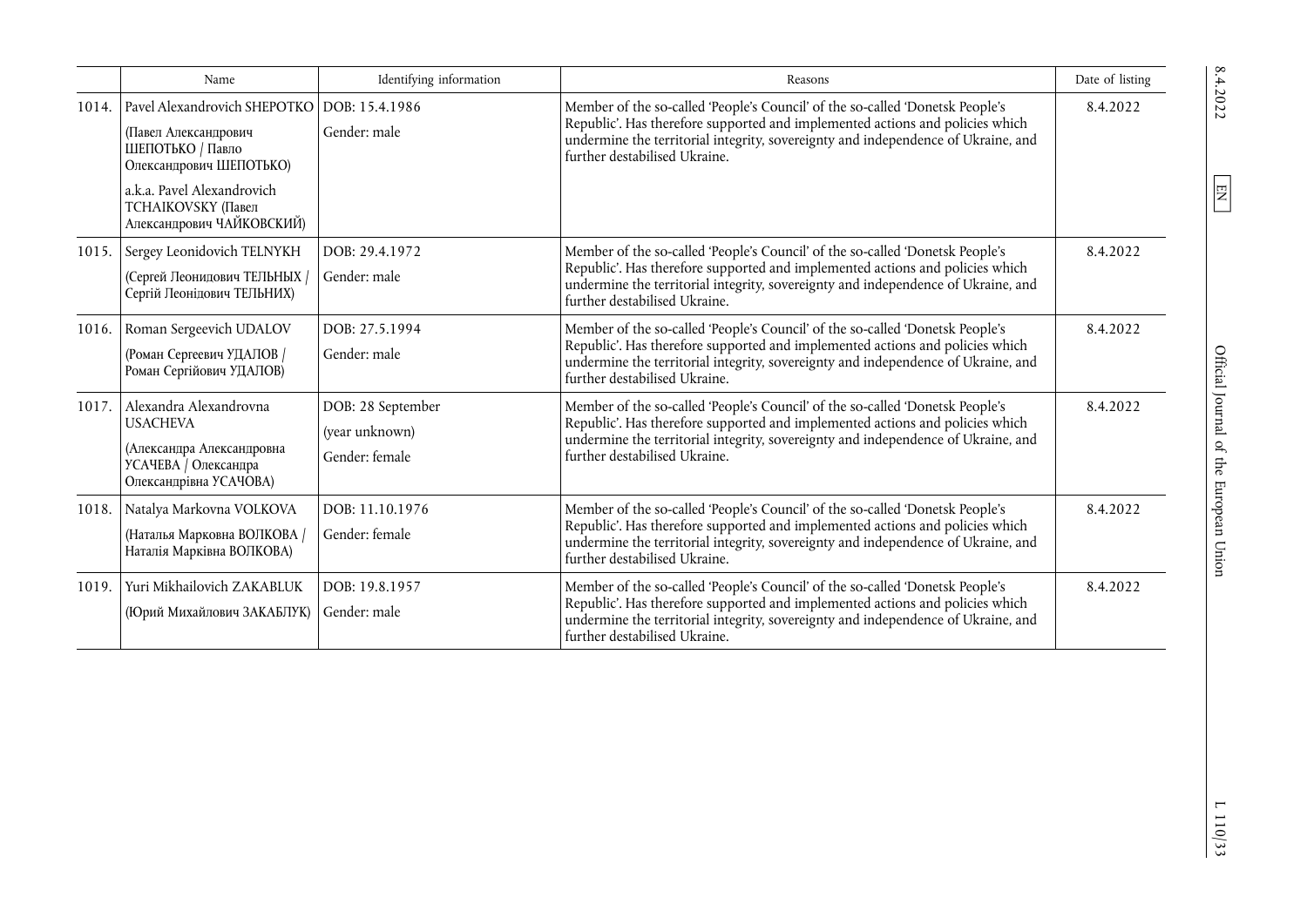| | Name | Identifying information | Reasons | Date of listing |
|---|---|---|---|---|
| 1014. | Pavel Alexandrovich SHEPOTKO (Павел Александрович ШЕПОТЬКО / Павло Олександрович ШЕПОТЬКО) a.k.a. Pavel Alexandrovich TCHAIKOVSKY (Павел Александрович ЧАЙКОВСКИЙ) | DOB: 15.4.1986 Gender: male | Member of the so-called 'People's Council' of the so-called 'Donetsk People's Republic'. Has therefore supported and implemented actions and policies which undermine the territorial integrity, sovereignty and independence of Ukraine, and further destabilised Ukraine. | 8.4.2022 |
| 1015. | Sergey Leonidovich TELNYKH (Сергей Леонидович ТЕЛЬНЫХ / Сергій Леонідович ТЕЛЬНИХ) | DOB: 29.4.1972 Gender: male | Member of the so-called 'People's Council' of the so-called 'Donetsk People's Republic'. Has therefore supported and implemented actions and policies which undermine the territorial integrity, sovereignty and independence of Ukraine, and further destabilised Ukraine. | 8.4.2022 |
| 1016. | Roman Sergeevich UDALOV (Роман Сергеевич УДАЛОВ / Роман Сергійович УДАЛОВ) | DOB: 27.5.1994 Gender: male | Member of the so-called 'People's Council' of the so-called 'Donetsk People's Republic'. Has therefore supported and implemented actions and policies which undermine the territorial integrity, sovereignty and independence of Ukraine, and further destabilised Ukraine. | 8.4.2022 |
| 1017. | Alexandra Alexandrovna USACHEVA (Александра Александровна УСАЧЕВА / Олександра Олександрівна УСАЧОВА) | DOB: 28 September (year unknown) Gender: female | Member of the so-called 'People's Council' of the so-called 'Donetsk People's Republic'. Has therefore supported and implemented actions and policies which undermine the territorial integrity, sovereignty and independence of Ukraine, and further destabilised Ukraine. | 8.4.2022 |
| 1018. | Natalya Markovna VOLKOVA (Наталья Марковна ВОЛКОВА / Наталія Марківна ВОЛКОВА) | DOB: 11.10.1976 Gender: female | Member of the so-called 'People's Council' of the so-called 'Donetsk People's Republic'. Has therefore supported and implemented actions and policies which undermine the territorial integrity, sovereignty and independence of Ukraine, and further destabilised Ukraine. | 8.4.2022 |
| 1019. | Yuri Mikhailovich ZAKABLUK (Юрий Михайлович ЗАКАБЛУК) | DOB: 19.8.1957 Gender: male | Member of the so-called 'People's Council' of the so-called 'Donetsk People's Republic'. Has therefore supported and implemented actions and policies which undermine the territorial integrity, sovereignty and independence of Ukraine, and further destabilised Ukraine. | 8.4.2022 |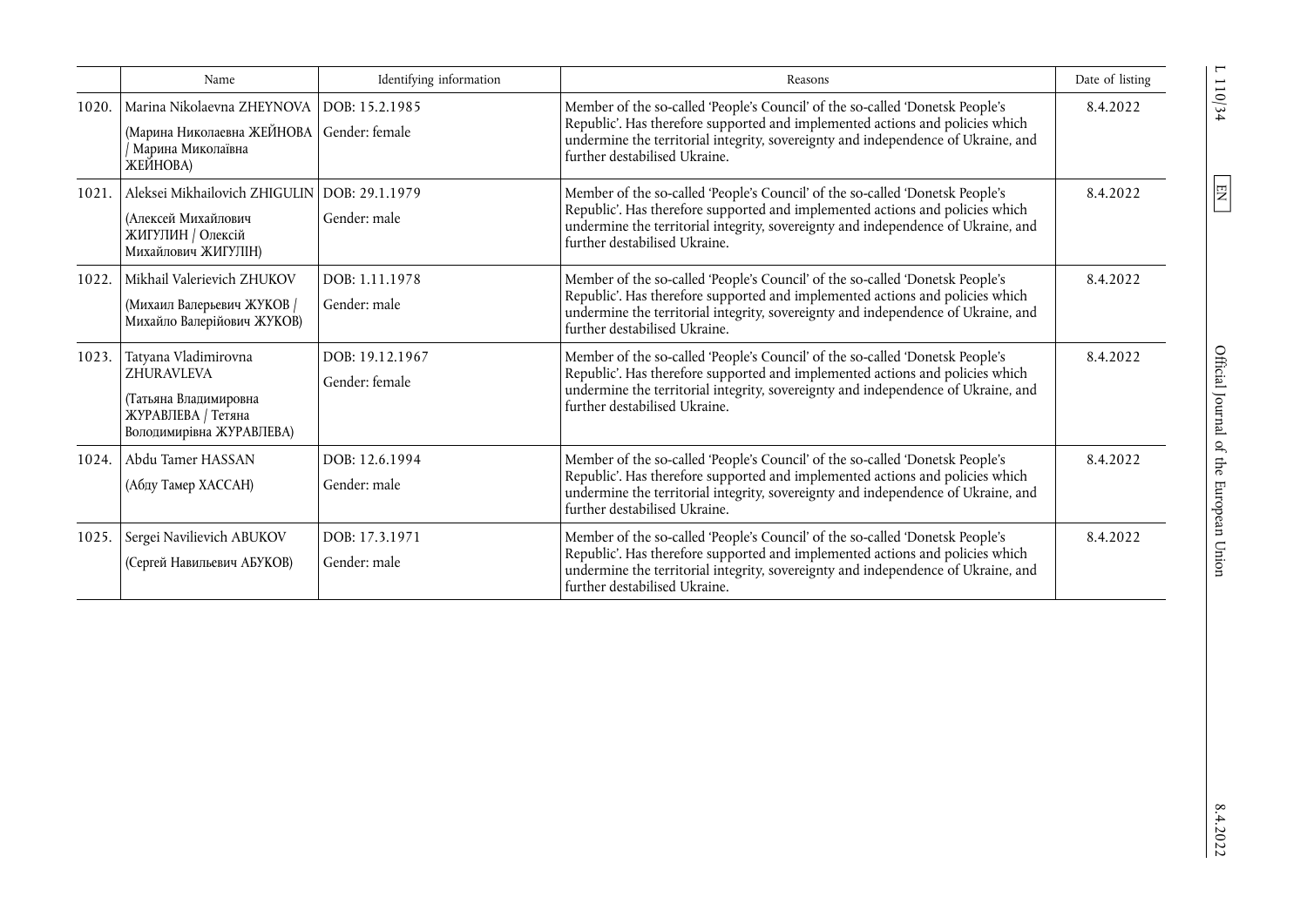| | Name | Identifying information | Reasons | Date of listing |
|---|---|---|---|---|
| 1020. | Marina Nikolaevna ZHEYNOVA (Марина Николаевна ЖЕЙНОВА / Марина Миколаївна ЖЕЙНОВА) | DOB: 15.2.1985 Gender: female | Member of the so-called 'People's Council' of the so-called 'Donetsk People's Republic'. Has therefore supported and implemented actions and policies which undermine the territorial integrity, sovereignty and independence of Ukraine, and further destabilised Ukraine. | 8.4.2022 |
| 1021. | Aleksei Mikhailovich ZHIGULIN (Алексей Михайлович ЖИГУЛИН / Олексій Михайлович ЖИГУЛІН) | DOB: 29.1.1979 Gender: male | Member of the so-called 'People's Council' of the so-called 'Donetsk People's Republic'. Has therefore supported and implemented actions and policies which undermine the territorial integrity, sovereignty and independence of Ukraine, and further destabilised Ukraine. | 8.4.2022 |
| 1022. | Mikhail Valerievich ZHUKOV (Михаил Валерьевич ЖУКОВ / Михайло Валерійович ЖУКОВ) | DOB: 1.11.1978 Gender: male | Member of the so-called 'People's Council' of the so-called 'Donetsk People's Republic'. Has therefore supported and implemented actions and policies which undermine the territorial integrity, sovereignty and independence of Ukraine, and further destabilised Ukraine. | 8.4.2022 |
| 1023. | Tatyana Vladimirovna ZHURAVLEVA (Татьяна Владимировна ЖУРАВЛЕВА / Тетяна Володимирівна ЖУРАВЛЕВА) | DOB: 19.12.1967 Gender: female | Member of the so-called 'People's Council' of the so-called 'Donetsk People's Republic'. Has therefore supported and implemented actions and policies which undermine the territorial integrity, sovereignty and independence of Ukraine, and further destabilised Ukraine. | 8.4.2022 |
| 1024. | Abdu Tamer HASSAN (Абду Тамер ХАССАН) | DOB: 12.6.1994 Gender: male | Member of the so-called 'People's Council' of the so-called 'Donetsk People's Republic'. Has therefore supported and implemented actions and policies which undermine the territorial integrity, sovereignty and independence of Ukraine, and further destabilised Ukraine. | 8.4.2022 |
| 1025. | Sergei Navilievich ABUKOV (Сергей Навильевич АБУКОВ) | DOB: 17.3.1971 Gender: male | Member of the so-called 'People's Council' of the so-called 'Donetsk People's Republic'. Has therefore supported and implemented actions and policies which undermine the territorial integrity, sovereignty and independence of Ukraine, and further destabilised Ukraine. | 8.4.2022 |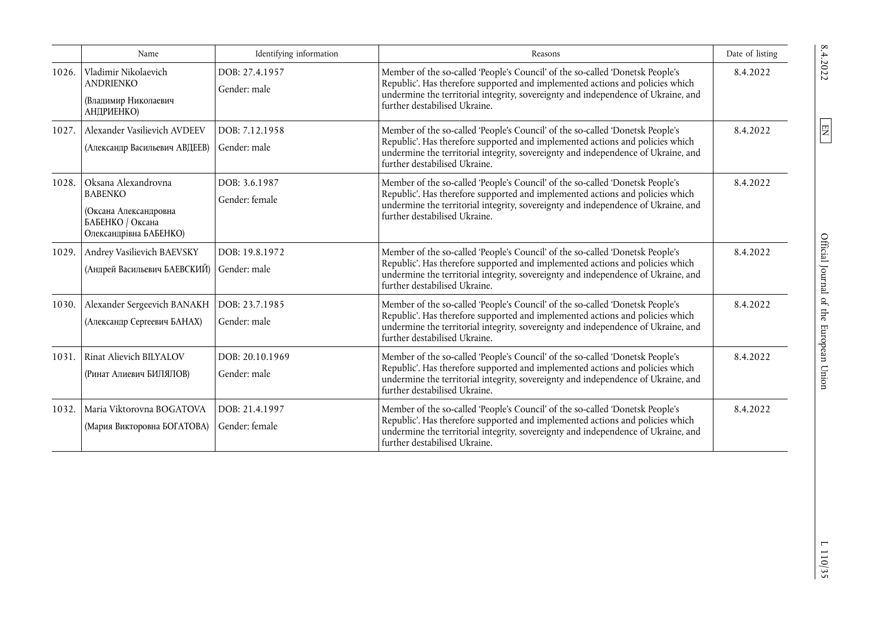| | Name | Identifying information | Reasons | Date of listing |
|---|---|---|---|---|
| 1026. | Vladimir Nikolaevich ANDRIENKO (Владимир Николаевич АНДРИЕНКО) | DOB: 27.4.1957 Gender: male | Member of the so-called 'People's Council' of the so-called 'Donetsk People's Republic'. Has therefore supported and implemented actions and policies which undermine the territorial integrity, sovereignty and independence of Ukraine, and further destabilised Ukraine. | 8.4.2022 |
| 1027. | Alexander Vasilievich AVDEEV (Александр Васильевич АВДЕЕВ) | DOB: 7.12.1958 Gender: male | Member of the so-called 'People's Council' of the so-called 'Donetsk People's Republic'. Has therefore supported and implemented actions and policies which undermine the territorial integrity, sovereignty and independence of Ukraine, and further destabilised Ukraine. | 8.4.2022 |
| 1028. | Oksana Alexandrovna BABENKO (Оксана Александровна БАБЕНКО / Оксана Олександрівна БАБЕНКО) | DOB: 3.6.1987 Gender: female | Member of the so-called 'People's Council' of the so-called 'Donetsk People's Republic'. Has therefore supported and implemented actions and policies which undermine the territorial integrity, sovereignty and independence of Ukraine, and further destabilised Ukraine. | 8.4.2022 |
| 1029. | Andrey Vasilievich BAEVSKY (Андрей Васильевич БАЕВСКИЙ) | DOB: 19.8.1972 Gender: male | Member of the so-called 'People's Council' of the so-called 'Donetsk People's Republic'. Has therefore supported and implemented actions and policies which undermine the territorial integrity, sovereignty and independence of Ukraine, and further destabilised Ukraine. | 8.4.2022 |
| 1030. | Alexander Sergeevich BANAKH (Александр Сергеевич БАНАХ) | DOB: 23.7.1985 Gender: male | Member of the so-called 'People's Council' of the so-called 'Donetsk People's Republic'. Has therefore supported and implemented actions and policies which undermine the territorial integrity, sovereignty and independence of Ukraine, and further destabilised Ukraine. | 8.4.2022 |
| 1031. | Rinat Alievich BILYALOV (Ринат Алиевич БИЛЯЛОВ) | DOB: 20.10.1969 Gender: male | Member of the so-called 'People's Council' of the so-called 'Donetsk People's Republic'. Has therefore supported and implemented actions and policies which undermine the territorial integrity, sovereignty and independence of Ukraine, and further destabilised Ukraine. | 8.4.2022 |
| 1032. | Maria Viktorovna BOGATOVA (Мария Викторовна БОГАТОВА) | DOB: 21.4.1997 Gender: female | Member of the so-called 'People's Council' of the so-called 'Donetsk People's Republic'. Has therefore supported and implemented actions and policies which undermine the territorial integrity, sovereignty and independence of Ukraine, and further destabilised Ukraine. | 8.4.2022 |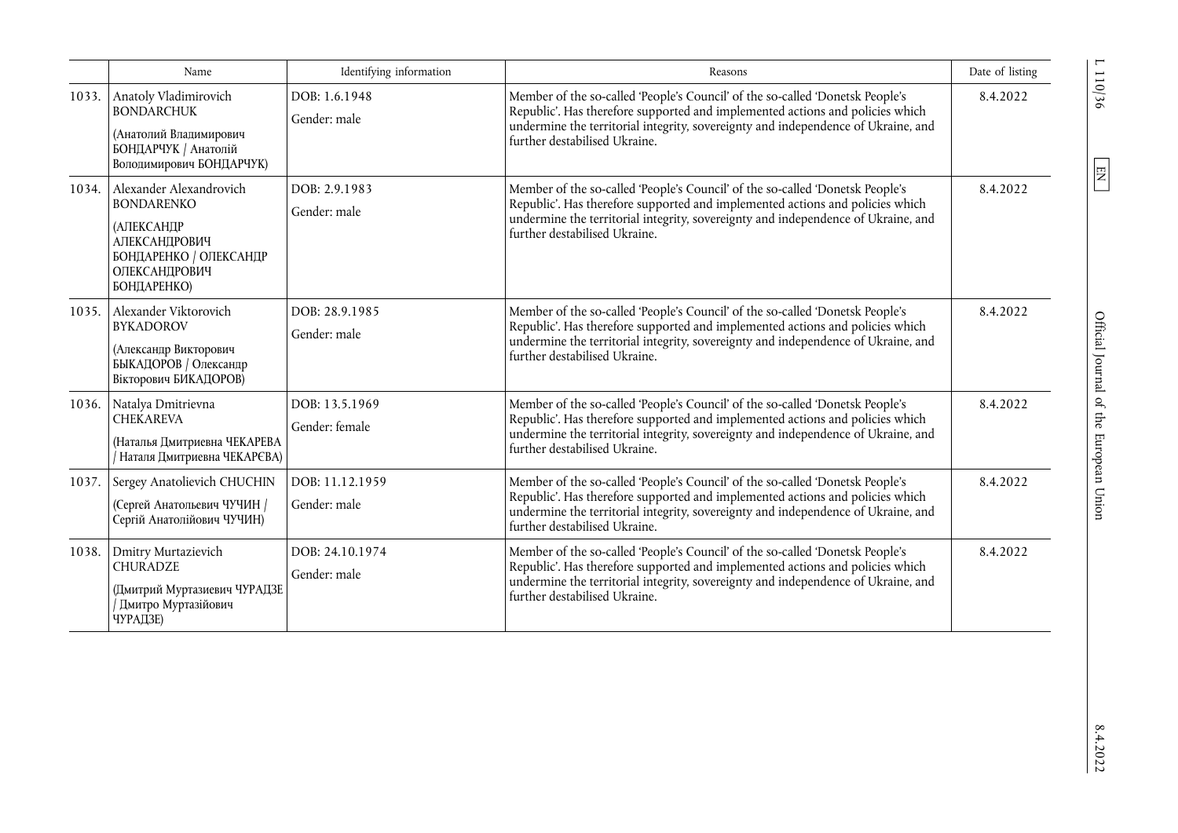| | Name | Identifying information | Reasons | Date of listing |
|---|---|---|---|---|
| 1033. | Anatoly Vladimirovich BONDARCHUK (Анатолий Владимирович БОНДАРЧУК / Анатолій Володимирович БОНДАРЧУК) | DOB: 1.6.1948 Gender: male | Member of the so-called 'People's Council' of the so-called 'Donetsk People's Republic'. Has therefore supported and implemented actions and policies which undermine the territorial integrity, sovereignty and independence of Ukraine, and further destabilised Ukraine. | 8.4.2022 |
| 1034. | Alexander Alexandrovich BONDARENKO (АЛЕКСАНДР АЛЕКСАНДРОВИЧ БОНДАРЕНКО / ОЛЕКСАНДР ОЛЕКСАНДРОВИЧ БОНДАРЕНКО) | DOB: 2.9.1983 Gender: male | Member of the so-called 'People's Council' of the so-called 'Donetsk People's Republic'. Has therefore supported and implemented actions and policies which undermine the territorial integrity, sovereignty and independence of Ukraine, and further destabilised Ukraine. | 8.4.2022 |
| 1035. | Alexander Viktorovich BYKADOROV (Александр Викторович БЫКАДОРОВ / Олександр Вікторович БИКАДОРОВ) | DOB: 28.9.1985 Gender: male | Member of the so-called 'People's Council' of the so-called 'Donetsk People's Republic'. Has therefore supported and implemented actions and policies which undermine the territorial integrity, sovereignty and independence of Ukraine, and further destabilised Ukraine. | 8.4.2022 |
| 1036. | Natalya Dmitrievna CHEKAREVA (Наталья Дмитриевна ЧЕКАРЕВА / Наталя Дмитриевна ЧЕКАРЄВА) | DOB: 13.5.1969 Gender: female | Member of the so-called 'People's Council' of the so-called 'Donetsk People's Republic'. Has therefore supported and implemented actions and policies which undermine the territorial integrity, sovereignty and independence of Ukraine, and further destabilised Ukraine. | 8.4.2022 |
| 1037. | Sergey Anatolievich CHUCHIN (Сергей Анатольевич ЧУЧИН / Сергій Анатолійович ЧУЧИН) | DOB: 11.12.1959 Gender: male | Member of the so-called 'People's Council' of the so-called 'Donetsk People's Republic'. Has therefore supported and implemented actions and policies which undermine the territorial integrity, sovereignty and independence of Ukraine, and further destabilised Ukraine. | 8.4.2022 |
| 1038. | Dmitry Murtazievich CHURADZE (Дмитрий Муртазиевич ЧУРАДЗЕ / Дмитро Муртазійович ЧУРАДЗЕ) | DOB: 24.10.1974 Gender: male | Member of the so-called 'People's Council' of the so-called 'Donetsk People's Republic'. Has therefore supported and implemented actions and policies which undermine the territorial integrity, sovereignty and independence of Ukraine, and further destabilised Ukraine. | 8.4.2022 |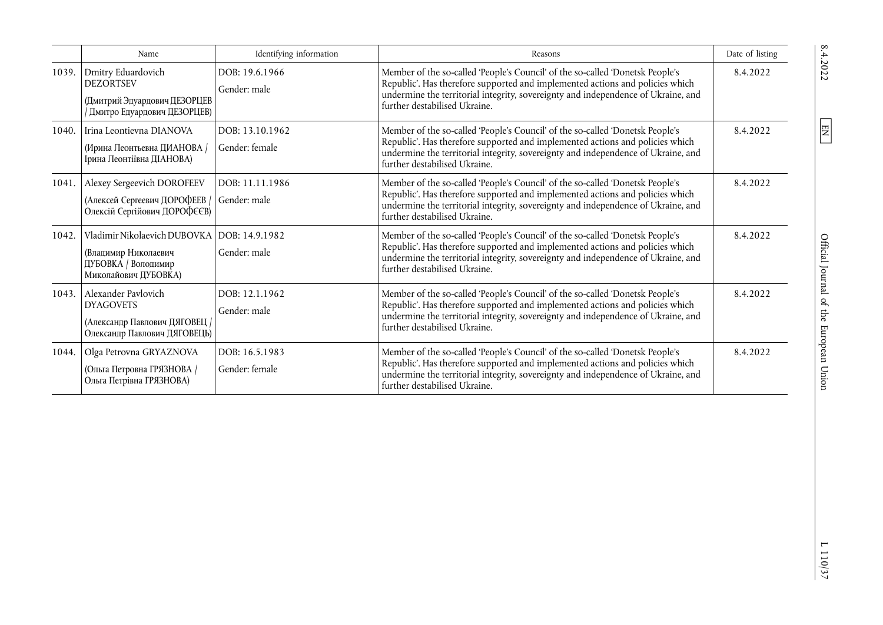| | Name | Identifying information | Reasons | Date of listing |
|---|---|---|---|---|
| 1039. | Dmitry Eduardovich DEZORTSEV (Дмитрий Эдуардович ДЕЗОРЦЕВ / Дмитро Едуардович ДЕЗОРЦЕВ) | DOB: 19.6.1966<br>Gender: male | Member of the so-called 'People's Council' of the so-called 'Donetsk People's Republic'. Has therefore supported and implemented actions and policies which undermine the territorial integrity, sovereignty and independence of Ukraine, and further destabilised Ukraine. | 8.4.2022 |
| 1040. | Irina Leontievna DIANOVA (Ирина Леонтьевна ДИАНОВА / Ірина Леонтіївна ДІАНОВА) | DOB: 13.10.1962<br>Gender: female | Member of the so-called 'People's Council' of the so-called 'Donetsk People's Republic'. Has therefore supported and implemented actions and policies which undermine the territorial integrity, sovereignty and independence of Ukraine, and further destabilised Ukraine. | 8.4.2022 |
| 1041. | Alexey Sergeevich DOROFEEV (Алексей Сергеевич ДОРОФЕЕВ / Олексій Сергійович ДОРОФЄЄВ) | DOB: 11.11.1986<br>Gender: male | Member of the so-called 'People's Council' of the so-called 'Donetsk People's Republic'. Has therefore supported and implemented actions and policies which undermine the territorial integrity, sovereignty and independence of Ukraine, and further destabilised Ukraine. | 8.4.2022 |
| 1042. | Vladimir Nikolaevich DUBOVKA (Владимир Николаевич ДУБОВКА / Володимир Миколайович ДУБОВКА) | DOB: 14.9.1982<br>Gender: male | Member of the so-called 'People's Council' of the so-called 'Donetsk People's Republic'. Has therefore supported and implemented actions and policies which undermine the territorial integrity, sovereignty and independence of Ukraine, and further destabilised Ukraine. | 8.4.2022 |
| 1043. | Alexander Pavlovich DYAGOVETS (Александр Павлович ДЯГОВЕЦ / Олександр Павлович ДЯГОВЕЦЬ) | DOB: 12.1.1962<br>Gender: male | Member of the so-called 'People's Council' of the so-called 'Donetsk People's Republic'. Has therefore supported and implemented actions and policies which undermine the territorial integrity, sovereignty and independence of Ukraine, and further destabilised Ukraine. | 8.4.2022 |
| 1044. | Olga Petrovna GRYAZNOVA (Ольга Петровна ГРЯЗНОВА / Ольга Петрівна ГРЯЗНОВА) | DOB: 16.5.1983<br>Gender: female | Member of the so-called 'People's Council' of the so-called 'Donetsk People's Republic'. Has therefore supported and implemented actions and policies which undermine the territorial integrity, sovereignty and independence of Ukraine, and further destabilised Ukraine. | 8.4.2022 |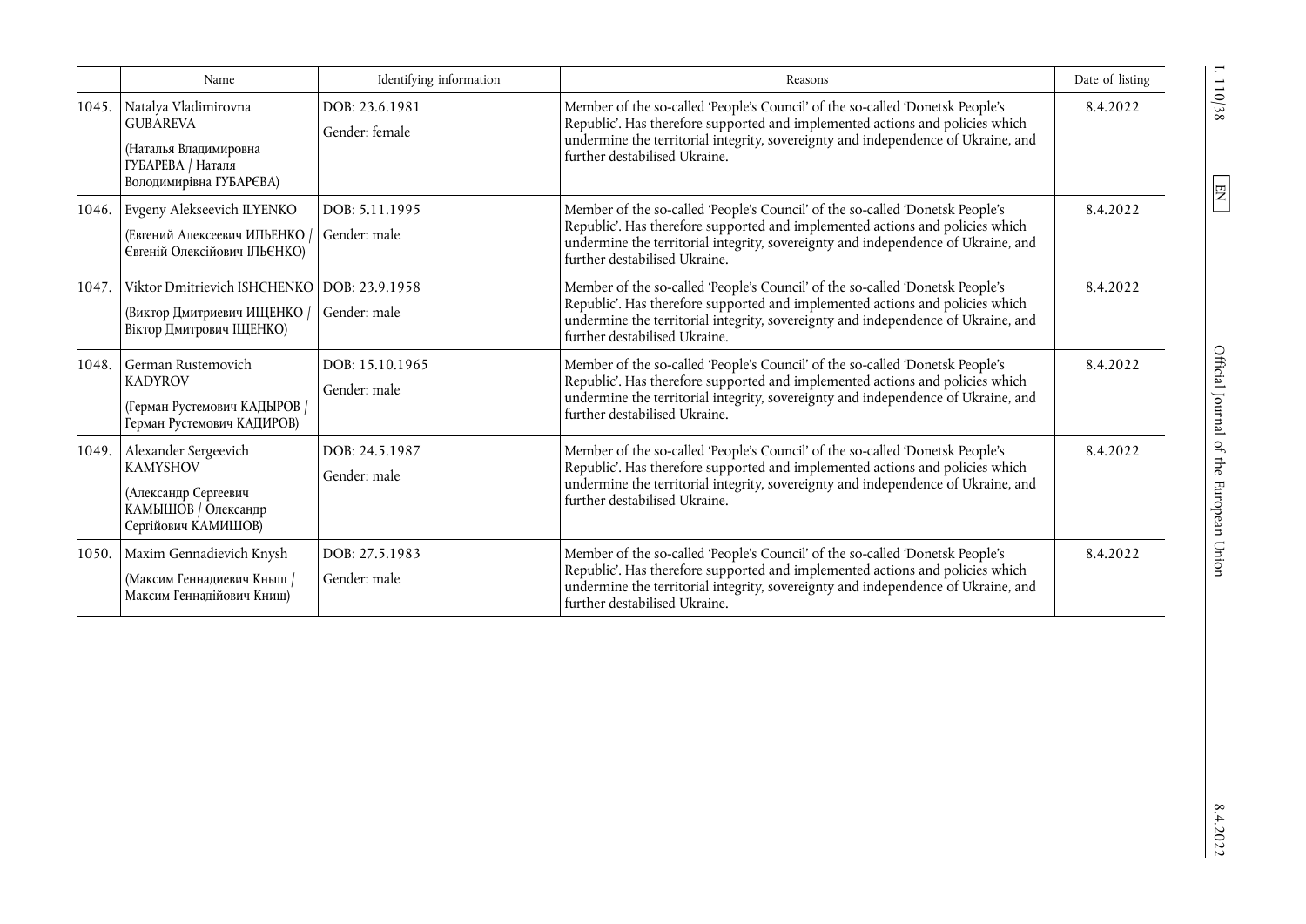|  | Name | Identifying information | Reasons | Date of listing |
|---|---|---|---|---|
| 1045. | Natalya Vladimirovna GUBAREVA (Наталья Владимировна ГУБАРЕВА / Наталя Володимирівна ГУБАРЄВА) | DOB: 23.6.1981 Gender: female | Member of the so-called 'People's Council' of the so-called 'Donetsk People's Republic'. Has therefore supported and implemented actions and policies which undermine the territorial integrity, sovereignty and independence of Ukraine, and further destabilised Ukraine. | 8.4.2022 |
| 1046. | Evgeny Alekseevich ILYENKO (Евгений Алексеевич ИЛЬЕНКО / Євгеній Олексійович ІЛЬЄНКО) | DOB: 5.11.1995 Gender: male | Member of the so-called 'People's Council' of the so-called 'Donetsk People's Republic'. Has therefore supported and implemented actions and policies which undermine the territorial integrity, sovereignty and independence of Ukraine, and further destabilised Ukraine. | 8.4.2022 |
| 1047. | Viktor Dmitrievich ISHCHENKO (Виктор Дмитриевич ИЩЕНКО / Віктор Дмитрович ІЩЕНКО) | DOB: 23.9.1958 Gender: male | Member of the so-called 'People's Council' of the so-called 'Donetsk People's Republic'. Has therefore supported and implemented actions and policies which undermine the territorial integrity, sovereignty and independence of Ukraine, and further destabilised Ukraine. | 8.4.2022 |
| 1048. | German Rustemovich KADYROV (Герман Рустемович КАДЫРОВ / Герман Рустемович КАДИРОВ) | DOB: 15.10.1965 Gender: male | Member of the so-called 'People's Council' of the so-called 'Donetsk People's Republic'. Has therefore supported and implemented actions and policies which undermine the territorial integrity, sovereignty and independence of Ukraine, and further destabilised Ukraine. | 8.4.2022 |
| 1049. | Alexander Sergeevich KAMYSHOV (Александр Сергеевич КАМЫШОВ / Олександр Сергійович КАМИШОВ) | DOB: 24.5.1987 Gender: male | Member of the so-called 'People's Council' of the so-called 'Donetsk People's Republic'. Has therefore supported and implemented actions and policies which undermine the territorial integrity, sovereignty and independence of Ukraine, and further destabilised Ukraine. | 8.4.2022 |
| 1050. | Maxim Gennadievich Knysh (Максим Геннадиевич Кныш / Максим Геннадійович Книш) | DOB: 27.5.1983 Gender: male | Member of the so-called 'People's Council' of the so-called 'Donetsk People's Republic'. Has therefore supported and implemented actions and policies which undermine the territorial integrity, sovereignty and independence of Ukraine, and further destabilised Ukraine. | 8.4.2022 |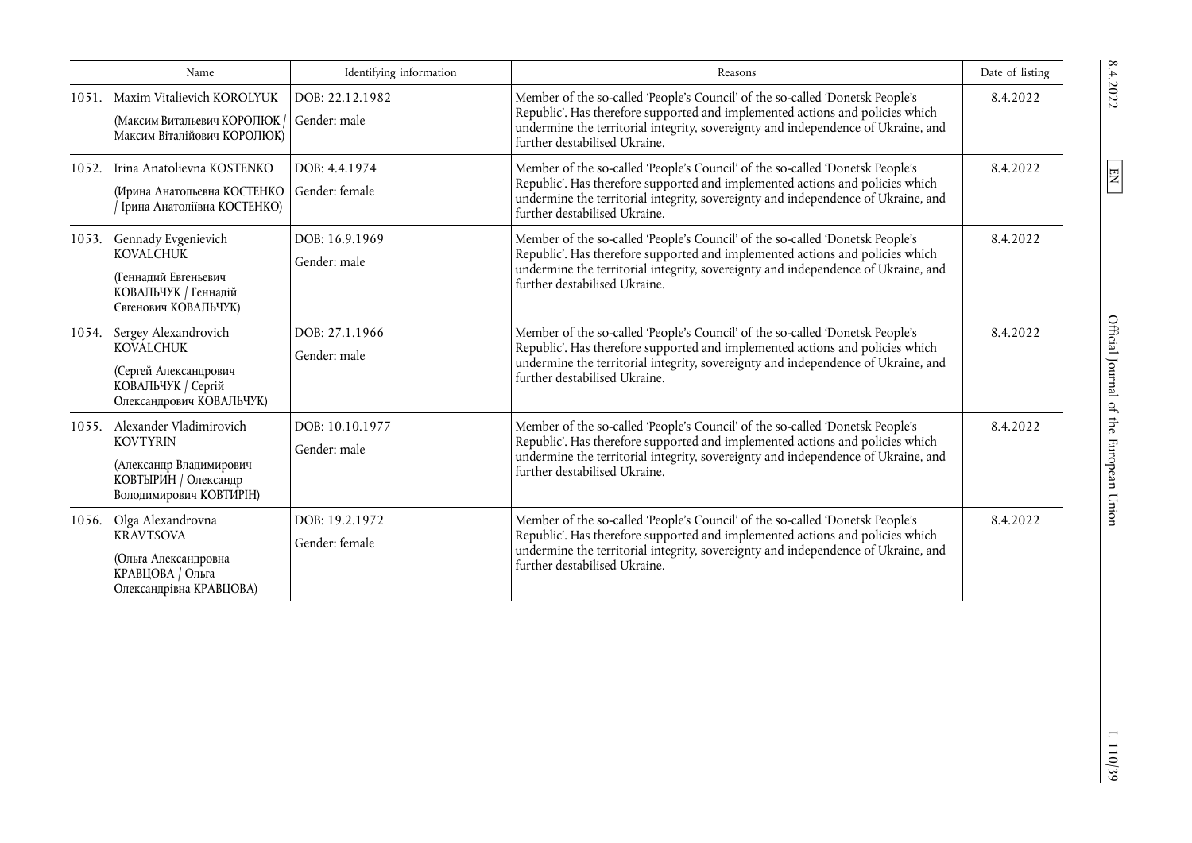|  | Name | Identifying information | Reasons | Date of listing |
| --- | --- | --- | --- | --- |
| 1051. | Maxim Vitalievich KOROLYUK (Максим Витальевич КОРОЛЮК / Максим Віталійович КОРОЛЮК) | DOB: 22.12.1982 Gender: male | Member of the so-called 'People's Council' of the so-called 'Donetsk People's Republic'. Has therefore supported and implemented actions and policies which undermine the territorial integrity, sovereignty and independence of Ukraine, and further destabilised Ukraine. | 8.4.2022 |
| 1052. | Irina Anatolievna KOSTENKO (Ирина Анатольевна КОСТЕНКО / Ірина Анатоліївна КОСТЕНКО) | DOB: 4.4.1974 Gender: female | Member of the so-called 'People's Council' of the so-called 'Donetsk People's Republic'. Has therefore supported and implemented actions and policies which undermine the territorial integrity, sovereignty and independence of Ukraine, and further destabilised Ukraine. | 8.4.2022 |
| 1053. | Gennady Evgenievich KOVALCHUK (Геннадий Евгеньевич КОВАЛЬЧУК / Геннадій Євгенович КОВАЛЬЧУК) | DOB: 16.9.1969 Gender: male | Member of the so-called 'People's Council' of the so-called 'Donetsk People's Republic'. Has therefore supported and implemented actions and policies which undermine the territorial integrity, sovereignty and independence of Ukraine, and further destabilised Ukraine. | 8.4.2022 |
| 1054. | Sergey Alexandrovich KOVALCHUK (Сергей Александрович КОВАЛЬЧУК / Сергій Олександрович КОВАЛЬЧУК) | DOB: 27.1.1966 Gender: male | Member of the so-called 'People's Council' of the so-called 'Donetsk People's Republic'. Has therefore supported and implemented actions and policies which undermine the territorial integrity, sovereignty and independence of Ukraine, and further destabilised Ukraine. | 8.4.2022 |
| 1055. | Alexander Vladimirovich KOVTYRIN (Александр Владимирович КОВТЫРИН / Олександр Володимирович КОВТИРІН) | DOB: 10.10.1977 Gender: male | Member of the so-called 'People's Council' of the so-called 'Donetsk People's Republic'. Has therefore supported and implemented actions and policies which undermine the territorial integrity, sovereignty and independence of Ukraine, and further destabilised Ukraine. | 8.4.2022 |
| 1056. | Olga Alexandrovna KRAVTSOVA (Ольга Александровна КРАВЦОВА / Ольга Олександрівна КРАВЦОВА) | DOB: 19.2.1972 Gender: female | Member of the so-called 'People's Council' of the so-called 'Donetsk People's Republic'. Has therefore supported and implemented actions and policies which undermine the territorial integrity, sovereignty and independence of Ukraine, and further destabilised Ukraine. | 8.4.2022 |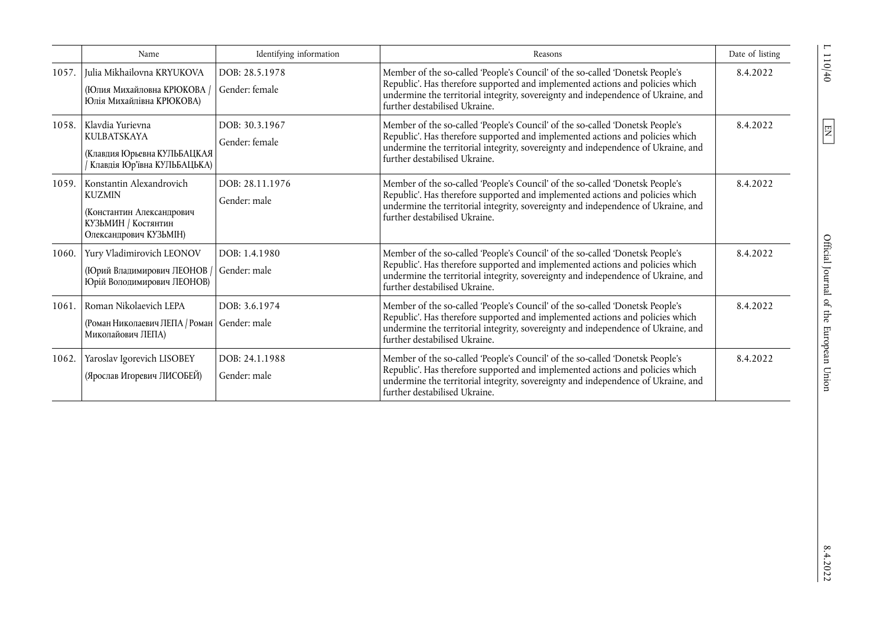| | Name | Identifying information | Reasons | Date of listing |
|---|---|---|---|---|
| 1057. | Julia Mikhailovna KRYUKOVA (Юлия Михайловна КРЮКОВА / Юлія Михайлівна КРЮКОВА) | DOB: 28.5.1978<br>Gender: female | Member of the so-called 'People's Council' of the so-called 'Donetsk People's Republic'. Has therefore supported and implemented actions and policies which undermine the territorial integrity, sovereignty and independence of Ukraine, and further destabilised Ukraine. | 8.4.2022 |
| 1058. | Klavdia Yurievna KULBATSKAYA (Клавдия Юрьевна КУЛЬБАЦКАЯ / Клавдія Юр'ївна КУЛЬБАЦЬКА) | DOB: 30.3.1967<br>Gender: female | Member of the so-called 'People's Council' of the so-called 'Donetsk People's Republic'. Has therefore supported and implemented actions and policies which undermine the territorial integrity, sovereignty and independence of Ukraine, and further destabilised Ukraine. | 8.4.2022 |
| 1059. | Konstantin Alexandrovich KUZMIN (Константин Александрович КУЗЬМИН / Костянтин Олександрович КУЗЬМІН) | DOB: 28.11.1976<br>Gender: male | Member of the so-called 'People's Council' of the so-called 'Donetsk People's Republic'. Has therefore supported and implemented actions and policies which undermine the territorial integrity, sovereignty and independence of Ukraine, and further destabilised Ukraine. | 8.4.2022 |
| 1060. | Yury Vladimirovich LEONOV (Юрий Владимирович ЛЕОНОВ / Юрій Володимирович ЛЕОНОВ) | DOB: 1.4.1980<br>Gender: male | Member of the so-called 'People's Council' of the so-called 'Donetsk People's Republic'. Has therefore supported and implemented actions and policies which undermine the territorial integrity, sovereignty and independence of Ukraine, and further destabilised Ukraine. | 8.4.2022 |
| 1061. | Roman Nikolaevich LEPA (Роман Николаевич ЛЕПА / Роман Миколайович ЛЕПА) | DOB: 3.6.1974<br>Gender: male | Member of the so-called 'People's Council' of the so-called 'Donetsk People's Republic'. Has therefore supported and implemented actions and policies which undermine the territorial integrity, sovereignty and independence of Ukraine, and further destabilised Ukraine. | 8.4.2022 |
| 1062. | Yaroslav Igorevich LISOBEY (Ярослав Игоревич ЛИСОБЕЙ) | DOB: 24.1.1988<br>Gender: male | Member of the so-called 'People's Council' of the so-called 'Donetsk People's Republic'. Has therefore supported and implemented actions and policies which undermine the territorial integrity, sovereignty and independence of Ukraine, and further destabilised Ukraine. | 8.4.2022 |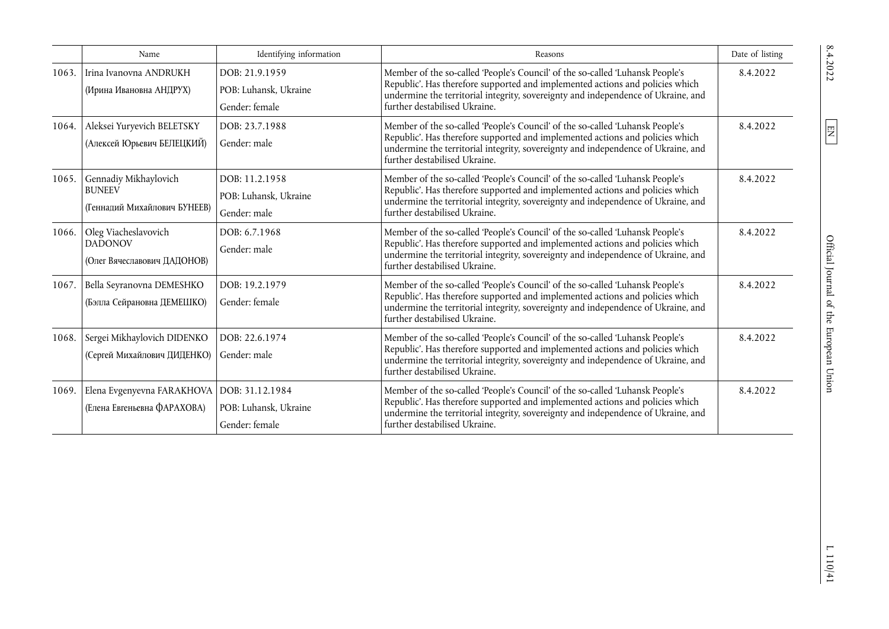| | Name | Identifying information | Reasons | Date of listing |
|---|---|---|---|---|
| 1063. | Irina Ivanovna ANDRUKH (Ирина Ивановна АНДРУХ) | DOB: 21.9.1959 POB: Luhansk, Ukraine Gender: female | Member of the so-called 'People's Council' of the so-called 'Luhansk People's Republic'. Has therefore supported and implemented actions and policies which undermine the territorial integrity, sovereignty and independence of Ukraine, and further destabilised Ukraine. | 8.4.2022 |
| 1064. | Aleksei Yuryevich BELETSKY (Алексей Юрьевич БЕЛЕЦКИЙ) | DOB: 23.7.1988 Gender: male | Member of the so-called 'People's Council' of the so-called 'Luhansk People's Republic'. Has therefore supported and implemented actions and policies which undermine the territorial integrity, sovereignty and independence of Ukraine, and further destabilised Ukraine. | 8.4.2022 |
| 1065. | Gennadiy Mikhaylovich BUNEEV (Геннадий Михайлович БУНЕЕВ) | DOB: 11.2.1958 POB: Luhansk, Ukraine Gender: male | Member of the so-called 'People's Council' of the so-called 'Luhansk People's Republic'. Has therefore supported and implemented actions and policies which undermine the territorial integrity, sovereignty and independence of Ukraine, and further destabilised Ukraine. | 8.4.2022 |
| 1066. | Oleg Viacheslavovich DADONOV (Олег Вячеславович ДАДОНОВ) | DOB: 6.7.1968 Gender: male | Member of the so-called 'People's Council' of the so-called 'Luhansk People's Republic'. Has therefore supported and implemented actions and policies which undermine the territorial integrity, sovereignty and independence of Ukraine, and further destabilised Ukraine. | 8.4.2022 |
| 1067. | Bella Seyranovna DEMESHKO (Бэлла Сейрановна ДЕМЕШКО) | DOB: 19.2.1979 Gender: female | Member of the so-called 'People's Council' of the so-called 'Luhansk People's Republic'. Has therefore supported and implemented actions and policies which undermine the territorial integrity, sovereignty and independence of Ukraine, and further destabilised Ukraine. | 8.4.2022 |
| 1068. | Sergei Mikhaylovich DIDENKO (Сергей Михайлович ДИДЕНКО) | DOB: 22.6.1974 Gender: male | Member of the so-called 'People's Council' of the so-called 'Luhansk People's Republic'. Has therefore supported and implemented actions and policies which undermine the territorial integrity, sovereignty and independence of Ukraine, and further destabilised Ukraine. | 8.4.2022 |
| 1069. | Elena Evgenyevna FARAKHOVA (Елена Евгеньевна ФАРАХОВА) | DOB: 31.12.1984 POB: Luhansk, Ukraine Gender: female | Member of the so-called 'People's Council' of the so-called 'Luhansk People's Republic'. Has therefore supported and implemented actions and policies which undermine the territorial integrity, sovereignty and independence of Ukraine, and further destabilised Ukraine. | 8.4.2022 |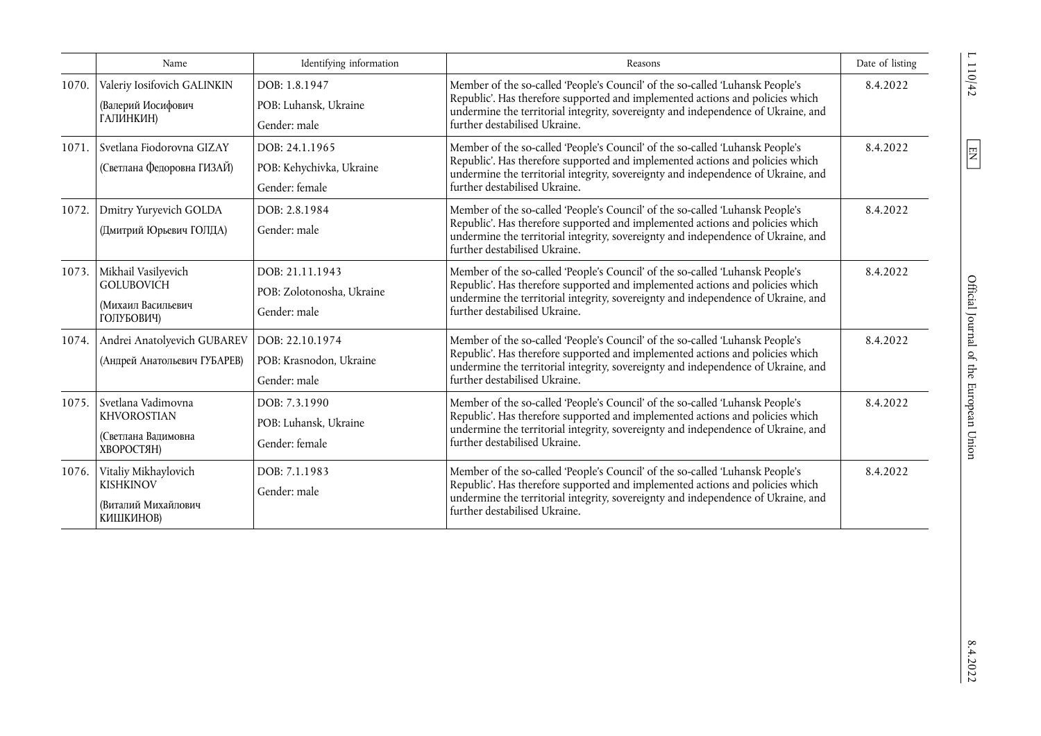| | Name | Identifying information | Reasons | Date of listing |
|---|---|---|---|---|
| 1070. | Valeriy Iosifovich GALINKIN (Валерий Иосифович ГАЛИНКИН) | DOB: 1.8.1947 POB: Luhansk, Ukraine Gender: male | Member of the so-called 'People's Council' of the so-called 'Luhansk People's Republic'. Has therefore supported and implemented actions and policies which undermine the territorial integrity, sovereignty and independence of Ukraine, and further destabilised Ukraine. | 8.4.2022 |
| 1071. | Svetlana Fiodorovna GIZAY (Светлана Федоровна ГИЗАЙ) | DOB: 24.1.1965 POB: Kehychivka, Ukraine Gender: female | Member of the so-called 'People's Council' of the so-called 'Luhansk People's Republic'. Has therefore supported and implemented actions and policies which undermine the territorial integrity, sovereignty and independence of Ukraine, and further destabilised Ukraine. | 8.4.2022 |
| 1072. | Dmitry Yuryevich GOLDA (Дмитрий Юрьевич ГОЛДА) | DOB: 2.8.1984 Gender: male | Member of the so-called 'People's Council' of the so-called 'Luhansk People's Republic'. Has therefore supported and implemented actions and policies which undermine the territorial integrity, sovereignty and independence of Ukraine, and further destabilised Ukraine. | 8.4.2022 |
| 1073. | Mikhail Vasilyevich GOLUBOVICH (Михаил Васильевич ГОЛУБОВИЧ) | DOB: 21.11.1943 POB: Zolotonosha, Ukraine Gender: male | Member of the so-called 'People's Council' of the so-called 'Luhansk People's Republic'. Has therefore supported and implemented actions and policies which undermine the territorial integrity, sovereignty and independence of Ukraine, and further destabilised Ukraine. | 8.4.2022 |
| 1074. | Andrei Anatolyevich GUBAREV (Андрей Анатольевич ГУБАРЕВ) | DOB: 22.10.1974 POB: Krasnodon, Ukraine Gender: male | Member of the so-called 'People's Council' of the so-called 'Luhansk People's Republic'. Has therefore supported and implemented actions and policies which undermine the territorial integrity, sovereignty and independence of Ukraine, and further destabilised Ukraine. | 8.4.2022 |
| 1075. | Svetlana Vadimovna KHVOROSTIAN (Светлана Вадимовна ХВОРОСТЯН) | DOB: 7.3.1990 POB: Luhansk, Ukraine Gender: female | Member of the so-called 'People's Council' of the so-called 'Luhansk People's Republic'. Has therefore supported and implemented actions and policies which undermine the territorial integrity, sovereignty and independence of Ukraine, and further destabilised Ukraine. | 8.4.2022 |
| 1076. | Vitaliy Mikhaylovich KISHKINOV (Виталий Михайлович КИШКИНОВ) | DOB: 7.1.1983 Gender: male | Member of the so-called 'People's Council' of the so-called 'Luhansk People's Republic'. Has therefore supported and implemented actions and policies which undermine the territorial integrity, sovereignty and independence of Ukraine, and further destabilised Ukraine. | 8.4.2022 |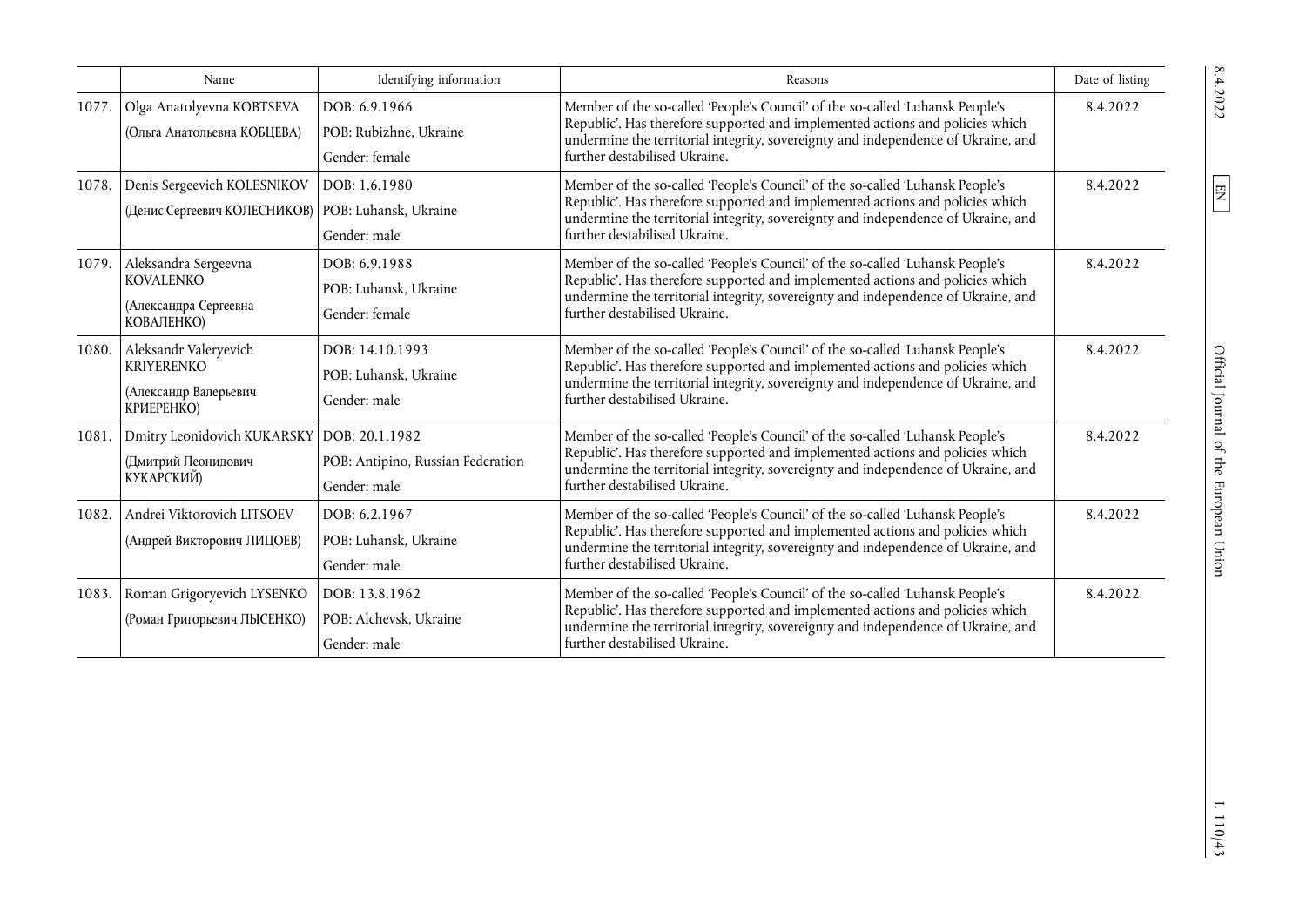|  | Name | Identifying information | Reasons | Date of listing |
|---|---|---|---|---|
| 1077. | Olga Anatolyevna KOBTSEVA (Ольга Анатольевна КОБЦЕВА) | DOB: 6.9.1966 POB: Rubizhne, Ukraine Gender: female | Member of the so-called 'People's Council' of the so-called 'Luhansk People's Republic'. Has therefore supported and implemented actions and policies which undermine the territorial integrity, sovereignty and independence of Ukraine, and further destabilised Ukraine. | 8.4.2022 |
| 1078. | Denis Sergeevich KOLESNIKOV (Денис Сергеевич КОЛЕСНИКОВ) | DOB: 1.6.1980 POB: Luhansk, Ukraine Gender: male | Member of the so-called 'People's Council' of the so-called 'Luhansk People's Republic'. Has therefore supported and implemented actions and policies which undermine the territorial integrity, sovereignty and independence of Ukraine, and further destabilised Ukraine. | 8.4.2022 |
| 1079. | Aleksandra Sergeevna KOVALENKO (Александра Сергеевна КОВАЛЕНКО) | DOB: 6.9.1988 POB: Luhansk, Ukraine Gender: female | Member of the so-called 'People's Council' of the so-called 'Luhansk People's Republic'. Has therefore supported and implemented actions and policies which undermine the territorial integrity, sovereignty and independence of Ukraine, and further destabilised Ukraine. | 8.4.2022 |
| 1080. | Aleksandr Valeryevich KRIYERENKO (Александр Валерьевич КРИЕРЕНКО) | DOB: 14.10.1993 POB: Luhansk, Ukraine Gender: male | Member of the so-called 'People's Council' of the so-called 'Luhansk People's Republic'. Has therefore supported and implemented actions and policies which undermine the territorial integrity, sovereignty and independence of Ukraine, and further destabilised Ukraine. | 8.4.2022 |
| 1081. | Dmitry Leonidovich KUKARSKY (Дмитрий Леонидович КУКАРСКИЙ) | DOB: 20.1.1982 POB: Antipino, Russian Federation Gender: male | Member of the so-called 'People's Council' of the so-called 'Luhansk People's Republic'. Has therefore supported and implemented actions and policies which undermine the territorial integrity, sovereignty and independence of Ukraine, and further destabilised Ukraine. | 8.4.2022 |
| 1082. | Andrei Viktorovich LITSOEV (Андрей Викторович ЛИЦОЕВ) | DOB: 6.2.1967 POB: Luhansk, Ukraine Gender: male | Member of the so-called 'People's Council' of the so-called 'Luhansk People's Republic'. Has therefore supported and implemented actions and policies which undermine the territorial integrity, sovereignty and independence of Ukraine, and further destabilised Ukraine. | 8.4.2022 |
| 1083. | Roman Grigoryevich LYSENKO (Роман Григорьевич ЛЫСЕНКО) | DOB: 13.8.1962 POB: Alchevsk, Ukraine Gender: male | Member of the so-called 'People's Council' of the so-called 'Luhansk People's Republic'. Has therefore supported and implemented actions and policies which undermine the territorial integrity, sovereignty and independence of Ukraine, and further destabilised Ukraine. | 8.4.2022 |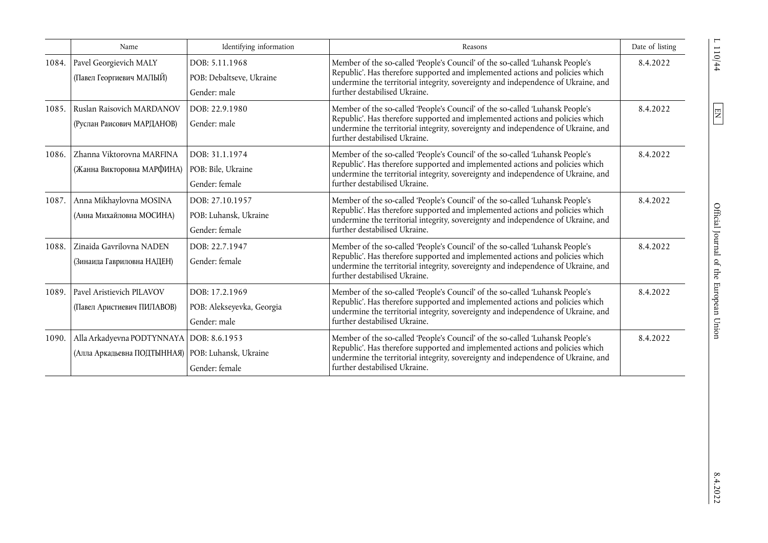| | Name | Identifying information | Reasons | Date of listing |
|---|---|---|---|---|
| 1084. | Pavel Georgievich MALY (Павел Георгиевич МАЛЫЙ) | DOB: 5.11.1968<br>POB: Debaltseve, Ukraine<br>Gender: male | Member of the so-called 'People's Council' of the so-called 'Luhansk People's Republic'. Has therefore supported and implemented actions and policies which undermine the territorial integrity, sovereignty and independence of Ukraine, and further destabilised Ukraine. | 8.4.2022 |
| 1085. | Ruslan Raisovich MARDANOV (Руслан Раисович МАРДАНОВ) | DOB: 22.9.1980<br>Gender: male | Member of the so-called 'People's Council' of the so-called 'Luhansk People's Republic'. Has therefore supported and implemented actions and policies which undermine the territorial integrity, sovereignty and independence of Ukraine, and further destabilised Ukraine. | 8.4.2022 |
| 1086. | Zhanna Viktorovna MARFINA (Жанна Викторовна МАРФИНА) | DOB: 31.1.1974<br>POB: Bile, Ukraine<br>Gender: female | Member of the so-called 'People's Council' of the so-called 'Luhansk People's Republic'. Has therefore supported and implemented actions and policies which undermine the territorial integrity, sovereignty and independence of Ukraine, and further destabilised Ukraine. | 8.4.2022 |
| 1087. | Anna Mikhaylovna MOSINA (Анна Михайловна МОСИНА) | DOB: 27.10.1957<br>POB: Luhansk, Ukraine<br>Gender: female | Member of the so-called 'People's Council' of the so-called 'Luhansk People's Republic'. Has therefore supported and implemented actions and policies which undermine the territorial integrity, sovereignty and independence of Ukraine, and further destabilised Ukraine. | 8.4.2022 |
| 1088. | Zinaida Gavrilovna NADEN (Зинаида Гавриловна НАДЕН) | DOB: 22.7.1947<br>Gender: female | Member of the so-called 'People's Council' of the so-called 'Luhansk People's Republic'. Has therefore supported and implemented actions and policies which undermine the territorial integrity, sovereignty and independence of Ukraine, and further destabilised Ukraine. | 8.4.2022 |
| 1089. | Pavel Aristievich PILAVOV (Павел Аристиевич ПИЛАВОВ) | DOB: 17.2.1969<br>POB: Alekseyevka, Georgia<br>Gender: male | Member of the so-called 'People's Council' of the so-called 'Luhansk People's Republic'. Has therefore supported and implemented actions and policies which undermine the territorial integrity, sovereignty and independence of Ukraine, and further destabilised Ukraine. | 8.4.2022 |
| 1090. | Alla Arkadyevna PODTYNNAYA (Алла Аркадьевна ПОДТЫННАЯ) | DOB: 8.6.1953<br>POB: Luhansk, Ukraine<br>Gender: female | Member of the so-called 'People's Council' of the so-called 'Luhansk People's Republic'. Has therefore supported and implemented actions and policies which undermine the territorial integrity, sovereignty and independence of Ukraine, and further destabilised Ukraine. | 8.4.2022 |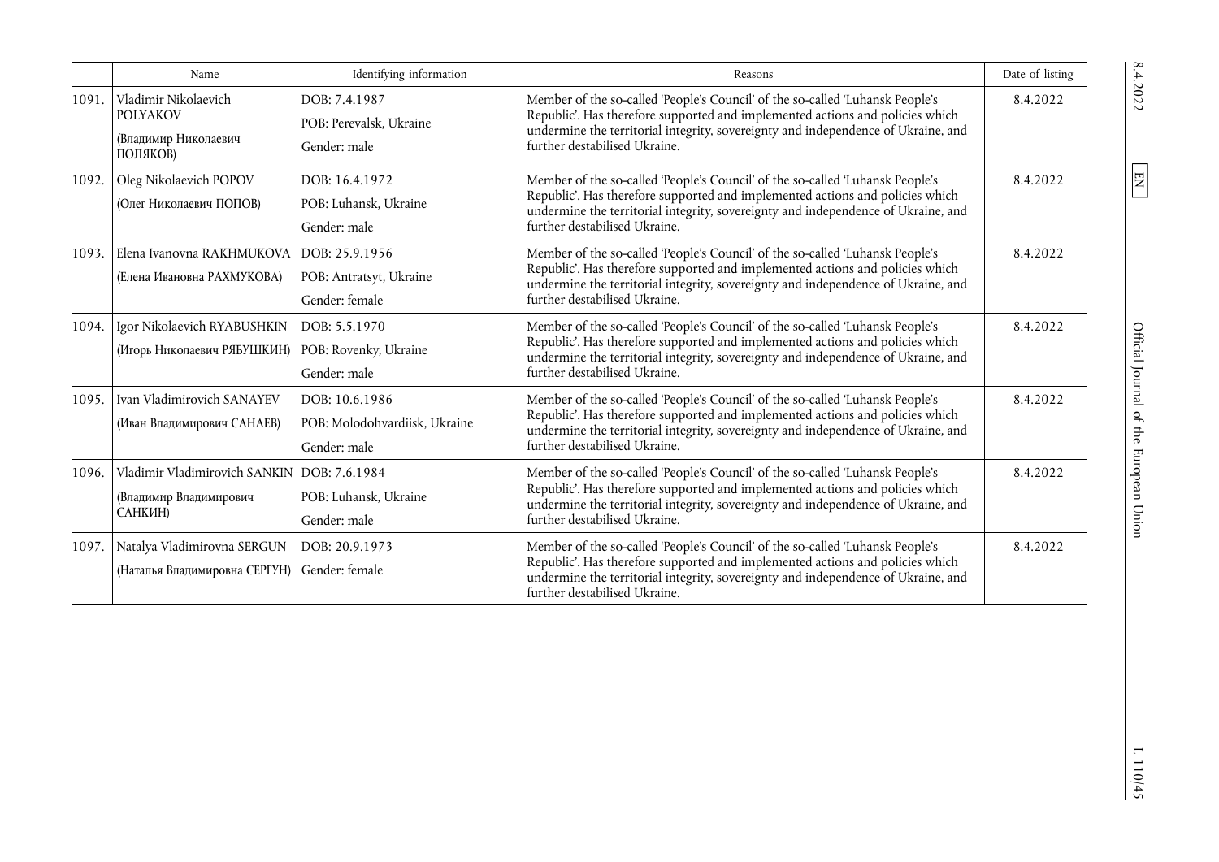| | Name | Identifying information | Reasons | Date of listing |
|---|---|---|---|---|
| 1091. | Vladimir Nikolaevich POLYAKOV (Владимир Николаевич ПОЛЯКОВ) | DOB: 7.4.1987 POB: Perevalsk, Ukraine Gender: male | Member of the so-called 'People's Council' of the so-called 'Luhansk People's Republic'. Has therefore supported and implemented actions and policies which undermine the territorial integrity, sovereignty and independence of Ukraine, and further destabilised Ukraine. | 8.4.2022 |
| 1092. | Oleg Nikolaevich POPOV (Олег Николаевич ПОПОВ) | DOB: 16.4.1972 POB: Luhansk, Ukraine Gender: male | Member of the so-called 'People's Council' of the so-called 'Luhansk People's Republic'. Has therefore supported and implemented actions and policies which undermine the territorial integrity, sovereignty and independence of Ukraine, and further destabilised Ukraine. | 8.4.2022 |
| 1093. | Elena Ivanovna RAKHMUKOVA (Елена Ивановна РАХМУКОВА) | DOB: 25.9.1956 POB: Antratsyt, Ukraine Gender: female | Member of the so-called 'People's Council' of the so-called 'Luhansk People's Republic'. Has therefore supported and implemented actions and policies which undermine the territorial integrity, sovereignty and independence of Ukraine, and further destabilised Ukraine. | 8.4.2022 |
| 1094. | Igor Nikolaevich RYABUSHKIN (Игорь Николаевич РЯБУШКИН) | DOB: 5.5.1970 POB: Rovenky, Ukraine Gender: male | Member of the so-called 'People's Council' of the so-called 'Luhansk People's Republic'. Has therefore supported and implemented actions and policies which undermine the territorial integrity, sovereignty and independence of Ukraine, and further destabilised Ukraine. | 8.4.2022 |
| 1095. | Ivan Vladimirovich SANAYEV (Иван Владимирович САНАЕВ) | DOB: 10.6.1986 POB: Molodohvardiisk, Ukraine Gender: male | Member of the so-called 'People's Council' of the so-called 'Luhansk People's Republic'. Has therefore supported and implemented actions and policies which undermine the territorial integrity, sovereignty and independence of Ukraine, and further destabilised Ukraine. | 8.4.2022 |
| 1096. | Vladimir Vladimirovich SANKIN (Владимир Владимирович САНКИН) | DOB: 7.6.1984 POB: Luhansk, Ukraine Gender: male | Member of the so-called 'People's Council' of the so-called 'Luhansk People's Republic'. Has therefore supported and implemented actions and policies which undermine the territorial integrity, sovereignty and independence of Ukraine, and further destabilised Ukraine. | 8.4.2022 |
| 1097. | Natalya Vladimirovna SERGUN (Наталья Владимировна СЕРГУН) | DOB: 20.9.1973 Gender: female | Member of the so-called 'People's Council' of the so-called 'Luhansk People's Republic'. Has therefore supported and implemented actions and policies which undermine the territorial integrity, sovereignty and independence of Ukraine, and further destabilised Ukraine. | 8.4.2022 |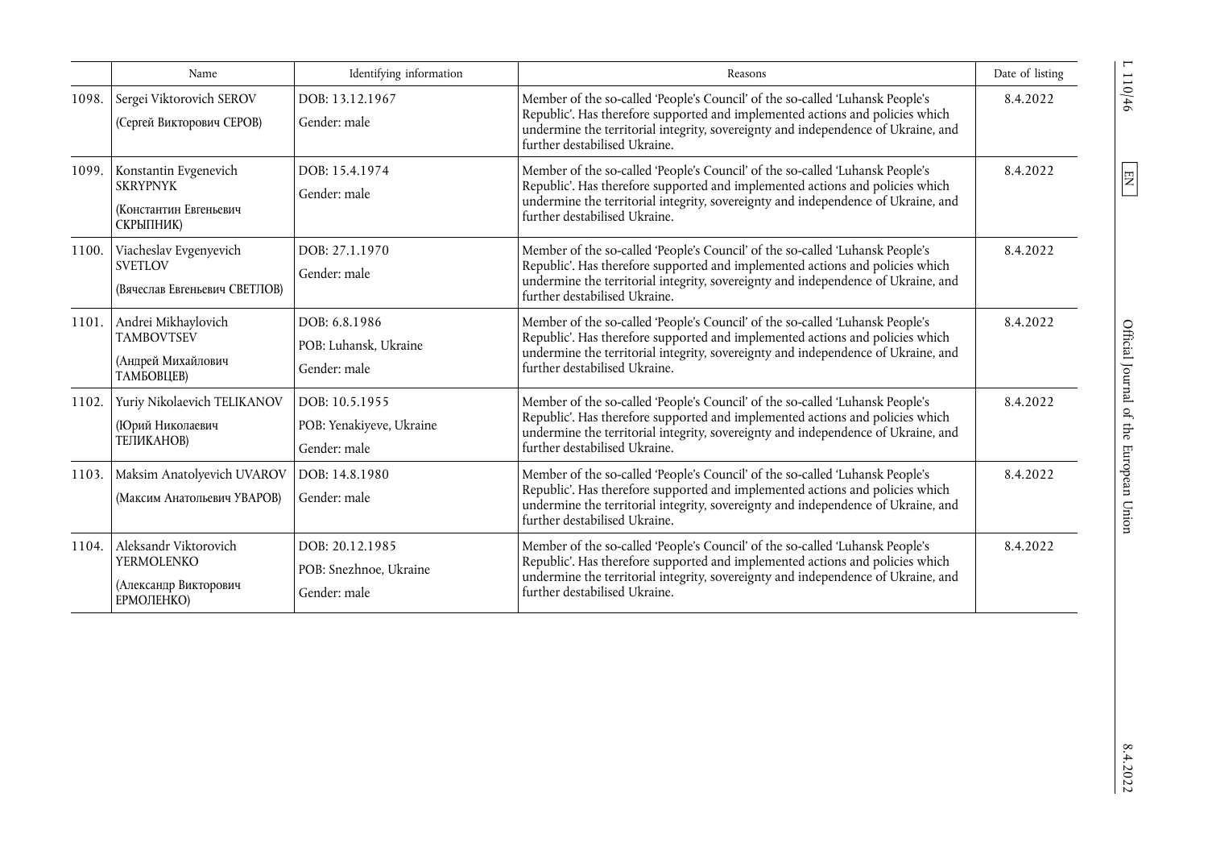| | Name | Identifying information | Reasons | Date of listing |
|---|---|---|---|---|
| 1098. | Sergei Viktorovich SEROV (Сергей Викторович СЕРОВ) | DOB: 13.12.1967 Gender: male | Member of the so-called 'People's Council' of the so-called 'Luhansk People's Republic'. Has therefore supported and implemented actions and policies which undermine the territorial integrity, sovereignty and independence of Ukraine, and further destabilised Ukraine. | 8.4.2022 |
| 1099. | Konstantin Evgenevich SKRYPNYK (Константин Евгеньевич СКРЫПНИК) | DOB: 15.4.1974 Gender: male | Member of the so-called 'People's Council' of the so-called 'Luhansk People's Republic'. Has therefore supported and implemented actions and policies which undermine the territorial integrity, sovereignty and independence of Ukraine, and further destabilised Ukraine. | 8.4.2022 |
| 1100. | Viacheslav Evgenyevich SVETLOV (Вячеслав Евгеньевич СВЕТЛОВ) | DOB: 27.1.1970 Gender: male | Member of the so-called 'People's Council' of the so-called 'Luhansk People's Republic'. Has therefore supported and implemented actions and policies which undermine the territorial integrity, sovereignty and independence of Ukraine, and further destabilised Ukraine. | 8.4.2022 |
| 1101. | Andrei Mikhaylovich TAMBOVTSEV (Андрей Михайлович ТАМБОВЦЕВ) | DOB: 6.8.1986 POB: Luhansk, Ukraine Gender: male | Member of the so-called 'People's Council' of the so-called 'Luhansk People's Republic'. Has therefore supported and implemented actions and policies which undermine the territorial integrity, sovereignty and independence of Ukraine, and further destabilised Ukraine. | 8.4.2022 |
| 1102. | Yuriy Nikolaevich TELIKANOV (Юрий Николаевич ТЕЛИКАНОВ) | DOB: 10.5.1955 POB: Yenakiyeve, Ukraine Gender: male | Member of the so-called 'People's Council' of the so-called 'Luhansk People's Republic'. Has therefore supported and implemented actions and policies which undermine the territorial integrity, sovereignty and independence of Ukraine, and further destabilised Ukraine. | 8.4.2022 |
| 1103. | Maksim Anatolyevich UVAROV (Максим Анатольевич УВАРОВ) | DOB: 14.8.1980 Gender: male | Member of the so-called 'People's Council' of the so-called 'Luhansk People's Republic'. Has therefore supported and implemented actions and policies which undermine the territorial integrity, sovereignty and independence of Ukraine, and further destabilised Ukraine. | 8.4.2022 |
| 1104. | Aleksandr Viktorovich YERMOLENKO (Александр Викторович ЕРМОЛЕНКО) | DOB: 20.12.1985 POB: Snezhnoe, Ukraine Gender: male | Member of the so-called 'People's Council' of the so-called 'Luhansk People's Republic'. Has therefore supported and implemented actions and policies which undermine the territorial integrity, sovereignty and independence of Ukraine, and further destabilised Ukraine. | 8.4.2022 |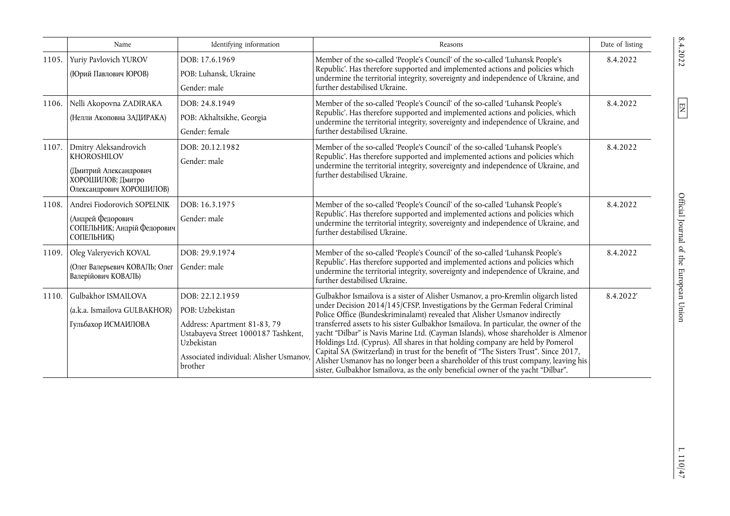|  | Name | Identifying information | Reasons | Date of listing |
|---|---|---|---|---|
| 1105. | Yuriy Pavlovich YUROV<br>(Юрий Павлович ЮРОВ) | DOB: 17.6.1969<br>POB: Luhansk, Ukraine<br>Gender: male | Member of the so-called 'People's Council' of the so-called 'Luhansk People's Republic'. Has therefore supported and implemented actions and policies which undermine the territorial integrity, sovereignty and independence of Ukraine, and further destabilised Ukraine. | 8.4.2022 |
| 1106. | Nelli Akopovna ZADIRAKA<br>(Нелли Акоповна ЗАДИРАКА) | DOB: 24.8.1949<br>POB: Akhaltsikhe, Georgia<br>Gender: female | Member of the so-called 'People's Council' of the so-called 'Luhansk People's Republic'. Has therefore supported and implemented actions and policies, which undermine the territorial integrity, sovereignty and independence of Ukraine, and further destabilised Ukraine. | 8.4.2022 |
| 1107. | Dmitry Aleksandrovich KHOROSHILOV<br>(Дмитрий Александрович ХОРОШИЛОВ; Дмитро Олександрович ХОРОШИЛОВ) | DOB: 20.12.1982<br>Gender: male | Member of the so-called 'People's Council' of the so-called 'Luhansk People's Republic'. Has therefore supported and implemented actions and policies which undermine the territorial integrity, sovereignty and independence of Ukraine, and further destabilised Ukraine. | 8.4.2022 |
| 1108. | Andrei Fiodorovich SOPELNIK<br>(Андрей Федорович СОПЕЛЬНИК; Андрій Федорович СОПЕЛЬНИК) | DOB: 16.3.1975<br>Gender: male | Member of the so-called 'People's Council' of the so-called 'Luhansk People's Republic'. Has therefore supported and implemented actions and policies which undermine the territorial integrity, sovereignty and independence of Ukraine, and further destabilised Ukraine. | 8.4.2022 |
| 1109. | Oleg Valeryevich KOVAL<br>(Олег Валерьевич КОВАЛЬ; Олег Валерійович КОВАЛЬ) | DOB: 29.9.1974<br>Gender: male | Member of the so-called 'People's Council' of the so-called 'Luhansk People's Republic'. Has therefore supported and implemented actions and policies which undermine the territorial integrity, sovereignty and independence of Ukraine, and further destabilised Ukraine. | 8.4.2022 |
| 1110. | Gulbakhor ISMAILOVA<br>(a.k.a. Ismailova GULBAKHOR)<br>Гульбахор ИСМАИЛОВА | DOB: 22.12.1959<br>POB: Uzbekistan<br>Address: Apartment 81-83, 79 Ustabayeva Street 1000187 Tashkent, Uzbekistan<br>Associated individual: Alisher Usmanov, brother | Gulbakhor Ismailova is a sister of Alisher Usmanov, a pro-Kremlin oligarch listed under Decision 2014/145/CFSP. Investigations by the German Federal Criminal Police Office (Bundeskriminalamt) revealed that Alisher Usmanov indirectly transferred assets to his sister Gulbakhor Ismailova. In particular, the owner of the yacht "Dilbar" is Navis Marine Ltd. (Cayman Islands), whose shareholder is Almenor Holdings Ltd. (Cyprus). All shares in that holding company are held by Pomerol Capital SA (Switzerland) in trust for the benefit of "The Sisters Trust". Since 2017, Alisher Usmanov has no longer been a shareholder of this trust company, leaving his sister, Gulbakhor Ismailova, as the only beneficial owner of the yacht "Dilbar". | 8.4.2022' |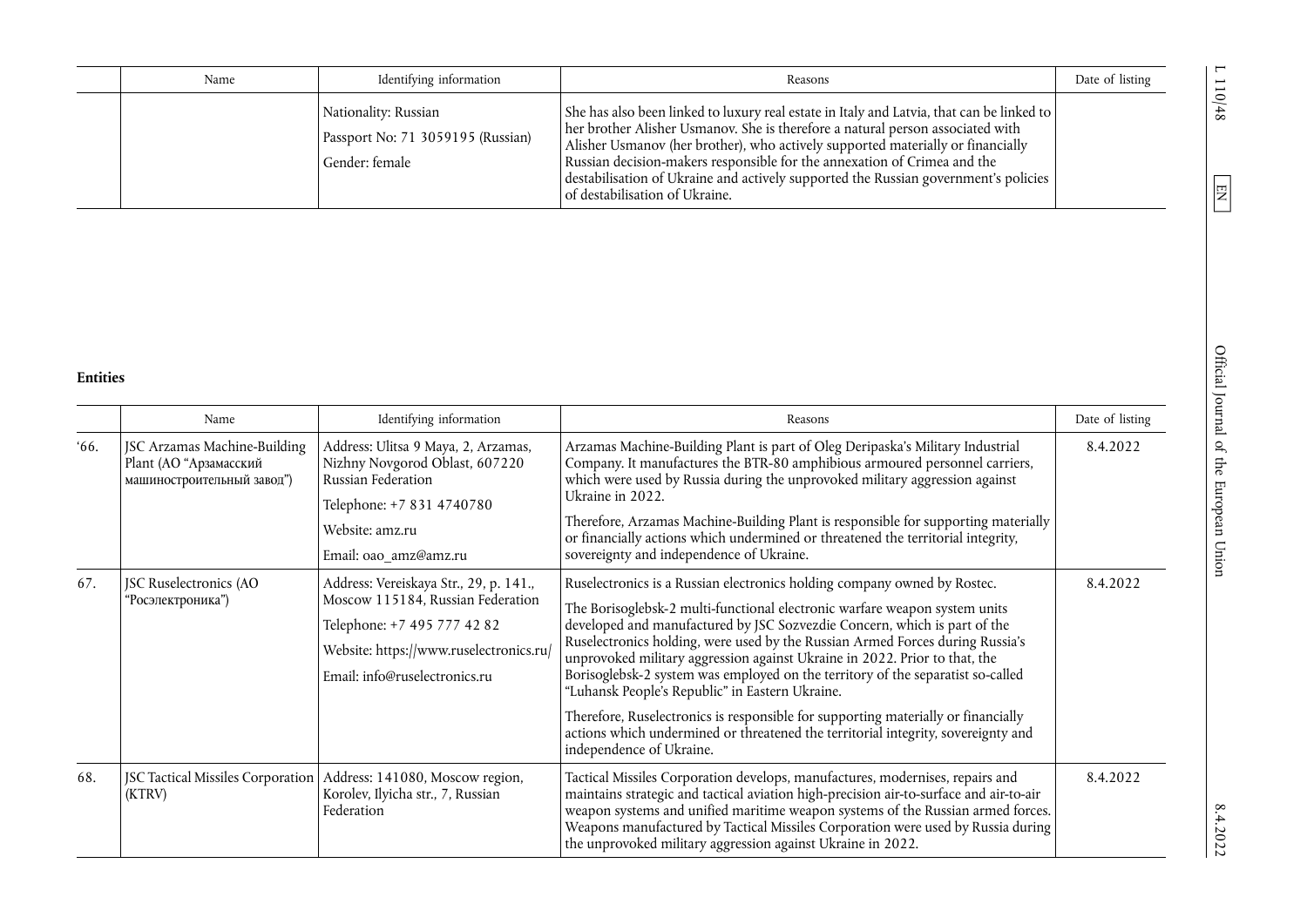| | Name | Identifying information | Reasons | Date of listing |
|---|---|---|---|---|
| | | Nationality: Russian<br>Passport No: 71 3059195 (Russian)<br>Gender: female | She has also been linked to luxury real estate in Italy and Latvia, that can be linked to her brother Alisher Usmanov. She is therefore a natural person associated with Alisher Usmanov (her brother), who actively supported materially or financially Russian decision-makers responsible for the annexation of Crimea and the destabilisation of Ukraine and actively supported the Russian government's policies of destabilisation of Ukraine. | |

**Entities**

| | Name | Identifying information | Reasons | Date of listing |
|---|---|---|---|---|
| '66. | JSC Arzamas Machine-Building Plant (АО "Арзамасский машиностроительный завод") | Address: Ulitsa 9 Maya, 2, Arzamas, Nizhny Novgorod Oblast, 607220 Russian Federation<br>Telephone: +7 831 4740780<br>Website: amz.ru<br>Email: oao_amz@amz.ru | Arzamas Machine-Building Plant is part of Oleg Deripaska's Military Industrial Company. It manufactures the BTR-80 amphibious armoured personnel carriers, which were used by Russia during the unprovoked military aggression against Ukraine in 2022.<br>Therefore, Arzamas Machine-Building Plant is responsible for supporting materially or financially actions which undermined or threatened the territorial integrity, sovereignty and independence of Ukraine. | 8.4.2022 |
| 67. | JSC Ruselectronics (АО "Росэлектроника") | Address: Vereiskaya Str., 29, p. 141., Moscow 115184, Russian Federation<br>Telephone: +7 495 777 42 82<br>Website: https://www.ruselectronics.ru/<br>Email: info@ruselectronics.ru | Ruselectronics is a Russian electronics holding company owned by Rostec.<br>The Borisoglebsk-2 multi-functional electronic warfare weapon system units developed and manufactured by JSC Sozvezdie Concern, which is part of the Ruselectronics holding, were used by the Russian Armed Forces during Russia's unprovoked military aggression against Ukraine in 2022. Prior to that, the Borisoglebsk-2 system was employed on the territory of the separatist so-called "Luhansk People's Republic" in Eastern Ukraine.<br>Therefore, Ruselectronics is responsible for supporting materially or financially actions which undermined or threatened the territorial integrity, sovereignty and independence of Ukraine. | 8.4.2022 |
| 68. | JSC Tactical Missiles Corporation (KTRV) | Address: 141080, Moscow region, Korolev, Ilyicha str., 7, Russian Federation | Tactical Missiles Corporation develops, manufactures, modernises, repairs and maintains strategic and tactical aviation high-precision air-to-surface and air-to-air weapon systems and unified maritime weapon systems of the Russian armed forces. Weapons manufactured by Tactical Missiles Corporation were used by Russia during the unprovoked military aggression against Ukraine in 2022. | 8.4.2022 |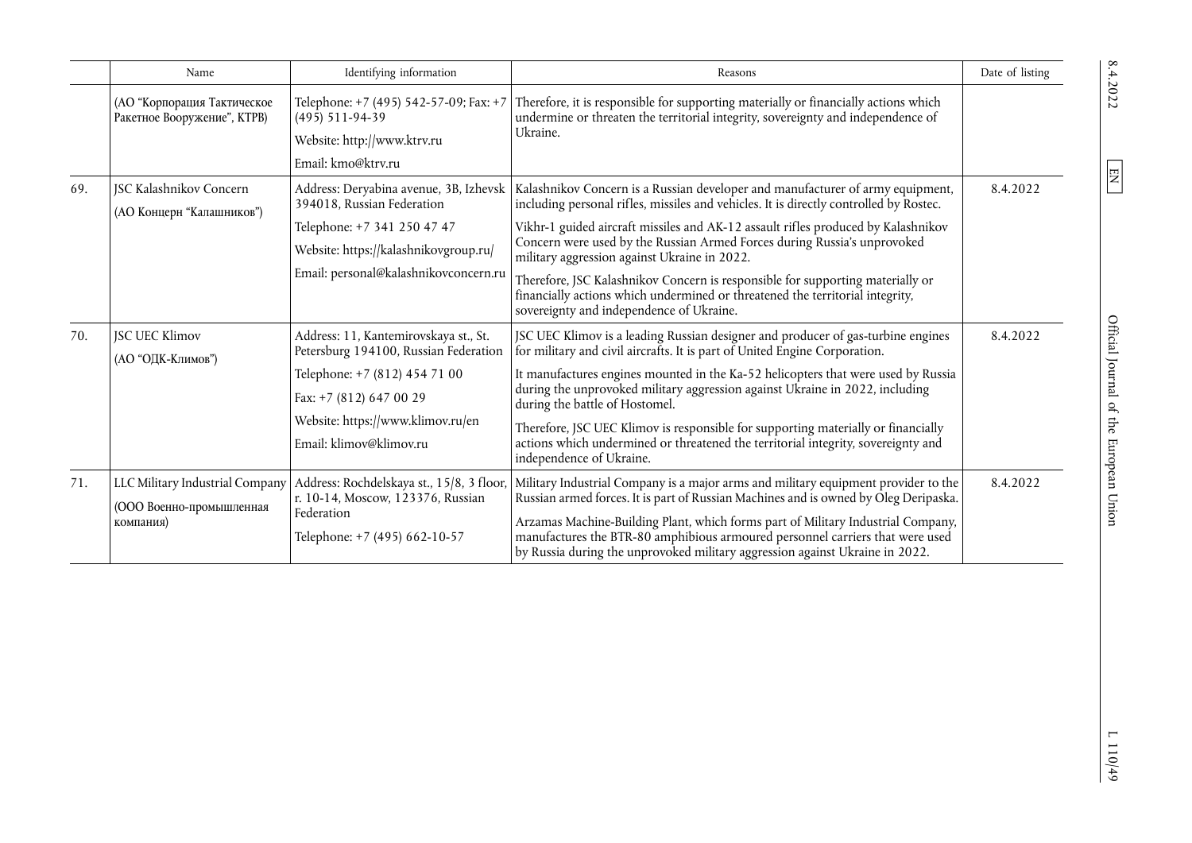| | Name | Identifying information | Reasons | Date of listing |
|---|---|---|---|---|
| | (АО "Корпорация Тактическое Ракетное Вооружение", КТРВ) | Telephone: +7 (495) 542-57-09; Fax: +7 (495) 511-94-39<br>Website: http://www.ktrv.ru<br>Email: kmo@ktrv.ru | Therefore, it is responsible for supporting materially or financially actions which undermine or threaten the territorial integrity, sovereignty and independence of Ukraine. | |
| 69. | JSC Kalashnikov Concern<br>(АО Концерн "Калашников") | Address: Deryabina avenue, 3B, Izhevsk 394018, Russian Federation<br>Telephone: +7 341 250 47 47<br>Website: https://kalashnikovgroup.ru/<br>Email: personal@kalashnikovconcern.ru | Kalashnikov Concern is a Russian developer and manufacturer of army equipment, including personal rifles, missiles and vehicles. It is directly controlled by Rostec.<br>Vikhr-1 guided aircraft missiles and AK-12 assault rifles produced by Kalashnikov Concern were used by the Russian Armed Forces during Russia's unprovoked military aggression against Ukraine in 2022.<br>Therefore, JSC Kalashnikov Concern is responsible for supporting materially or financially actions which undermined or threatened the territorial integrity, sovereignty and independence of Ukraine. | 8.4.2022 |
| 70. | JSC UEC Klimov<br>(АО "ОДК-Климов") | Address: 11, Kantemirovskaya st., St. Petersburg 194100, Russian Federation<br>Telephone: +7 (812) 454 71 00<br>Fax: +7 (812) 647 00 29<br>Website: https://www.klimov.ru/en<br>Email: klimov@klimov.ru | JSC UEC Klimov is a leading Russian designer and producer of gas-turbine engines for military and civil aircrafts. It is part of United Engine Corporation.<br>It manufactures engines mounted in the Ka-52 helicopters that were used by Russia during the unprovoked military aggression against Ukraine in 2022, including during the battle of Hostomel.<br>Therefore, JSC UEC Klimov is responsible for supporting materially or financially actions which undermined or threatened the territorial integrity, sovereignty and independence of Ukraine. | 8.4.2022 |
| 71. | LLC Military Industrial Company<br>(ООО Военно-промышленная компания) | Address: Rochdelskaya st., 15/8, 3 floor, r. 10-14, Moscow, 123376, Russian Federation<br>Telephone: +7 (495) 662-10-57 | Military Industrial Company is a major arms and military equipment provider to the Russian armed forces. It is part of Russian Machines and is owned by Oleg Deripaska.<br>Arzamas Machine-Building Plant, which forms part of Military Industrial Company, manufactures the BTR-80 amphibious armoured personnel carriers that were used by Russia during the unprovoked military aggression against Ukraine in 2022. | 8.4.2022 |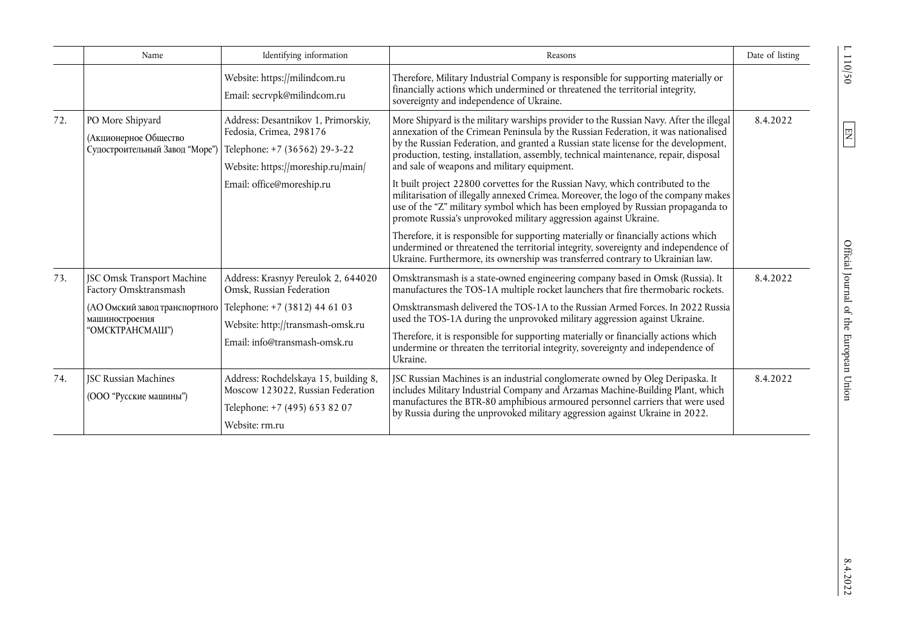| | Name | Identifying information | Reasons | Date of listing |
|---|---|---|---|---|
| | | Website: https://milindcom.ru<br>Email: secrvpk@milindcom.ru | Therefore, Military Industrial Company is responsible for supporting materially or financially actions which undermined or threatened the territorial integrity, sovereignty and independence of Ukraine. | |
| 72. | PO More Shipyard<br>(Акционерное Общество Судостроительный Завод "Море") | Address: Desantnikov 1, Primorskiy, Fedosia, Crimea, 298176<br>Telephone: +7 (36562) 29-3-22<br>Website: https://moreship.ru/main/<br>Email: office@moreship.ru | More Shipyard is the military warships provider to the Russian Navy. After the illegal annexation of the Crimean Peninsula by the Russian Federation, it was nationalised by the Russian Federation, and granted a Russian state license for the development, production, testing, installation, assembly, technical maintenance, repair, disposal and sale of weapons and military equipment.<br>It built project 22800 corvettes for the Russian Navy, which contributed to the militarisation of illegally annexed Crimea. Moreover, the logo of the company makes use of the "Z" military symbol which has been employed by Russian propaganda to promote Russia's unprovoked military aggression against Ukraine.<br>Therefore, it is responsible for supporting materially or financially actions which undermined or threatened the territorial integrity, sovereignty and independence of Ukraine. Furthermore, its ownership was transferred contrary to Ukrainian law. | 8.4.2022 |
| 73. | JSC Omsk Transport Machine Factory Omsktransmash<br>(АО Омский завод транспортного машиностроения "ОМСКТРАНСМАШ") | Address: Krasnyy Pereulok 2, 644020 Omsk, Russian Federation<br>Telephone: +7 (3812) 44 61 03<br>Website: http://transmash-omsk.ru<br>Email: info@transmash-omsk.ru | Omsktransmash is a state-owned engineering company based in Omsk (Russia). It manufactures the TOS-1A multiple rocket launchers that fire thermobaric rockets.<br>Omsktransmash delivered the TOS-1A to the Russian Armed Forces. In 2022 Russia used the TOS-1A during the unprovoked military aggression against Ukraine.<br>Therefore, it is responsible for supporting materially or financially actions which undermine or threaten the territorial integrity, sovereignty and independence of Ukraine. | 8.4.2022 |
| 74. | JSC Russian Machines<br>(ООО "Русские машины") | Address: Rochdelskaya 15, building 8, Moscow 123022, Russian Federation<br>Telephone: +7 (495) 653 82 07<br>Website: rm.ru | JSC Russian Machines is an industrial conglomerate owned by Oleg Deripaska. It includes Military Industrial Company and Arzamas Machine-Building Plant, which manufactures the BTR-80 amphibious armoured personnel carriers that were used by Russia during the unprovoked military aggression against Ukraine in 2022. | 8.4.2022 |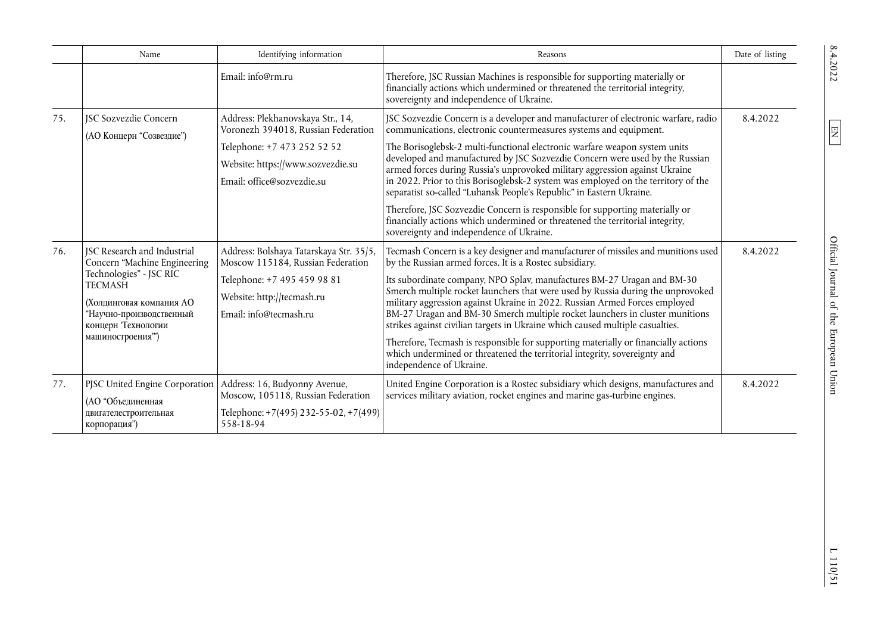| | Name | Identifying information | Reasons | Date of listing |
|---|---|---|---|---|
| | | Email: info@rm.ru | Therefore, JSC Russian Machines is responsible for supporting materially or financially actions which undermined or threatened the territorial integrity, sovereignty and independence of Ukraine. | |
| 75. | JSC Sozvezdie Concern<br>(АО Концерн "Созвездие") | Address: Plekhanovskaya Str., 14, Voronezh 394018, Russian Federation<br>Telephone: +7 473 252 52 52<br>Website: https://www.sozvezdie.su<br>Email: office@sozvezdie.su | JSC Sozvezdie Concern is a developer and manufacturer of electronic warfare, radio communications, electronic countermeasures systems and equipment.<br>The Borisoglebsk-2 multi-functional electronic warfare weapon system units developed and manufactured by JSC Sozvezdie Concern were used by the Russian armed forces during Russia's unprovoked military aggression against Ukraine in 2022. Prior to this Borisoglebsk-2 system was employed on the territory of the separatist so-called "Luhansk People's Republic" in Eastern Ukraine.<br>Therefore, JSC Sozvezdie Concern is responsible for supporting materially or financially actions which undermined or threatened the territorial integrity, sovereignty and independence of Ukraine. | 8.4.2022 |
| 76. | JSC Research and Industrial Concern "Machine Engineering Technologies" - JSC RIC TECMASH<br>(Холдинговая компания АО "Научно-производственный концерн 'Технологии машиностроения'") | Address: Bolshaya Tatarskaya Str. 35/5, Moscow 115184, Russian Federation<br>Telephone: +7 495 459 98 81<br>Website: http://tecmash.ru<br>Email: info@tecmash.ru | Tecmash Concern is a key designer and manufacturer of missiles and munitions used by the Russian armed forces. It is a Rostec subsidiary.<br>Its subordinate company, NPO Splav, manufactures BM-27 Uragan and BM-30 Smerch multiple rocket launchers that were used by Russia during the unprovoked military aggression against Ukraine in 2022. Russian Armed Forces employed BM-27 Uragan and BM-30 Smerch multiple rocket launchers in cluster munitions strikes against civilian targets in Ukraine which caused multiple casualties.<br>Therefore, Tecmash is responsible for supporting materially or financially actions which undermined or threatened the territorial integrity, sovereignty and independence of Ukraine. | 8.4.2022 |
| 77. | PJSC United Engine Corporation<br>(АО "Объединенная двигателестроительная корпорация") | Address: 16, Budyonny Avenue, Moscow, 105118, Russian Federation<br>Telephone: +7(495) 232-55-02, +7(499) 558-18-94 | United Engine Corporation is a Rostec subsidiary which designs, manufactures and services military aviation, rocket engines and marine gas-turbine engines. | 8.4.2022 |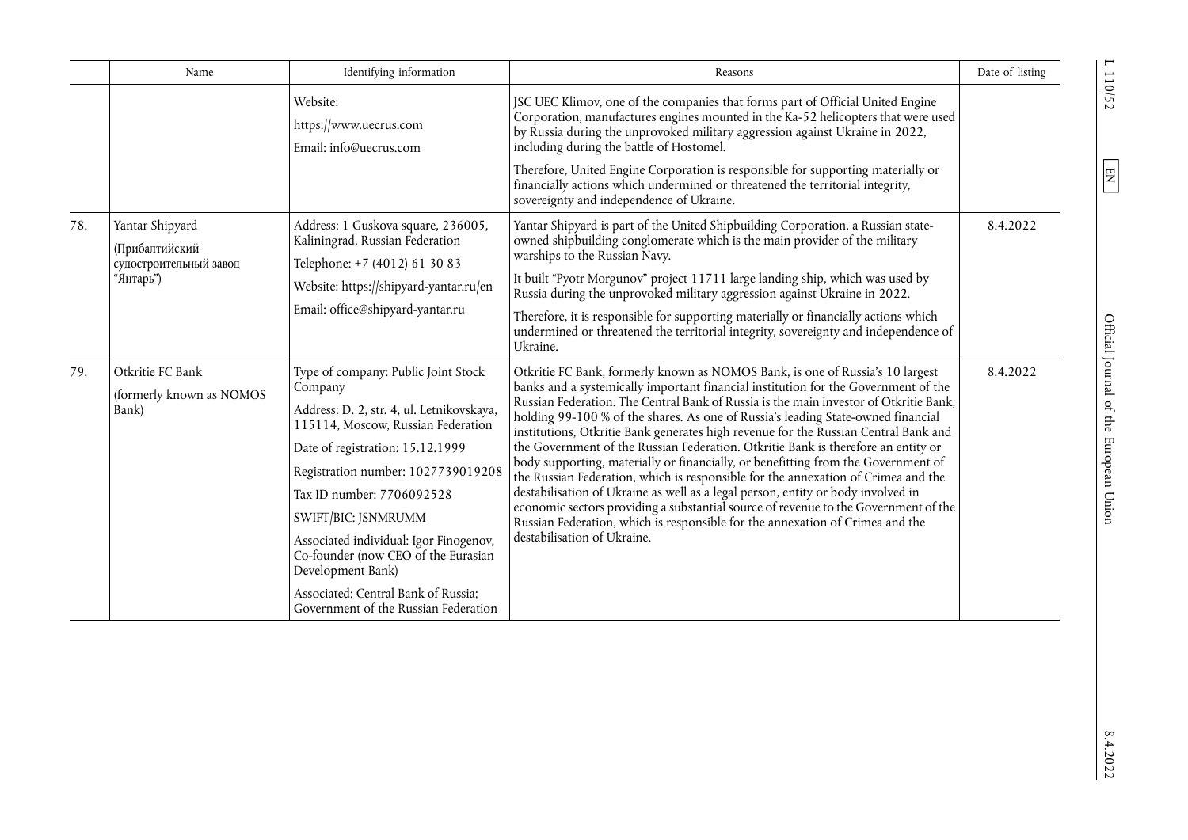| | Name | Identifying information | Reasons | Date of listing |
|---|---|---|---|---|
| | | Website: https://www.uecrus.com <br> Email: info@uecrus.com | JSC UEC Klimov, one of the companies that forms part of Official United Engine Corporation, manufactures engines mounted in the Ka-52 helicopters that were used by Russia during the unprovoked military aggression against Ukraine in 2022, including during the battle of Hostomel. <br> Therefore, United Engine Corporation is responsible for supporting materially or financially actions which undermined or threatened the territorial integrity, sovereignty and independence of Ukraine. | |
| 78. | Yantar Shipyard (Прибалтийский судостроительный завод "Янтарь") | Address: 1 Guskova square, 236005, Kaliningrad, Russian Federation <br> Telephone: +7 (4012) 61 30 83 <br> Website: https://shipyard-yantar.ru/en <br> Email: office@shipyard-yantar.ru | Yantar Shipyard is part of the United Shipbuilding Corporation, a Russian state-owned shipbuilding conglomerate which is the main provider of the military warships to the Russian Navy. <br> It built "Pyotr Morgunov" project 11711 large landing ship, which was used by Russia during the unprovoked military aggression against Ukraine in 2022. <br> Therefore, it is responsible for supporting materially or financially actions which undermined or threatened the territorial integrity, sovereignty and independence of Ukraine. | 8.4.2022 |
| 79. | Otkritie FC Bank (formerly known as NOMOS Bank) | Type of company: Public Joint Stock Company <br> Address: D. 2, str. 4, ul. Letnikovskaya, 115114, Moscow, Russian Federation <br> Date of registration: 15.12.1999 <br> Registration number: 1027739019208 <br> Tax ID number: 7706092528 <br> SWIFT/BIC: JSNMRUMM <br> Associated individual: Igor Finogenov, Co-founder (now CEO of the Eurasian Development Bank) <br> Associated: Central Bank of Russia; Government of the Russian Federation | Otkritie FC Bank, formerly known as NOMOS Bank, is one of Russia's 10 largest banks and a systemically important financial institution for the Government of the Russian Federation. The Central Bank of Russia is the main investor of Otkritie Bank, holding 99-100 % of the shares. As one of Russia's leading State-owned financial institutions, Otkritie Bank generates high revenue for the Russian Central Bank and the Government of the Russian Federation. Otkritie Bank is therefore an entity or body supporting, materially or financially, or benefitting from the Government of the Russian Federation, which is responsible for the annexation of Crimea and the destabilisation of Ukraine as well as a legal person, entity or body involved in economic sectors providing a substantial source of revenue to the Government of the Russian Federation, which is responsible for the annexation of Crimea and the destabilisation of Ukraine. | 8.4.2022 |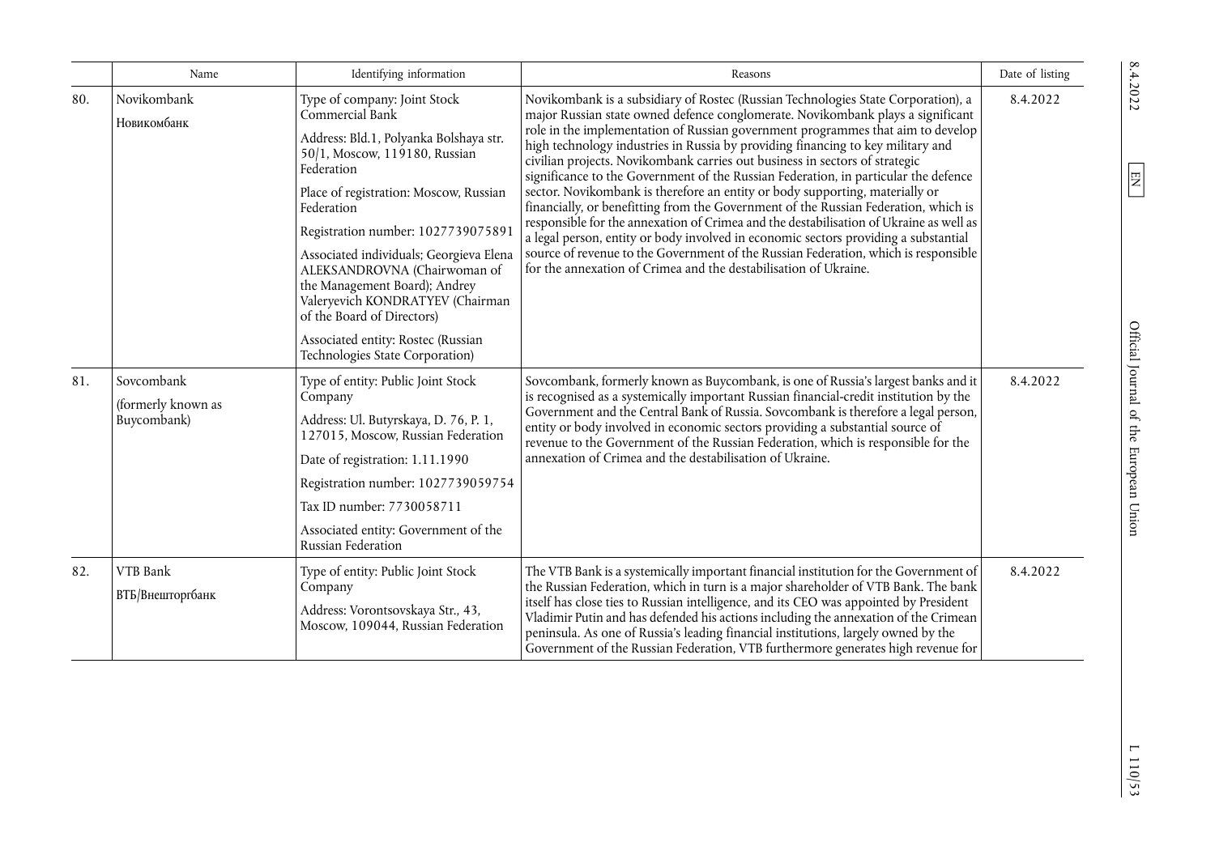| | Name | Identifying information | Reasons | Date of listing |
|---|---|---|---|---|
| 80. | Novikombank<br>Новикомбанк | Type of company: Joint Stock Commercial Bank<br>Address: Bld.1, Polyanka Bolshaya str. 50/1, Moscow, 119180, Russian Federation<br>Place of registration: Moscow, Russian Federation<br>Registration number: 1027739075891<br>Associated individuals; Georgieva Elena ALEKSANDROVNA (Chairwoman of the Management Board); Andrey Valeryevich KONDRATYEV (Chairman of the Board of Directors)<br>Associated entity: Rostec (Russian Technologies State Corporation) | Novikombank is a subsidiary of Rostec (Russian Technologies State Corporation), a major Russian state owned defence conglomerate. Novikombank plays a significant role in the implementation of Russian government programmes that aim to develop high technology industries in Russia by providing financing to key military and civilian projects. Novikombank carries out business in sectors of strategic significance to the Government of the Russian Federation, in particular the defence sector. Novikombank is therefore an entity or body supporting, materially or financially, or benefitting from the Government of the Russian Federation, which is responsible for the annexation of Crimea and the destabilisation of Ukraine as well as a legal person, entity or body involved in economic sectors providing a substantial source of revenue to the Government of the Russian Federation, which is responsible for the annexation of Crimea and the destabilisation of Ukraine. | 8.4.2022 |
| 81. | Sovcombank<br>(formerly known as Buycombank) | Type of entity: Public Joint Stock Company<br>Address: Ul. Butyrskaya, D. 76, P. 1, 127015, Moscow, Russian Federation<br>Date of registration: 1.11.1990<br>Registration number: 1027739059754<br>Tax ID number: 7730058711<br>Associated entity: Government of the Russian Federation | Sovcombank, formerly known as Buycombank, is one of Russia's largest banks and it is recognised as a systemically important Russian financial-credit institution by the Government and the Central Bank of Russia. Sovcombank is therefore a legal person, entity or body involved in economic sectors providing a substantial source of revenue to the Government of the Russian Federation, which is responsible for the annexation of Crimea and the destabilisation of Ukraine. | 8.4.2022 |
| 82. | VTB Bank<br>ВТБ/Внешторгбанк | Type of entity: Public Joint Stock Company<br>Address: Vorontsovskaya Str., 43, Moscow, 109044, Russian Federation | The VTB Bank is a systemically important financial institution for the Government of the Russian Federation, which in turn is a major shareholder of VTB Bank. The bank itself has close ties to Russian intelligence, and its CEO was appointed by President Vladimir Putin and has defended his actions including the annexation of the Crimean peninsula. As one of Russia's leading financial institutions, largely owned by the Government of the Russian Federation, VTB furthermore generates high revenue for | 8.4.2022 |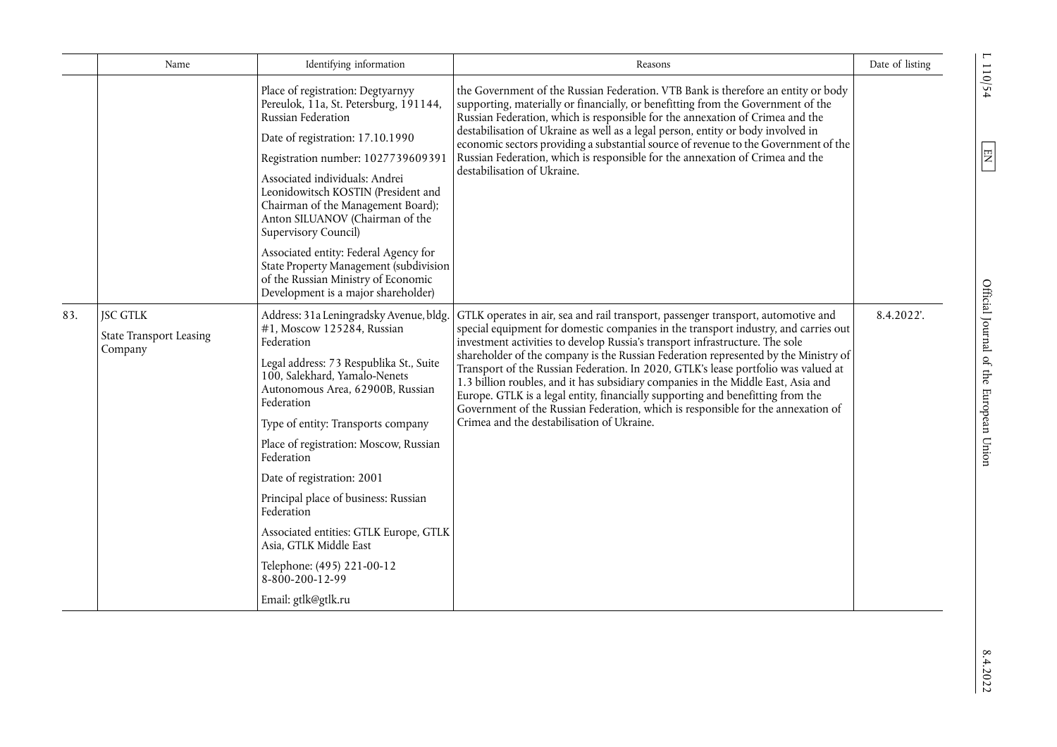| | Name | Identifying information | Reasons | Date of listing |
|---|---|---|---|---|
| | | Place of registration: Degtyarnyy Pereulok, 11a, St. Petersburg, 191144, Russian Federation<br><br>Date of registration: 17.10.1990<br><br>Registration number: 1027739609391<br><br>Associated individuals: Andrei Leonidowitsch KOSTIN (President and Chairman of the Management Board); Anton SILUANOV (Chairman of the Supervisory Council)<br><br>Associated entity: Federal Agency for State Property Management (subdivision of the Russian Ministry of Economic Development is a major shareholder) | the Government of the Russian Federation. VTB Bank is therefore an entity or body supporting, materially or financially, or benefitting from the Government of the Russian Federation, which is responsible for the annexation of Crimea and the destabilisation of Ukraine as well as a legal person, entity or body involved in economic sectors providing a substantial source of revenue to the Government of the Russian Federation, which is responsible for the annexation of Crimea and the destabilisation of Ukraine. | |
| 83. | JSC GTLK<br><br>State Transport Leasing Company | Address: 31a Leningradsky Avenue, bldg. #1, Moscow 125284, Russian Federation<br><br>Legal address: 73 Respublika St., Suite 100, Salekhard, Yamalo-Nenets Autonomous Area, 62900B, Russian Federation<br><br>Type of entity: Transports company<br><br>Place of registration: Moscow, Russian Federation<br><br>Date of registration: 2001<br><br>Principal place of business: Russian Federation<br><br>Associated entities: GTLK Europe, GTLK Asia, GTLK Middle East<br><br>Telephone: (495) 221-00-12 8-800-200-12-99<br><br>Email: gtlk@gtlk.ru | GTLK operates in air, sea and rail transport, passenger transport, automotive and special equipment for domestic companies in the transport industry, and carries out investment activities to develop Russia's transport infrastructure. The sole shareholder of the company is the Russian Federation represented by the Ministry of Transport of the Russian Federation. In 2020, GTLK's lease portfolio was valued at 1.3 billion roubles, and it has subsidiary companies in the Middle East, Asia and Europe. GTLK is a legal entity, financially supporting and benefitting from the Government of the Russian Federation, which is responsible for the annexation of Crimea and the destabilisation of Ukraine. | 8.4.2022'. |